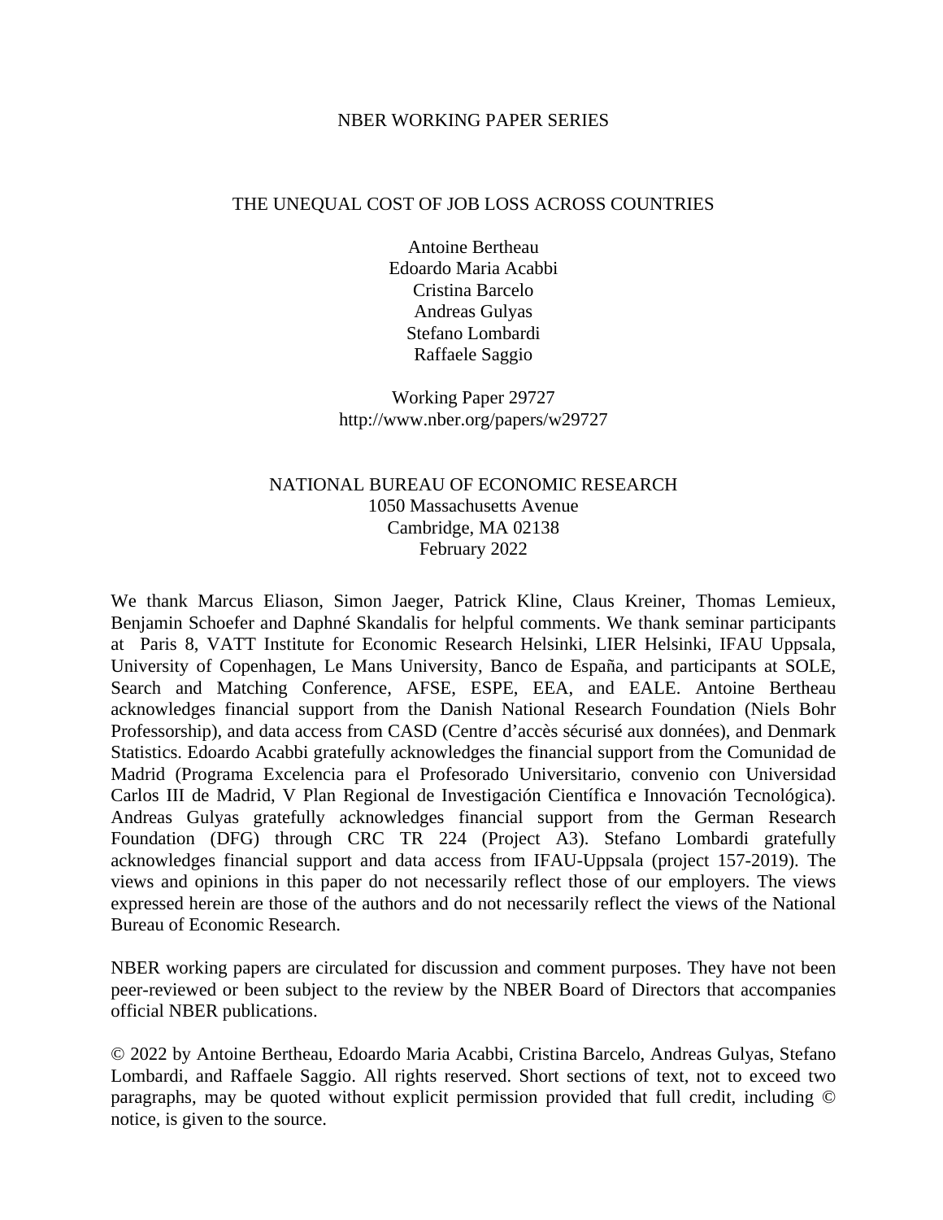NBER WORKING PAPER SERIES

# THE UNEQUAL COST OF JOB LOSS ACROSS COUNTRIES

Antoine Bertheau
Edoardo Maria Acabbi
Cristina Barcelo
Andreas Gulyas
Stefano Lombardi
Raffaele Saggio

Working Paper 29727
http://www.nber.org/papers/w29727

NATIONAL BUREAU OF ECONOMIC RESEARCH
1050 Massachusetts Avenue
Cambridge, MA 02138
February 2022

We thank Marcus Eliason, Simon Jaeger, Patrick Kline, Claus Kreiner, Thomas Lemieux, Benjamin Schoefer and Daphné Skandalis for helpful comments. We thank seminar participants at Paris 8, VATT Institute for Economic Research Helsinki, LIER Helsinki, IFAU Uppsala, University of Copenhagen, Le Mans University, Banco de España, and participants at SOLE, Search and Matching Conference, AFSE, ESPE, EEA, and EALE. Antoine Bertheau acknowledges financial support from the Danish National Research Foundation (Niels Bohr Professorship), and data access from CASD (Centre d'accès sécurisé aux données), and Denmark Statistics. Edoardo Acabbi gratefully acknowledges the financial support from the Comunidad de Madrid (Programa Excelencia para el Profesorado Universitario, convenio con Universidad Carlos III de Madrid, V Plan Regional de Investigación Científica e Innovación Tecnológica). Andreas Gulyas gratefully acknowledges financial support from the German Research Foundation (DFG) through CRC TR 224 (Project A3). Stefano Lombardi gratefully acknowledges financial support and data access from IFAU-Uppsala (project 157-2019). The views and opinions in this paper do not necessarily reflect those of our employers. The views expressed herein are those of the authors and do not necessarily reflect the views of the National Bureau of Economic Research.

NBER working papers are circulated for discussion and comment purposes. They have not been peer-reviewed or been subject to the review by the NBER Board of Directors that accompanies official NBER publications.

© 2022 by Antoine Bertheau, Edoardo Maria Acabbi, Cristina Barcelo, Andreas Gulyas, Stefano Lombardi, and Raffaele Saggio. All rights reserved. Short sections of text, not to exceed two paragraphs, may be quoted without explicit permission provided that full credit, including © notice, is given to the source.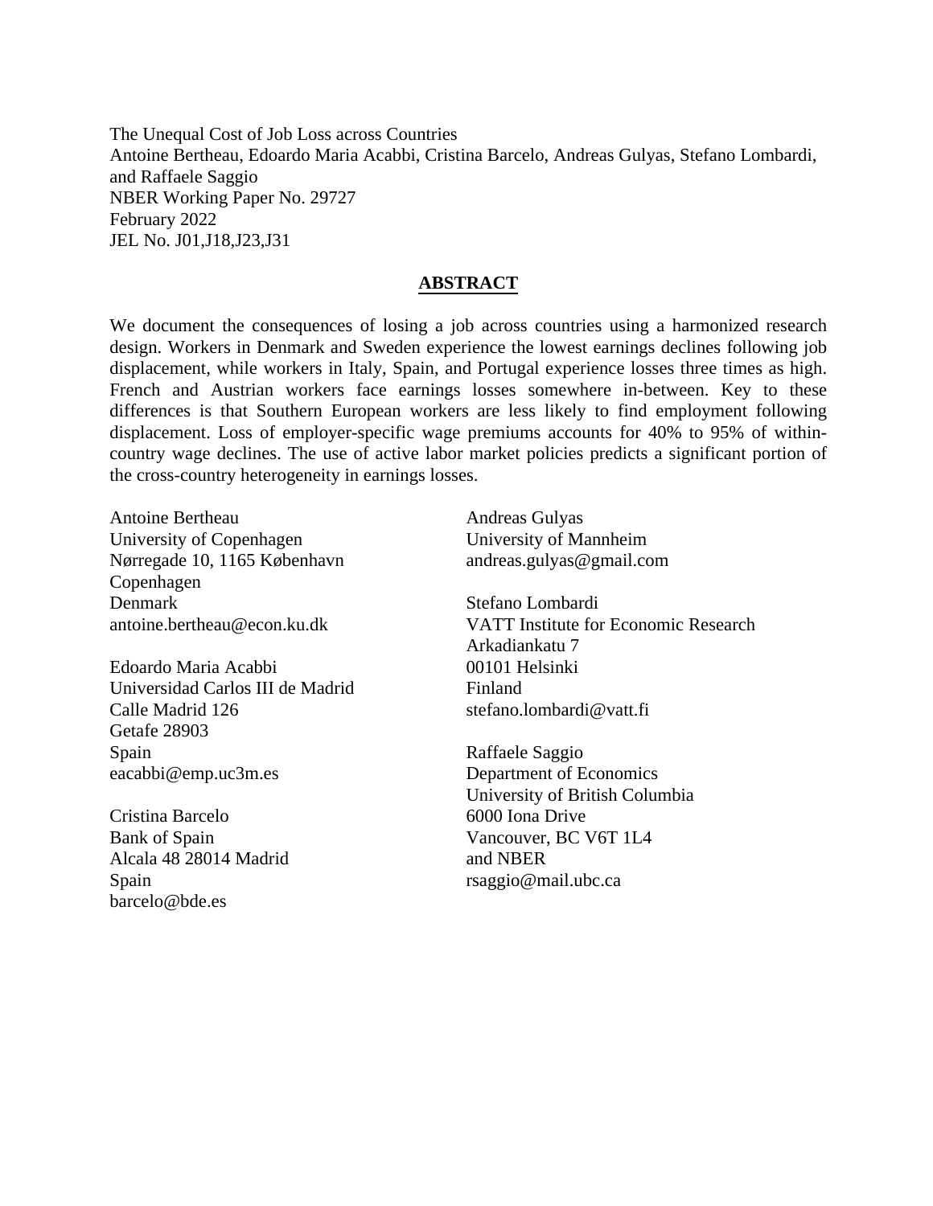The Unequal Cost of Job Loss across Countries
Antoine Bertheau, Edoardo Maria Acabbi, Cristina Barcelo, Andreas Gulyas, Stefano Lombardi, and Raffaele Saggio
NBER Working Paper No. 29727
February 2022
JEL No. J01,J18,J23,J31

## ABSTRACT

We document the consequences of losing a job across countries using a harmonized research design. Workers in Denmark and Sweden experience the lowest earnings declines following job displacement, while workers in Italy, Spain, and Portugal experience losses three times as high. French and Austrian workers face earnings losses somewhere in-between. Key to these differences is that Southern European workers are less likely to find employment following displacement. Loss of employer-specific wage premiums accounts for 40% to 95% of within-country wage declines. The use of active labor market policies predicts a significant portion of the cross-country heterogeneity in earnings losses.

Antoine Bertheau
University of Copenhagen
Nørregade 10, 1165 København
Copenhagen
Denmark
antoine.bertheau@econ.ku.dk

Edoardo Maria Acabbi
Universidad Carlos III de Madrid
Calle Madrid 126
Getafe 28903
Spain
eacabbi@emp.uc3m.es

Cristina Barcelo
Bank of Spain
Alcala 48 28014 Madrid
Spain
barcelo@bde.es

Andreas Gulyas
University of Mannheim
andreas.gulyas@gmail.com

Stefano Lombardi
VATT Institute for Economic Research
Arkadiankatu 7
00101 Helsinki
Finland
stefano.lombardi@vatt.fi

Raffaele Saggio
Department of Economics
University of British Columbia
6000 Iona Drive
Vancouver, BC V6T 1L4
and NBER
rsaggio@mail.ubc.ca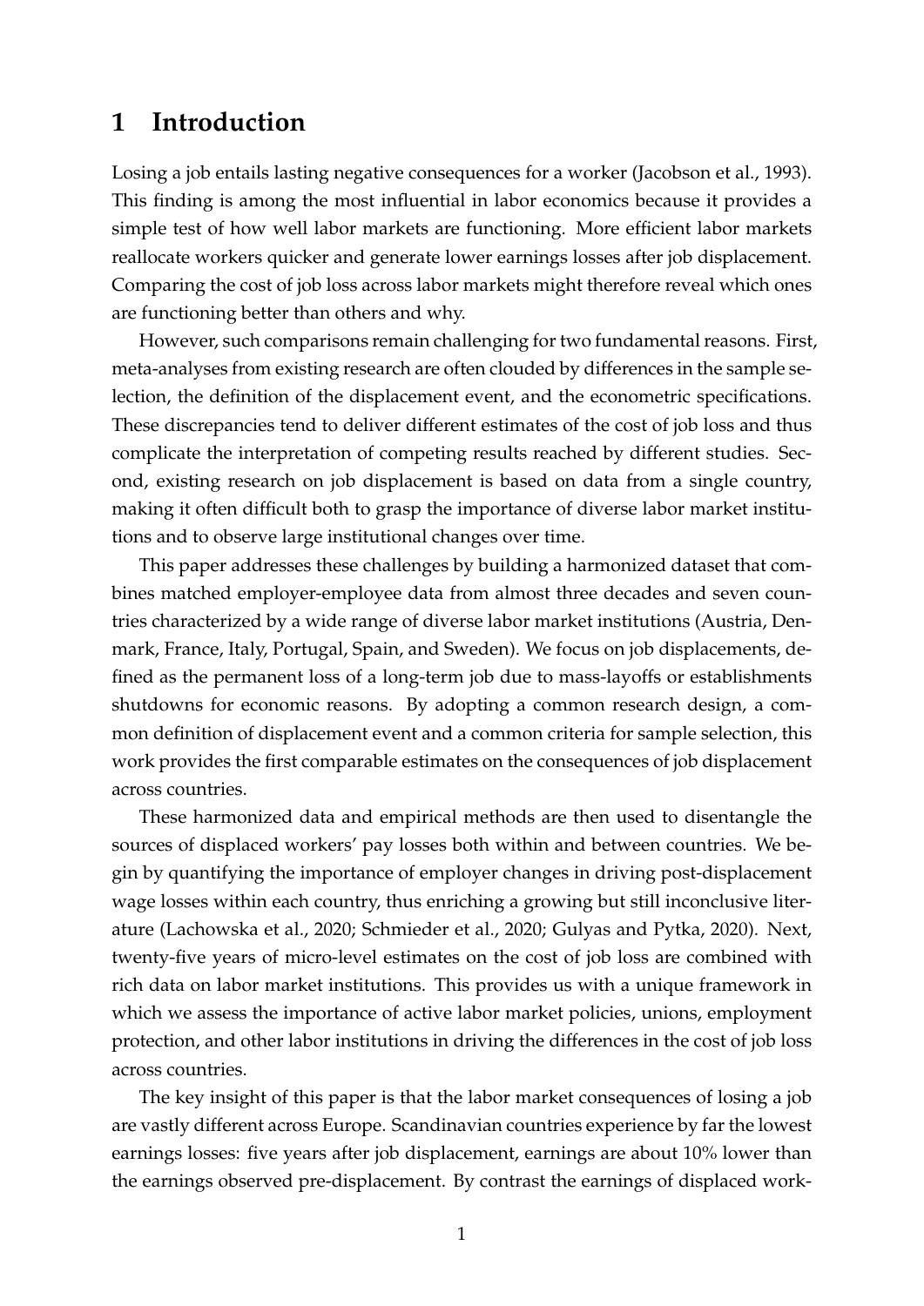# 1 Introduction

Losing a job entails lasting negative consequences for a worker (Jacobson et al., 1993). This finding is among the most influential in labor economics because it provides a simple test of how well labor markets are functioning. More efficient labor markets reallocate workers quicker and generate lower earnings losses after job displacement. Comparing the cost of job loss across labor markets might therefore reveal which ones are functioning better than others and why.

However, such comparisons remain challenging for two fundamental reasons. First, meta-analyses from existing research are often clouded by differences in the sample selection, the definition of the displacement event, and the econometric specifications. These discrepancies tend to deliver different estimates of the cost of job loss and thus complicate the interpretation of competing results reached by different studies. Second, existing research on job displacement is based on data from a single country, making it often difficult both to grasp the importance of diverse labor market institutions and to observe large institutional changes over time.

This paper addresses these challenges by building a harmonized dataset that combines matched employer-employee data from almost three decades and seven countries characterized by a wide range of diverse labor market institutions (Austria, Denmark, France, Italy, Portugal, Spain, and Sweden). We focus on job displacements, defined as the permanent loss of a long-term job due to mass-layoffs or establishments shutdowns for economic reasons. By adopting a common research design, a common definition of displacement event and a common criteria for sample selection, this work provides the first comparable estimates on the consequences of job displacement across countries.

These harmonized data and empirical methods are then used to disentangle the sources of displaced workers' pay losses both within and between countries. We begin by quantifying the importance of employer changes in driving post-displacement wage losses within each country, thus enriching a growing but still inconclusive literature (Lachowska et al., 2020; Schmieder et al., 2020; Gulyas and Pytka, 2020). Next, twenty-five years of micro-level estimates on the cost of job loss are combined with rich data on labor market institutions. This provides us with a unique framework in which we assess the importance of active labor market policies, unions, employment protection, and other labor institutions in driving the differences in the cost of job loss across countries.

The key insight of this paper is that the labor market consequences of losing a job are vastly different across Europe. Scandinavian countries experience by far the lowest earnings losses: five years after job displacement, earnings are about 10% lower than the earnings observed pre-displacement. By contrast the earnings of displaced work-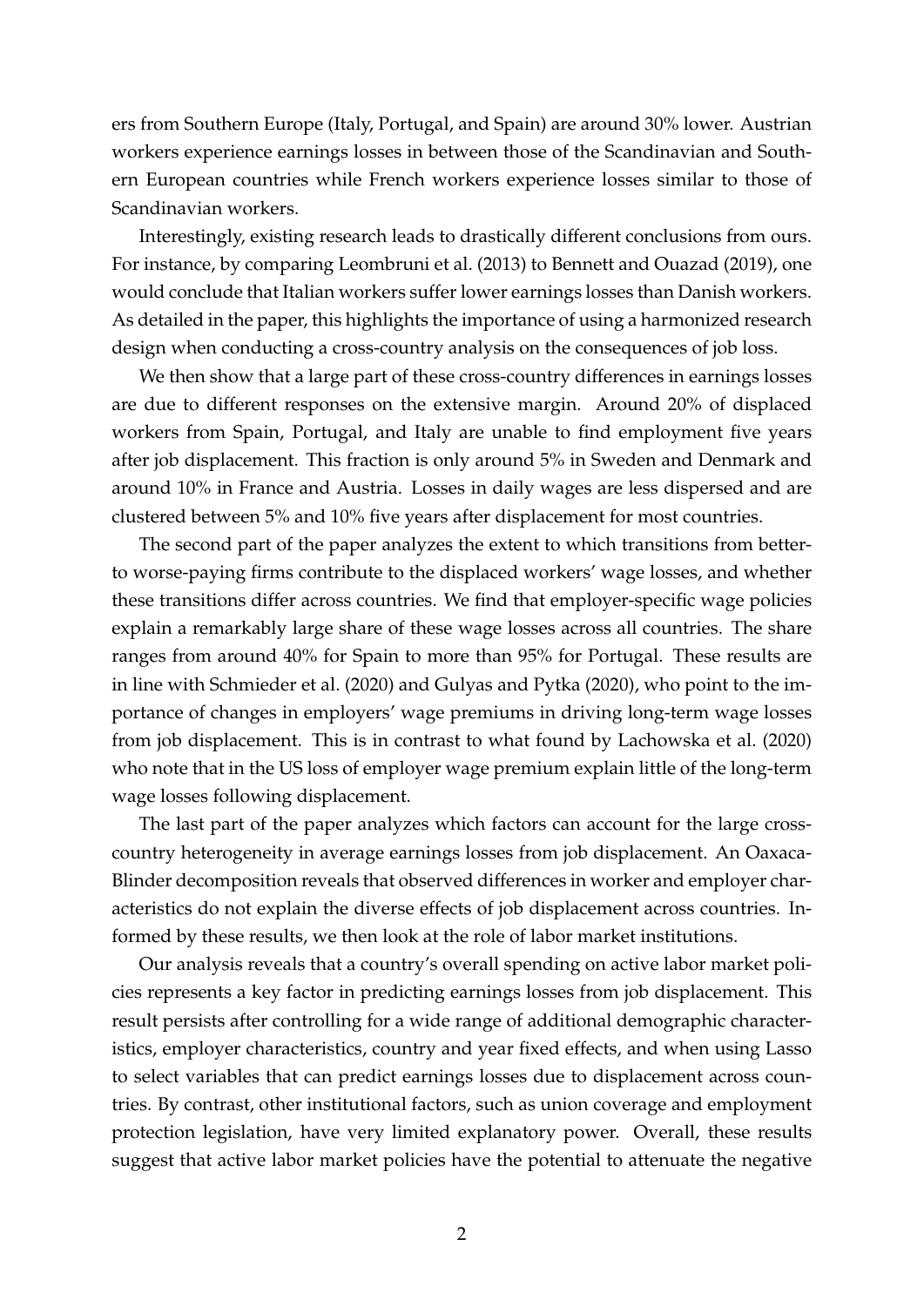ers from Southern Europe (Italy, Portugal, and Spain) are around 30% lower. Austrian workers experience earnings losses in between those of the Scandinavian and Southern European countries while French workers experience losses similar to those of Scandinavian workers.

Interestingly, existing research leads to drastically different conclusions from ours. For instance, by comparing Leombruni et al. (2013) to Bennett and Ouazad (2019), one would conclude that Italian workers suffer lower earnings losses than Danish workers. As detailed in the paper, this highlights the importance of using a harmonized research design when conducting a cross-country analysis on the consequences of job loss.

We then show that a large part of these cross-country differences in earnings losses are due to different responses on the extensive margin. Around 20% of displaced workers from Spain, Portugal, and Italy are unable to find employment five years after job displacement. This fraction is only around 5% in Sweden and Denmark and around 10% in France and Austria. Losses in daily wages are less dispersed and are clustered between 5% and 10% five years after displacement for most countries.

The second part of the paper analyzes the extent to which transitions from better- to worse-paying firms contribute to the displaced workers' wage losses, and whether these transitions differ across countries. We find that employer-specific wage policies explain a remarkably large share of these wage losses across all countries. The share ranges from around 40% for Spain to more than 95% for Portugal. These results are in line with Schmieder et al. (2020) and Gulyas and Pytka (2020), who point to the importance of changes in employers' wage premiums in driving long-term wage losses from job displacement. This is in contrast to what found by Lachowska et al. (2020) who note that in the US loss of employer wage premium explain little of the long-term wage losses following displacement.

The last part of the paper analyzes which factors can account for the large cross-country heterogeneity in average earnings losses from job displacement. An Oaxaca-Blinder decomposition reveals that observed differences in worker and employer characteristics do not explain the diverse effects of job displacement across countries. Informed by these results, we then look at the role of labor market institutions.

Our analysis reveals that a country's overall spending on active labor market policies represents a key factor in predicting earnings losses from job displacement. This result persists after controlling for a wide range of additional demographic characteristics, employer characteristics, country and year fixed effects, and when using Lasso to select variables that can predict earnings losses due to displacement across countries. By contrast, other institutional factors, such as union coverage and employment protection legislation, have very limited explanatory power. Overall, these results suggest that active labor market policies have the potential to attenuate the negative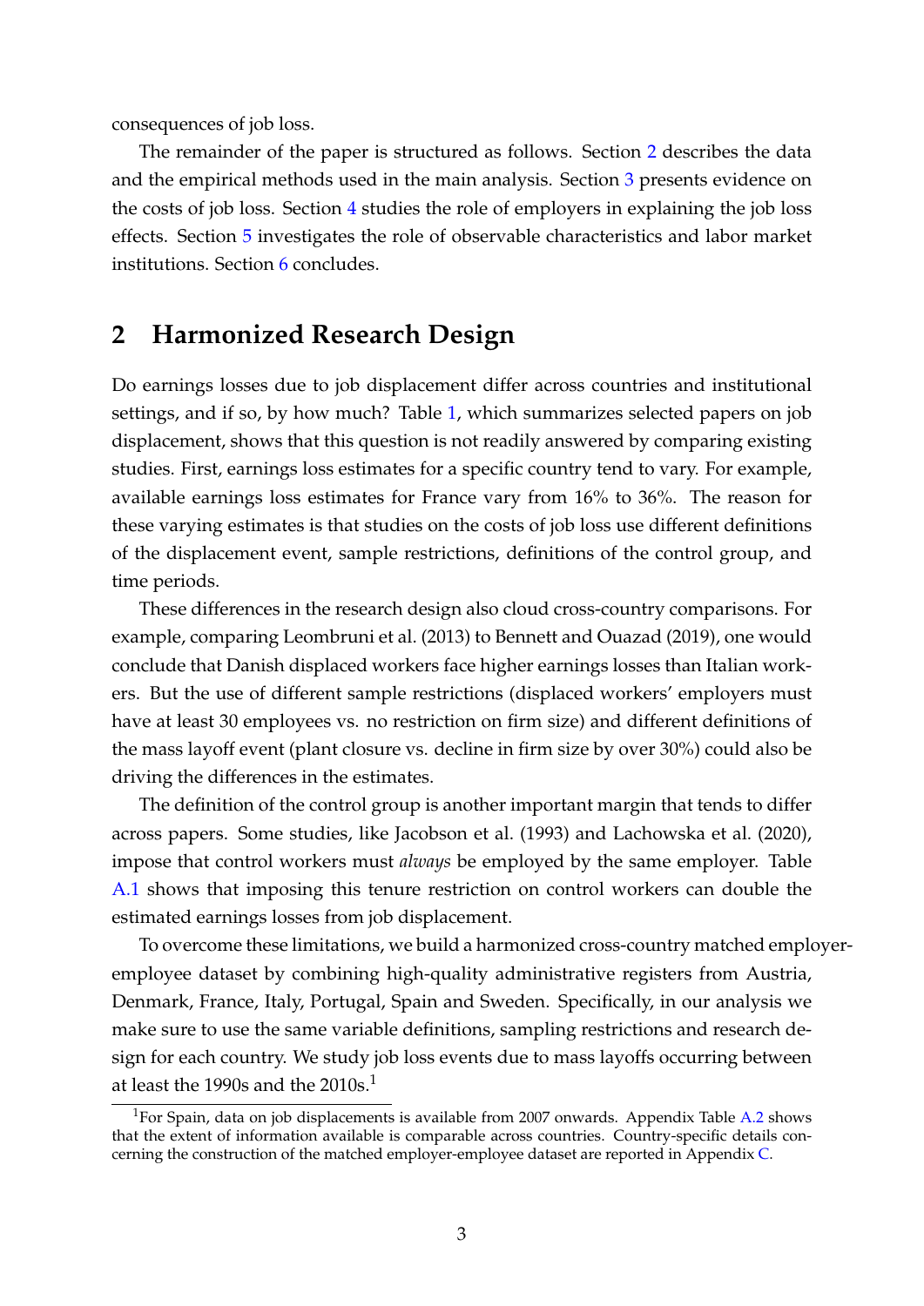consequences of job loss.

The remainder of the paper is structured as follows. Section 2 describes the data and the empirical methods used in the main analysis. Section 3 presents evidence on the costs of job loss. Section 4 studies the role of employers in explaining the job loss effects. Section 5 investigates the role of observable characteristics and labor market institutions. Section 6 concludes.

## 2 Harmonized Research Design

Do earnings losses due to job displacement differ across countries and institutional settings, and if so, by how much? Table 1, which summarizes selected papers on job displacement, shows that this question is not readily answered by comparing existing studies. First, earnings loss estimates for a specific country tend to vary. For example, available earnings loss estimates for France vary from 16% to 36%. The reason for these varying estimates is that studies on the costs of job loss use different definitions of the displacement event, sample restrictions, definitions of the control group, and time periods.

These differences in the research design also cloud cross-country comparisons. For example, comparing Leombruni et al. (2013) to Bennett and Ouazad (2019), one would conclude that Danish displaced workers face higher earnings losses than Italian workers. But the use of different sample restrictions (displaced workers' employers must have at least 30 employees vs. no restriction on firm size) and different definitions of the mass layoff event (plant closure vs. decline in firm size by over 30%) could also be driving the differences in the estimates.

The definition of the control group is another important margin that tends to differ across papers. Some studies, like Jacobson et al. (1993) and Lachowska et al. (2020), impose that control workers must *always* be employed by the same employer. Table A.1 shows that imposing this tenure restriction on control workers can double the estimated earnings losses from job displacement.

To overcome these limitations, we build a harmonized cross-country matched employer-employee dataset by combining high-quality administrative registers from Austria, Denmark, France, Italy, Portugal, Spain and Sweden. Specifically, in our analysis we make sure to use the same variable definitions, sampling restrictions and research design for each country. We study job loss events due to mass layoffs occurring between at least the 1990s and the 2010s.[1]

[1] For Spain, data on job displacements is available from 2007 onwards. Appendix Table A.2 shows that the extent of information available is comparable across countries. Country-specific details concerning the construction of the matched employer-employee dataset are reported in Appendix C.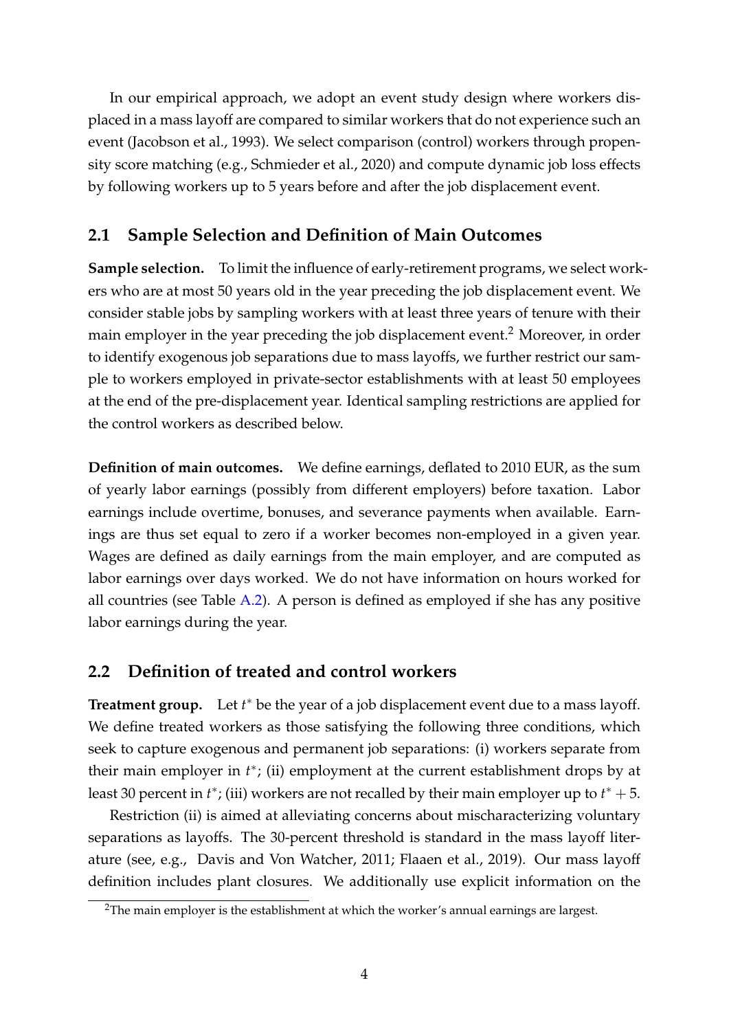In our empirical approach, we adopt an event study design where workers displaced in a mass layoff are compared to similar workers that do not experience such an event (Jacobson et al., 1993). We select comparison (control) workers through propensity score matching (e.g., Schmieder et al., 2020) and compute dynamic job loss effects by following workers up to 5 years before and after the job displacement event.

## 2.1 Sample Selection and Definition of Main Outcomes

**Sample selection.** To limit the influence of early-retirement programs, we select workers who are at most 50 years old in the year preceding the job displacement event. We consider stable jobs by sampling workers with at least three years of tenure with their main employer in the year preceding the job displacement event.[2] Moreover, in order to identify exogenous job separations due to mass layoffs, we further restrict our sample to workers employed in private-sector establishments with at least 50 employees at the end of the pre-displacement year. Identical sampling restrictions are applied for the control workers as described below.

**Definition of main outcomes.** We define earnings, deflated to 2010 EUR, as the sum of yearly labor earnings (possibly from different employers) before taxation. Labor earnings include overtime, bonuses, and severance payments when available. Earnings are thus set equal to zero if a worker becomes non-employed in a given year. Wages are defined as daily earnings from the main employer, and are computed as labor earnings over days worked. We do not have information on hours worked for all countries (see Table A.2). A person is defined as employed if she has any positive labor earnings during the year.

## 2.2 Definition of treated and control workers

**Treatment group.** Let $t^*$ be the year of a job displacement event due to a mass layoff. We define treated workers as those satisfying the following three conditions, which seek to capture exogenous and permanent job separations: (i) workers separate from their main employer in $t^*$; (ii) employment at the current establishment drops by at least 30 percent in $t^*$; (iii) workers are not recalled by their main employer up to $t^* + 5$.

Restriction (ii) is aimed at alleviating concerns about mischaracterizing voluntary separations as layoffs. The 30-percent threshold is standard in the mass layoff literature (see, e.g., Davis and Von Watcher, 2011; Flaaen et al., 2019). Our mass layoff definition includes plant closures. We additionally use explicit information on the

[2] The main employer is the establishment at which the worker's annual earnings are largest.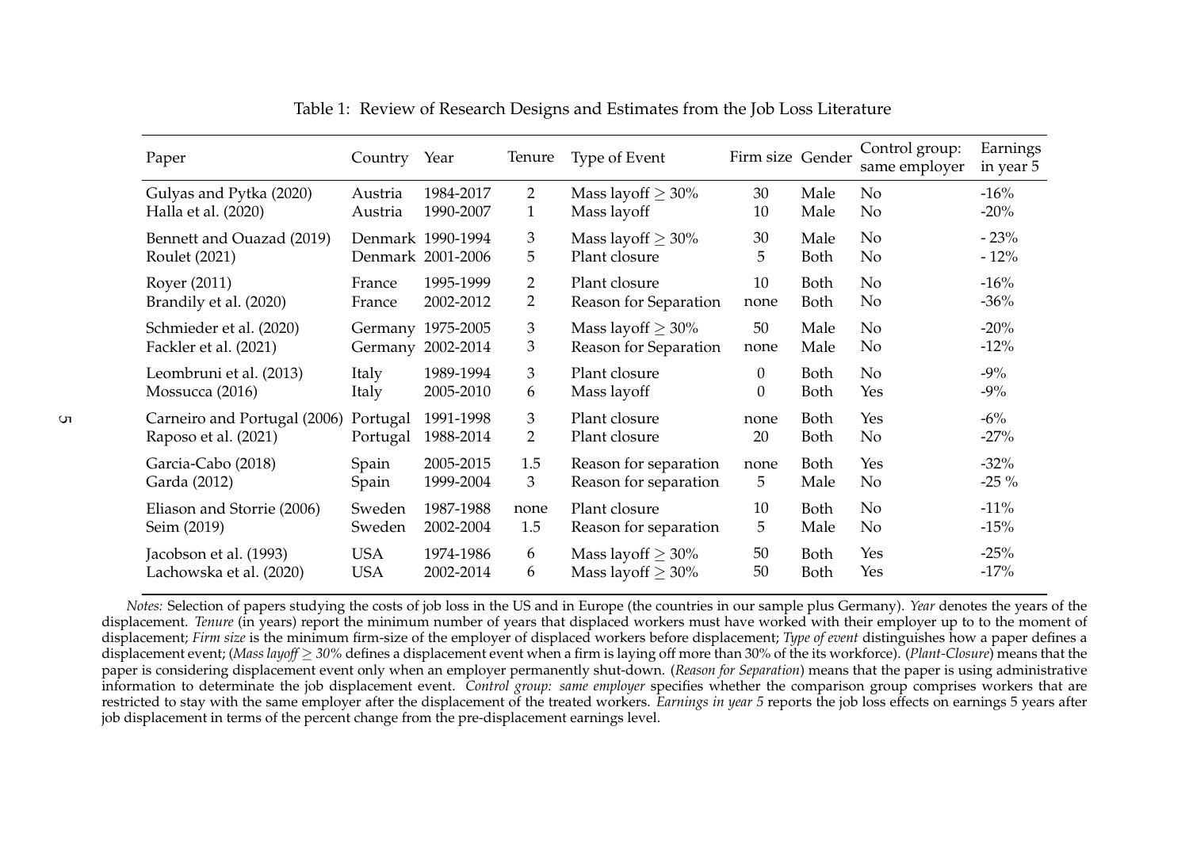Table 1: Review of Research Designs and Estimates from the Job Loss Literature

| Paper | Country | Year | Tenure | Type of Event | Firm size | Gender | Control group: same employer | Earnings in year 5 |
|---|---|---|---|---|---|---|---|---|
| Gulyas and Pytka (2020) | Austria | 1984-2017 | 2 | Mass layoff $\geq 30\%$ | 30 | Male | No | -16% |
| Halla et al. (2020) | Austria | 1990-2007 | 1 | Mass layoff | 10 | Male | No | -20% |
| Bennett and Ouazad (2019) | Denmark | 1990-1994 | 3 | Mass layoff $\geq 30\%$ | 30 | Male | No | - 23% |
| Roulet (2021) | Denmark | 2001-2006 | 5 | Plant closure | 5 | Both | No | - 12% |
| Royer (2011) | France | 1995-1999 | 2 | Plant closure | 10 | Both | No | -16% |
| Brandily et al. (2020) | France | 2002-2012 | 2 | Reason for Separation | none | Both | No | -36% |
| Schmieder et al. (2020) | Germany | 1975-2005 | 3 | Mass layoff $\geq 30\%$ | 50 | Male | No | -20% |
| Fackler et al. (2021) | Germany | 2002-2014 | 3 | Reason for Separation | none | Male | No | -12% |
| Leombruni et al. (2013) | Italy | 1989-1994 | 3 | Plant closure | 0 | Both | No | -9% |
| Mossucca (2016) | Italy | 2005-2010 | 6 | Mass layoff | 0 | Both | Yes | -9% |
| Carneiro and Portugal (2006) | Portugal | 1991-1998 | 3 | Plant closure | none | Both | Yes | -6% |
| Raposo et al. (2021) | Portugal | 1988-2014 | 2 | Plant closure | 20 | Both | No | -27% |
| Garcia-Cabo (2018) | Spain | 2005-2015 | 1.5 | Reason for separation | none | Both | Yes | -32% |
| Garda (2012) | Spain | 1999-2004 | 3 | Reason for separation | 5 | Male | No | -25 % |
| Eliason and Storrie (2006) | Sweden | 1987-1988 | none | Plant closure | 10 | Both | No | -11% |
| Seim (2019) | Sweden | 2002-2004 | 1.5 | Reason for separation | 5 | Male | No | -15% |
| Jacobson et al. (1993) | USA | 1974-1986 | 6 | Mass layoff $\geq 30\%$ | 50 | Both | Yes | -25% |
| Lachowska et al. (2020) | USA | 2002-2014 | 6 | Mass layoff $\geq 30\%$ | 50 | Both | Yes | -17% |

*Notes:* Selection of papers studying the costs of job loss in the US and in Europe (the countries in our sample plus Germany). *Year* denotes the years of the displacement. *Tenure* (in years) report the minimum number of years that displaced workers must have worked with their employer up to to the moment of displacement; *Firm size* is the minimum firm-size of the employer of displaced workers before displacement; *Type of event* distinguishes how a paper defines a displacement event; (*Mass layoff $\geq$ 30%* defines a displacement event when a firm is laying off more than 30% of the its workforce). (*Plant-Closure*) means that the paper is considering displacement event only when an employer permanently shut-down. (*Reason for Separation*) means that the paper is using administrative information to determinate the job displacement event. *Control group: same employer* specifies whether the comparison group comprises workers that are restricted to stay with the same employer after the displacement of the treated workers. *Earnings in year 5* reports the job loss effects on earnings 5 years after job displacement in terms of the percent change from the pre-displacement earnings level.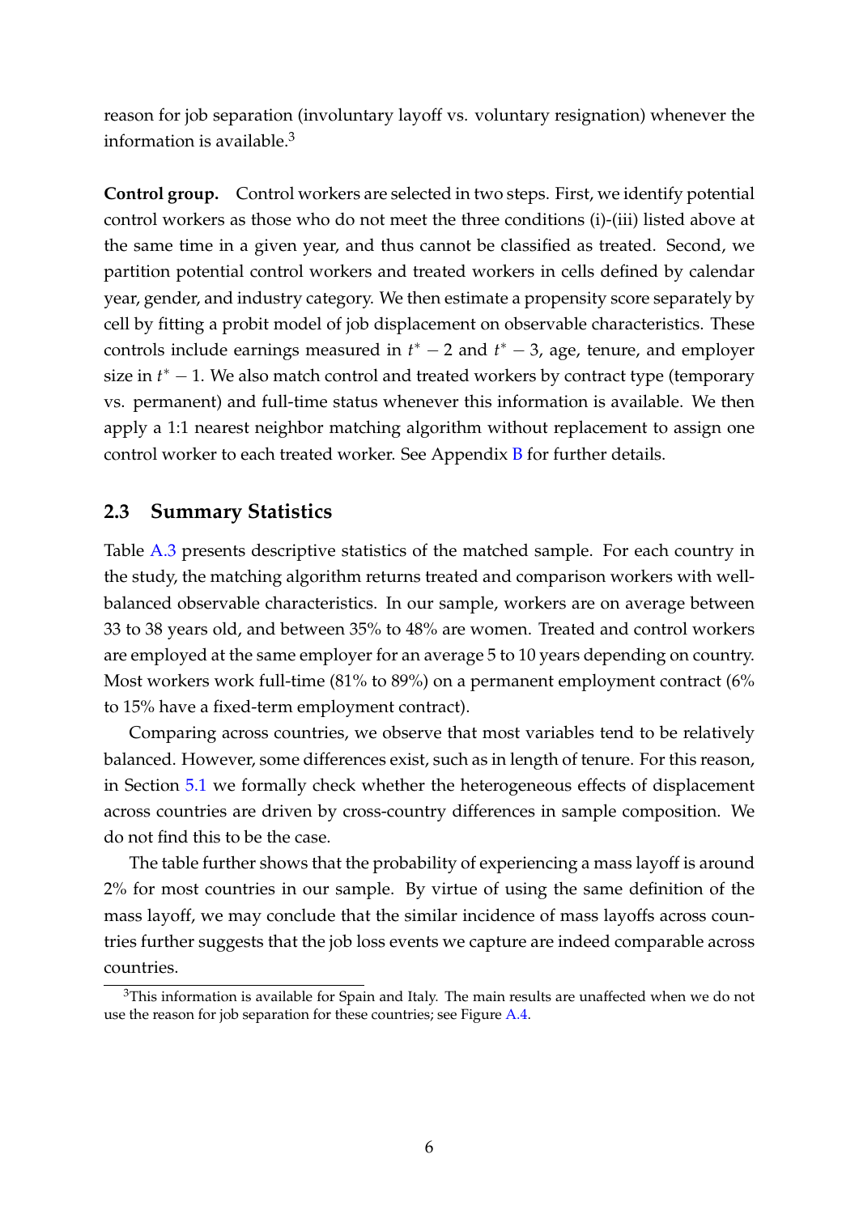reason for job separation (involuntary layoff vs. voluntary resignation) whenever the information is available.[3]

**Control group.** Control workers are selected in two steps. First, we identify potential control workers as those who do not meet the three conditions (i)-(iii) listed above at the same time in a given year, and thus cannot be classified as treated. Second, we partition potential control workers and treated workers in cells defined by calendar year, gender, and industry category. We then estimate a propensity score separately by cell by fitting a probit model of job displacement on observable characteristics. These controls include earnings measured in $t^* - 2$ and $t^* - 3$, age, tenure, and employer size in $t^* - 1$. We also match control and treated workers by contract type (temporary vs. permanent) and full-time status whenever this information is available. We then apply a 1:1 nearest neighbor matching algorithm without replacement to assign one control worker to each treated worker. See Appendix B for further details.

## 2.3 Summary Statistics

Table A.3 presents descriptive statistics of the matched sample. For each country in the study, the matching algorithm returns treated and comparison workers with well-balanced observable characteristics. In our sample, workers are on average between 33 to 38 years old, and between 35% to 48% are women. Treated and control workers are employed at the same employer for an average 5 to 10 years depending on country. Most workers work full-time (81% to 89%) on a permanent employment contract (6% to 15% have a fixed-term employment contract).

Comparing across countries, we observe that most variables tend to be relatively balanced. However, some differences exist, such as in length of tenure. For this reason, in Section 5.1 we formally check whether the heterogeneous effects of displacement across countries are driven by cross-country differences in sample composition. We do not find this to be the case.

The table further shows that the probability of experiencing a mass layoff is around 2% for most countries in our sample. By virtue of using the same definition of the mass layoff, we may conclude that the similar incidence of mass layoffs across countries further suggests that the job loss events we capture are indeed comparable across countries.

[3]This information is available for Spain and Italy. The main results are unaffected when we do not use the reason for job separation for these countries; see Figure A.4.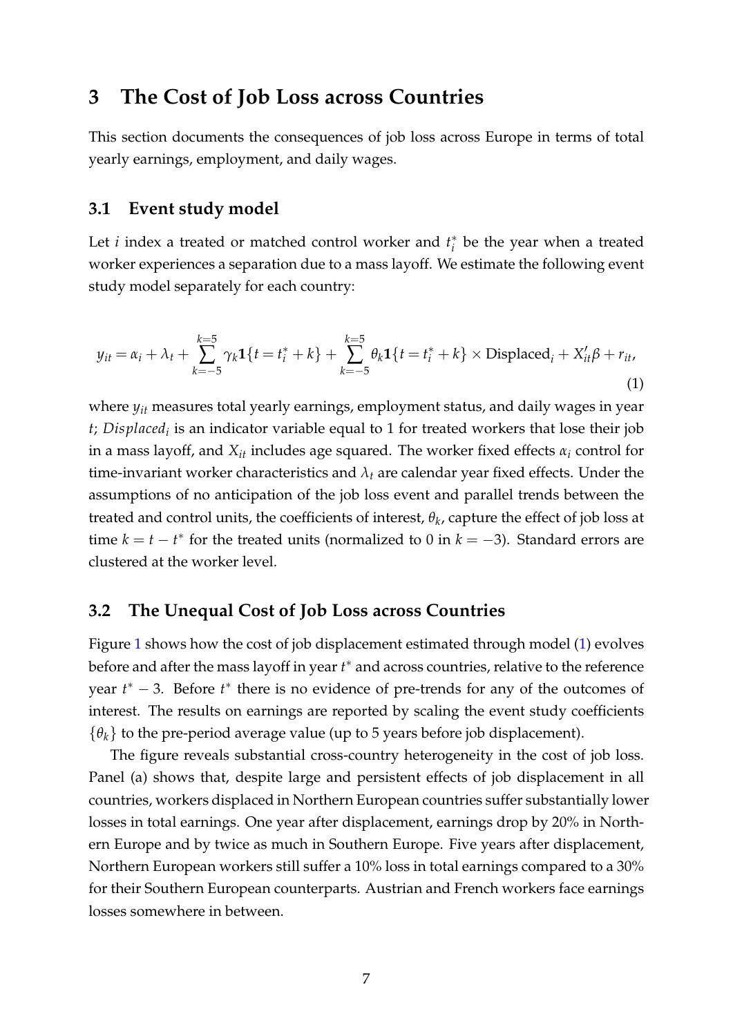# 3 The Cost of Job Loss across Countries

This section documents the consequences of job loss across Europe in terms of total yearly earnings, employment, and daily wages.

## 3.1 Event study model

Let $i$ index a treated or matched control worker and $t_i^*$ be the year when a treated worker experiences a separation due to a mass layoff. We estimate the following event study model separately for each country:

$$y_{it} = \alpha_i + \lambda_t + \sum_{k=-5}^{k=5} \gamma_k \mathbf{1}\{t = t_i^* + k\} + \sum_{k=-5}^{k=5} \theta_k \mathbf{1}\{t = t_i^* + k\} \times \text{Displaced}_i + X_{it}'\beta + r_{it}, \tag{1}$$

where $y_{it}$ measures total yearly earnings, employment status, and daily wages in year $t$; $Displaced_i$ is an indicator variable equal to 1 for treated workers that lose their job in a mass layoff, and $X_{it}$ includes age squared. The worker fixed effects $\alpha_i$ control for time-invariant worker characteristics and $\lambda_t$ are calendar year fixed effects. Under the assumptions of no anticipation of the job loss event and parallel trends between the treated and control units, the coefficients of interest, $\theta_k$, capture the effect of job loss at time $k = t - t^*$ for the treated units (normalized to 0 in $k = -3$). Standard errors are clustered at the worker level.

## 3.2 The Unequal Cost of Job Loss across Countries

Figure 1 shows how the cost of job displacement estimated through model (1) evolves before and after the mass layoff in year $t^*$ and across countries, relative to the reference year $t^* - 3$. Before $t^*$ there is no evidence of pre-trends for any of the outcomes of interest. The results on earnings are reported by scaling the event study coefficients $\{\theta_k\}$ to the pre-period average value (up to 5 years before job displacement).

The figure reveals substantial cross-country heterogeneity in the cost of job loss. Panel (a) shows that, despite large and persistent effects of job displacement in all countries, workers displaced in Northern European countries suffer substantially lower losses in total earnings. One year after displacement, earnings drop by 20% in Northern Europe and by twice as much in Southern Europe. Five years after displacement, Northern European workers still suffer a 10% loss in total earnings compared to a 30% for their Southern European counterparts. Austrian and French workers face earnings losses somewhere in between.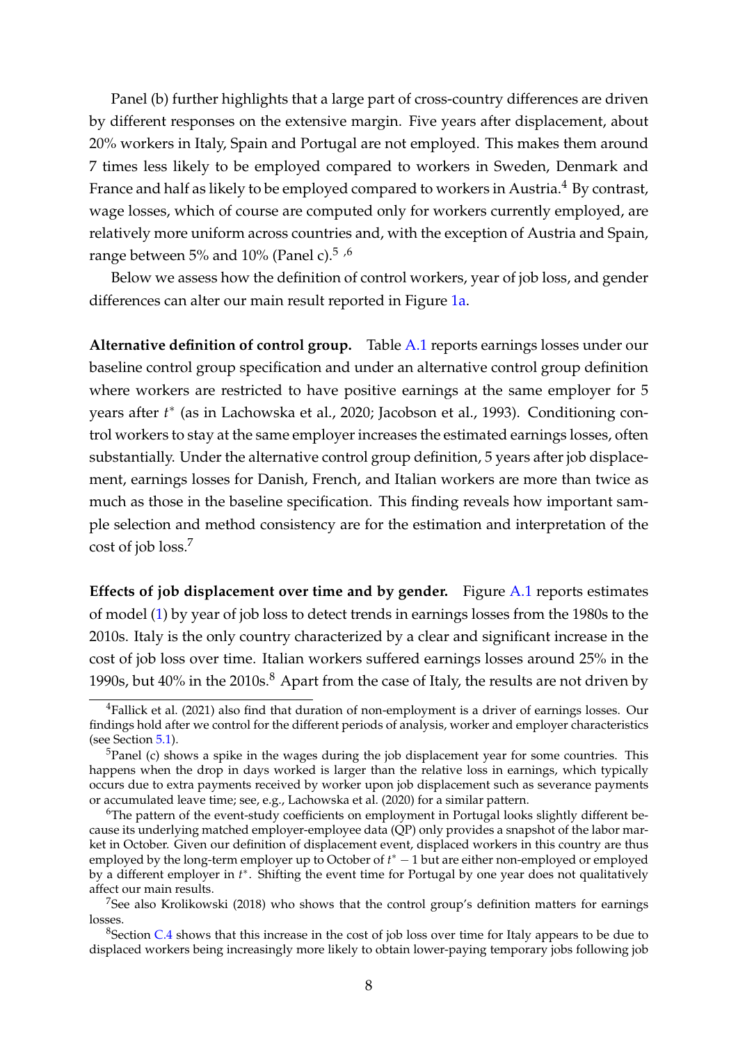Panel (b) further highlights that a large part of cross-country differences are driven by different responses on the extensive margin. Five years after displacement, about 20% workers in Italy, Spain and Portugal are not employed. This makes them around 7 times less likely to be employed compared to workers in Sweden, Denmark and France and half as likely to be employed compared to workers in Austria.[4] By contrast, wage losses, which of course are computed only for workers currently employed, are relatively more uniform across countries and, with the exception of Austria and Spain, range between 5% and 10% (Panel c).[5 ,6]

Below we assess how the definition of control workers, year of job loss, and gender differences can alter our main result reported in Figure 1a.

**Alternative definition of control group.** Table A.1 reports earnings losses under our baseline control group specification and under an alternative control group definition where workers are restricted to have positive earnings at the same employer for 5 years after $t^*$ (as in Lachowska et al., 2020; Jacobson et al., 1993). Conditioning control workers to stay at the same employer increases the estimated earnings losses, often substantially. Under the alternative control group definition, 5 years after job displacement, earnings losses for Danish, French, and Italian workers are more than twice as much as those in the baseline specification. This finding reveals how important sample selection and method consistency are for the estimation and interpretation of the cost of job loss.[7]

**Effects of job displacement over time and by gender.** Figure A.1 reports estimates of model (1) by year of job loss to detect trends in earnings losses from the 1980s to the 2010s. Italy is the only country characterized by a clear and significant increase in the cost of job loss over time. Italian workers suffered earnings losses around 25% in the 1990s, but 40% in the 2010s.[8] Apart from the case of Italy, the results are not driven by

[4] Fallick et al. (2021) also find that duration of non-employment is a driver of earnings losses. Our findings hold after we control for the different periods of analysis, worker and employer characteristics (see Section 5.1).

[5] Panel (c) shows a spike in the wages during the job displacement year for some countries. This happens when the drop in days worked is larger than the relative loss in earnings, which typically occurs due to extra payments received by worker upon job displacement such as severance payments or accumulated leave time; see, e.g., Lachowska et al. (2020) for a similar pattern.

[6] The pattern of the event-study coefficients on employment in Portugal looks slightly different because its underlying matched employer-employee data (QP) only provides a snapshot of the labor market in October. Given our definition of displacement event, displaced workers in this country are thus employed by the long-term employer up to October of $t^* - 1$ but are either non-employed or employed by a different employer in $t^*$. Shifting the event time for Portugal by one year does not qualitatively affect our main results.

[7] See also Krolikowski (2018) who shows that the control group's definition matters for earnings losses.

[8] Section C.4 shows that this increase in the cost of job loss over time for Italy appears to be due to displaced workers being increasingly more likely to obtain lower-paying temporary jobs following job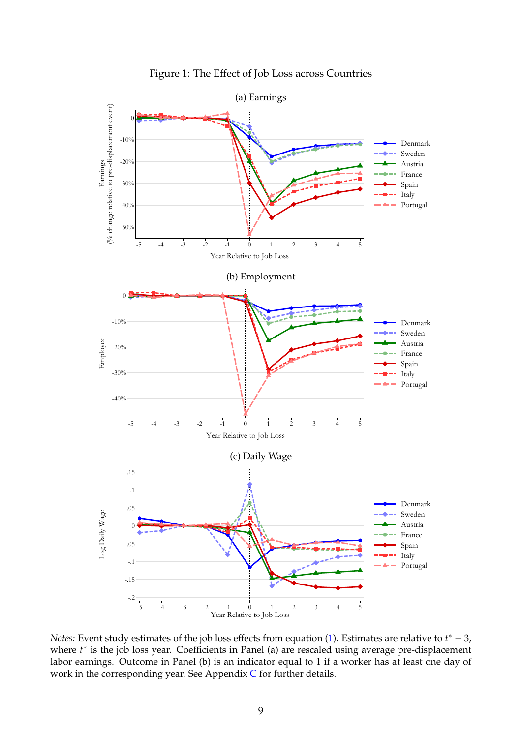Figure 1: The Effect of Job Loss across Countries

(a) Earnings

(b) Employment

(c) Daily Wage

*Notes:* Event study estimates of the job loss effects from equation (1). Estimates are relative to $t^* - 3$, where $t^*$ is the job loss year. Coefficients in Panel (a) are rescaled using average pre-displacement labor earnings. Outcome in Panel (b) is an indicator equal to 1 if a worker has at least one day of work in the corresponding year. See Appendix C for further details.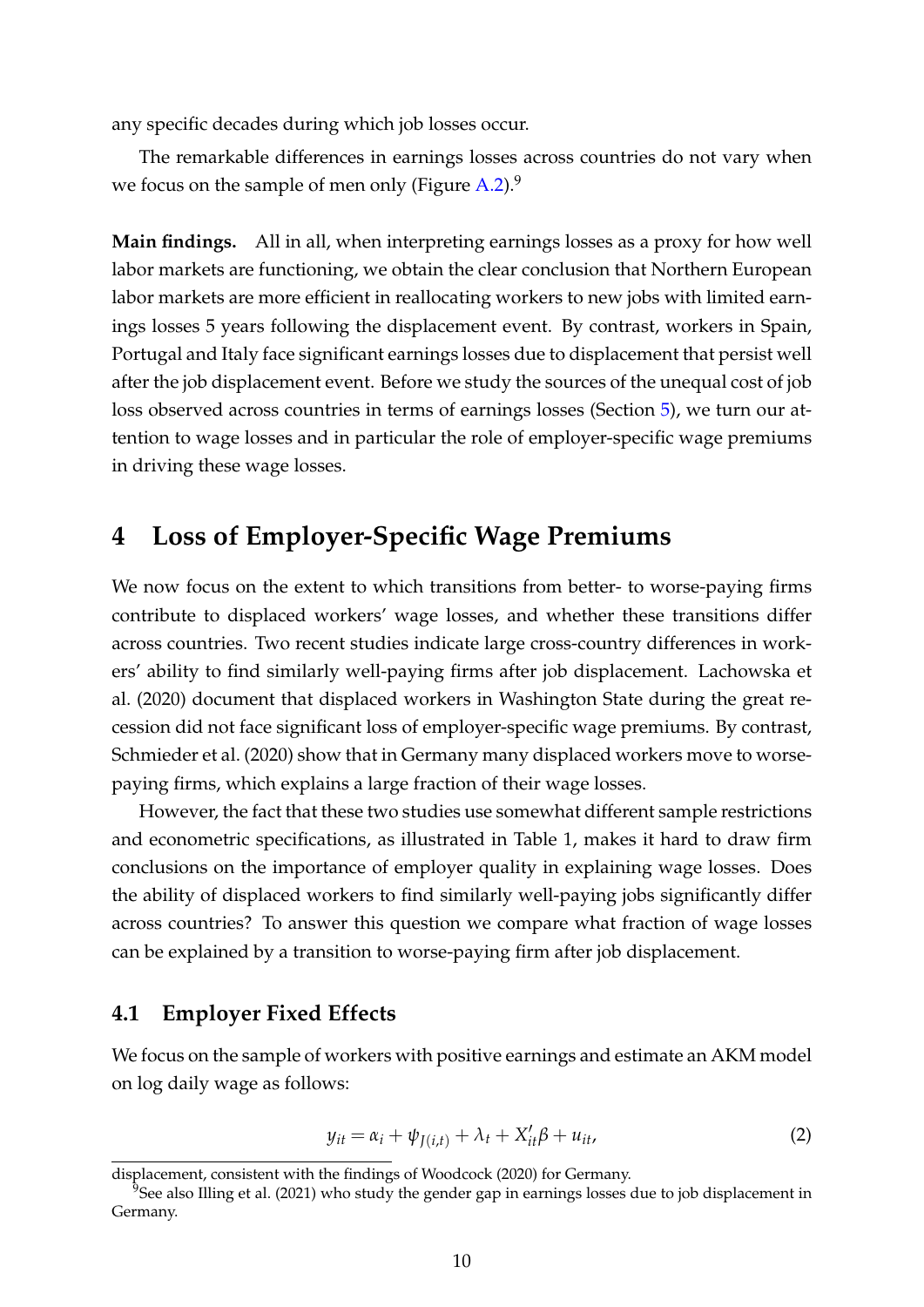any specific decades during which job losses occur.

The remarkable differences in earnings losses across countries do not vary when we focus on the sample of men only (Figure A.2).[9]

**Main findings.** All in all, when interpreting earnings losses as a proxy for how well labor markets are functioning, we obtain the clear conclusion that Northern European labor markets are more efficient in reallocating workers to new jobs with limited earnings losses 5 years following the displacement event. By contrast, workers in Spain, Portugal and Italy face significant earnings losses due to displacement that persist well after the job displacement event. Before we study the sources of the unequal cost of job loss observed across countries in terms of earnings losses (Section 5), we turn our attention to wage losses and in particular the role of employer-specific wage premiums in driving these wage losses.

# 4 Loss of Employer-Specific Wage Premiums

We now focus on the extent to which transitions from better- to worse-paying firms contribute to displaced workers' wage losses, and whether these transitions differ across countries. Two recent studies indicate large cross-country differences in workers' ability to find similarly well-paying firms after job displacement. Lachowska et al. (2020) document that displaced workers in Washington State during the great recession did not face significant loss of employer-specific wage premiums. By contrast, Schmieder et al. (2020) show that in Germany many displaced workers move to worse-paying firms, which explains a large fraction of their wage losses.

However, the fact that these two studies use somewhat different sample restrictions and econometric specifications, as illustrated in Table 1, makes it hard to draw firm conclusions on the importance of employer quality in explaining wage losses. Does the ability of displaced workers to find similarly well-paying jobs significantly differ across countries? To answer this question we compare what fraction of wage losses can be explained by a transition to worse-paying firm after job displacement.

## 4.1 Employer Fixed Effects

We focus on the sample of workers with positive earnings and estimate an AKM model on log daily wage as follows:

$$y_{it} = \alpha_i + \psi_{J(i,t)} + \lambda_t + X'_{it}\beta + u_{it}, \tag{2}$$

displacement, consistent with the findings of Woodcock (2020) for Germany.

[9] See also Illing et al. (2021) who study the gender gap in earnings losses due to job displacement in Germany.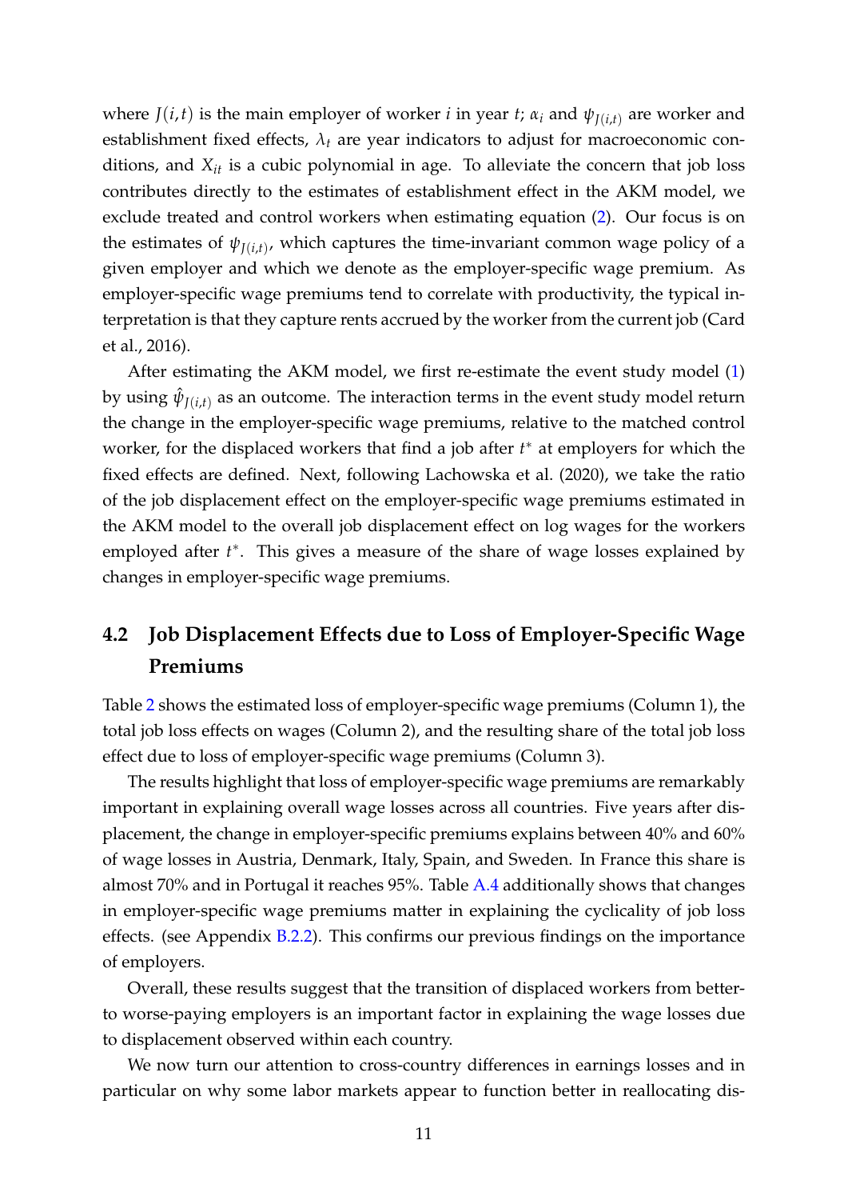where $J(i,t)$ is the main employer of worker $i$ in year $t$; $\alpha_i$ and $\psi_{J(i,t)}$ are worker and establishment fixed effects, $\lambda_t$ are year indicators to adjust for macroeconomic conditions, and $X_{it}$ is a cubic polynomial in age. To alleviate the concern that job loss contributes directly to the estimates of establishment effect in the AKM model, we exclude treated and control workers when estimating equation (2). Our focus is on the estimates of $\psi_{J(i,t)}$, which captures the time-invariant common wage policy of a given employer and which we denote as the employer-specific wage premium. As employer-specific wage premiums tend to correlate with productivity, the typical interpretation is that they capture rents accrued by the worker from the current job (Card et al., 2016).

After estimating the AKM model, we first re-estimate the event study model (1) by using $\hat{\psi}_{J(i,t)}$ as an outcome. The interaction terms in the event study model return the change in the employer-specific wage premiums, relative to the matched control worker, for the displaced workers that find a job after $t^*$ at employers for which the fixed effects are defined. Next, following Lachowska et al. (2020), we take the ratio of the job displacement effect on the employer-specific wage premiums estimated in the AKM model to the overall job displacement effect on log wages for the workers employed after $t^*$. This gives a measure of the share of wage losses explained by changes in employer-specific wage premiums.

## 4.2 Job Displacement Effects due to Loss of Employer-Specific Wage Premiums

Table 2 shows the estimated loss of employer-specific wage premiums (Column 1), the total job loss effects on wages (Column 2), and the resulting share of the total job loss effect due to loss of employer-specific wage premiums (Column 3).

The results highlight that loss of employer-specific wage premiums are remarkably important in explaining overall wage losses across all countries. Five years after displacement, the change in employer-specific premiums explains between 40% and 60% of wage losses in Austria, Denmark, Italy, Spain, and Sweden. In France this share is almost 70% and in Portugal it reaches 95%. Table A.4 additionally shows that changes in employer-specific wage premiums matter in explaining the cyclicality of job loss effects. (see Appendix B.2.2). This confirms our previous findings on the importance of employers.

Overall, these results suggest that the transition of displaced workers from better- to worse-paying employers is an important factor in explaining the wage losses due to displacement observed within each country.

We now turn our attention to cross-country differences in earnings losses and in particular on why some labor markets appear to function better in reallocating dis-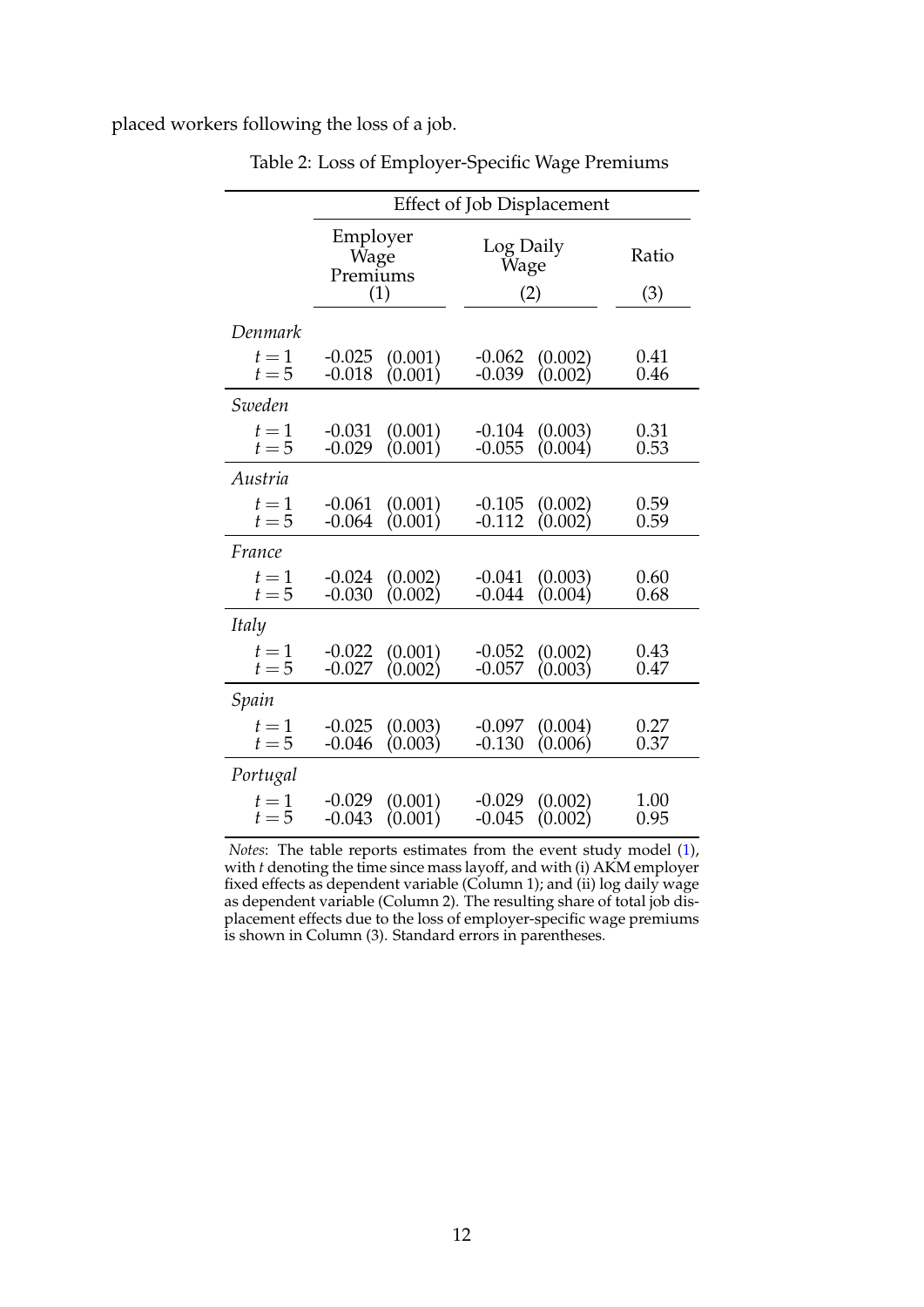placed workers following the loss of a job.

Table 2: Loss of Employer-Specific Wage Premiums

| | Effect of Job Displacement | | | | |
|---|---|---|---|---|---|
| | Employer Wage Premiums | | Log Daily Wage | | Ratio |
| | (1) | | (2) | | (3) |
| *Denmark* | | | | | |
| $t = 1$ | -0.025 | (0.001) | -0.062 | (0.002) | 0.41 |
| $t = 5$ | -0.018 | (0.001) | -0.039 | (0.002) | 0.46 |
| *Sweden* | | | | | |
| $t = 1$ | -0.031 | (0.001) | -0.104 | (0.003) | 0.31 |
| $t = 5$ | -0.029 | (0.001) | -0.055 | (0.004) | 0.53 |
| *Austria* | | | | | |
| $t = 1$ | -0.061 | (0.001) | -0.105 | (0.002) | 0.59 |
| $t = 5$ | -0.064 | (0.001) | -0.112 | (0.002) | 0.59 |
| *France* | | | | | |
| $t = 1$ | -0.024 | (0.002) | -0.041 | (0.003) | 0.60 |
| $t = 5$ | -0.030 | (0.002) | -0.044 | (0.004) | 0.68 |
| *Italy* | | | | | |
| $t = 1$ | -0.022 | (0.001) | -0.052 | (0.002) | 0.43 |
| $t = 5$ | -0.027 | (0.002) | -0.057 | (0.003) | 0.47 |
| *Spain* | | | | | |
| $t = 1$ | -0.025 | (0.003) | -0.097 | (0.004) | 0.27 |
| $t = 5$ | -0.046 | (0.003) | -0.130 | (0.006) | 0.37 |
| *Portugal* | | | | | |
| $t = 1$ | -0.029 | (0.001) | -0.029 | (0.002) | 1.00 |
| $t = 5$ | -0.043 | (0.001) | -0.045 | (0.002) | 0.95 |

*Notes*: The table reports estimates from the event study model (1), with $t$ denoting the time since mass layoff, and with (i) AKM employer fixed effects as dependent variable (Column 1); and (ii) log daily wage as dependent variable (Column 2). The resulting share of total job displacement effects due to the loss of employer-specific wage premiums is shown in Column (3). Standard errors in parentheses.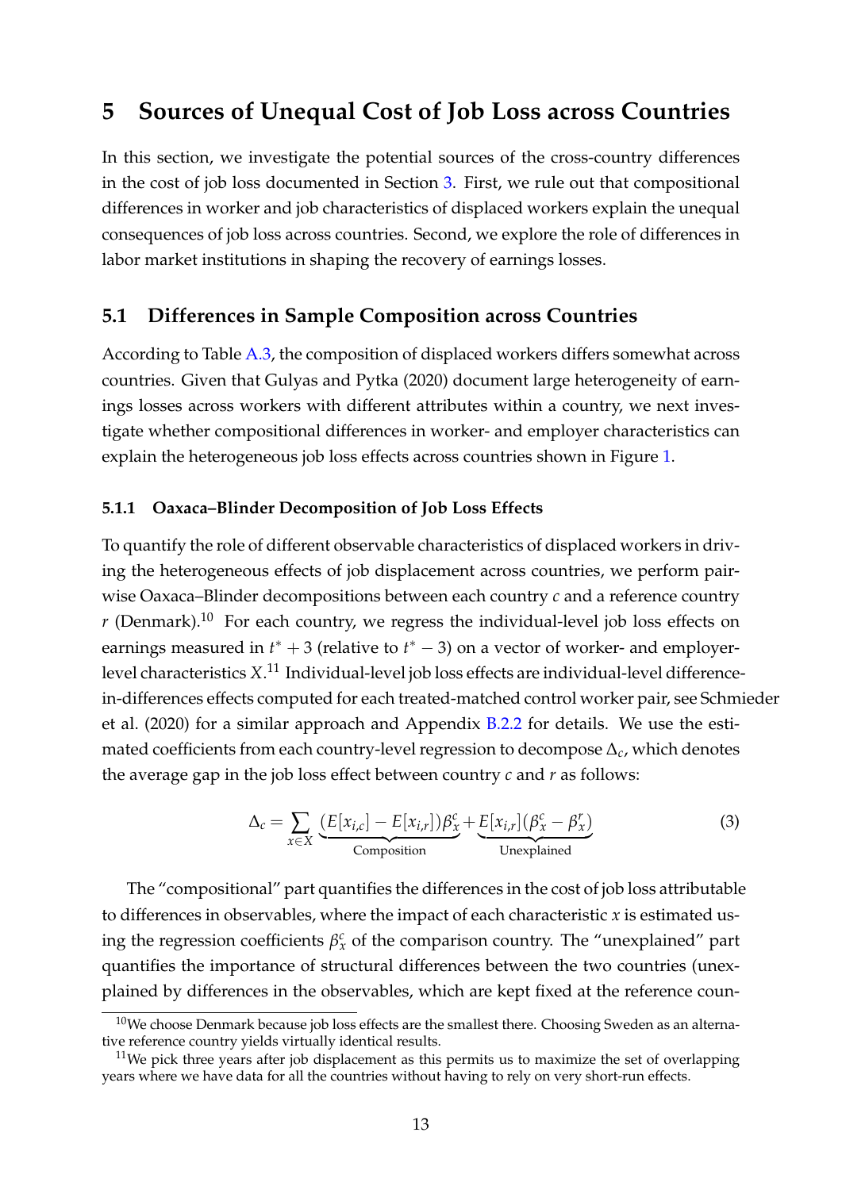# 5 Sources of Unequal Cost of Job Loss across Countries

In this section, we investigate the potential sources of the cross-country differences in the cost of job loss documented in Section 3. First, we rule out that compositional differences in worker and job characteristics of displaced workers explain the unequal consequences of job loss across countries. Second, we explore the role of differences in labor market institutions in shaping the recovery of earnings losses.

## 5.1 Differences in Sample Composition across Countries

According to Table A.3, the composition of displaced workers differs somewhat across countries. Given that Gulyas and Pytka (2020) document large heterogeneity of earnings losses across workers with different attributes within a country, we next investigate whether compositional differences in worker- and employer characteristics can explain the heterogeneous job loss effects across countries shown in Figure 1.

### 5.1.1 Oaxaca–Blinder Decomposition of Job Loss Effects

To quantify the role of different observable characteristics of displaced workers in driving the heterogeneous effects of job displacement across countries, we perform pairwise Oaxaca–Blinder decompositions between each country $c$ and a reference country $r$ (Denmark).[10] For each country, we regress the individual-level job loss effects on earnings measured in $t^* + 3$ (relative to $t^* - 3$) on a vector of worker- and employer-level characteristics $X$.[11] Individual-level job loss effects are individual-level difference-in-differences effects computed for each treated-matched control worker pair, see Schmieder et al. (2020) for a similar approach and Appendix B.2.2 for details. We use the estimated coefficients from each country-level regression to decompose $\Delta_c$, which denotes the average gap in the job loss effect between country $c$ and $r$ as follows:

$$\Delta_c = \sum_{x \in X} \underbrace{(E[x_{i,c}] - E[x_{i,r}])\beta_x^c}_{\text{Composition}} + \underbrace{E[x_{i,r}](\beta_x^c - \beta_x^r)}_{\text{Unexplained}} \tag{3}$$

The "compositional" part quantifies the differences in the cost of job loss attributable to differences in observables, where the impact of each characteristic $x$ is estimated using the regression coefficients $\beta_x^c$ of the comparison country. The "unexplained" part quantifies the importance of structural differences between the two countries (unexplained by differences in the observables, which are kept fixed at the reference coun-

[10] We choose Denmark because job loss effects are the smallest there. Choosing Sweden as an alternative reference country yields virtually identical results.

[11] We pick three years after job displacement as this permits us to maximize the set of overlapping years where we have data for all the countries without having to rely on very short-run effects.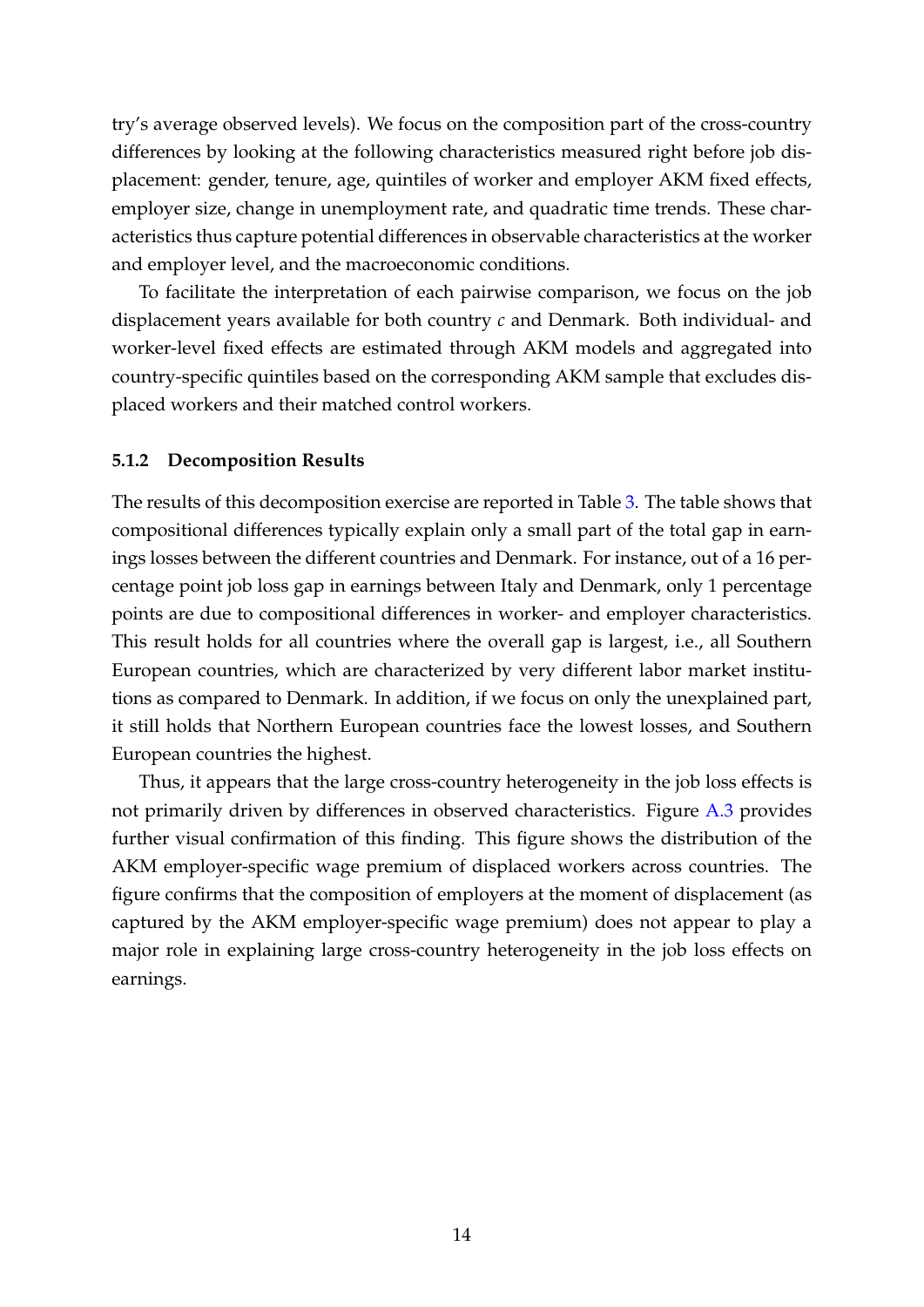try's average observed levels). We focus on the composition part of the cross-country differences by looking at the following characteristics measured right before job displacement: gender, tenure, age, quintiles of worker and employer AKM fixed effects, employer size, change in unemployment rate, and quadratic time trends. These characteristics thus capture potential differences in observable characteristics at the worker and employer level, and the macroeconomic conditions.

To facilitate the interpretation of each pairwise comparison, we focus on the job displacement years available for both country $c$ and Denmark. Both individual- and worker-level fixed effects are estimated through AKM models and aggregated into country-specific quintiles based on the corresponding AKM sample that excludes displaced workers and their matched control workers.

#### 5.1.2 Decomposition Results

The results of this decomposition exercise are reported in Table 3. The table shows that compositional differences typically explain only a small part of the total gap in earnings losses between the different countries and Denmark. For instance, out of a 16 percentage point job loss gap in earnings between Italy and Denmark, only 1 percentage points are due to compositional differences in worker- and employer characteristics. This result holds for all countries where the overall gap is largest, i.e., all Southern European countries, which are characterized by very different labor market institutions as compared to Denmark. In addition, if we focus on only the unexplained part, it still holds that Northern European countries face the lowest losses, and Southern European countries the highest.

Thus, it appears that the large cross-country heterogeneity in the job loss effects is not primarily driven by differences in observed characteristics. Figure A.3 provides further visual confirmation of this finding. This figure shows the distribution of the AKM employer-specific wage premium of displaced workers across countries. The figure confirms that the composition of employers at the moment of displacement (as captured by the AKM employer-specific wage premium) does not appear to play a major role in explaining large cross-country heterogeneity in the job loss effects on earnings.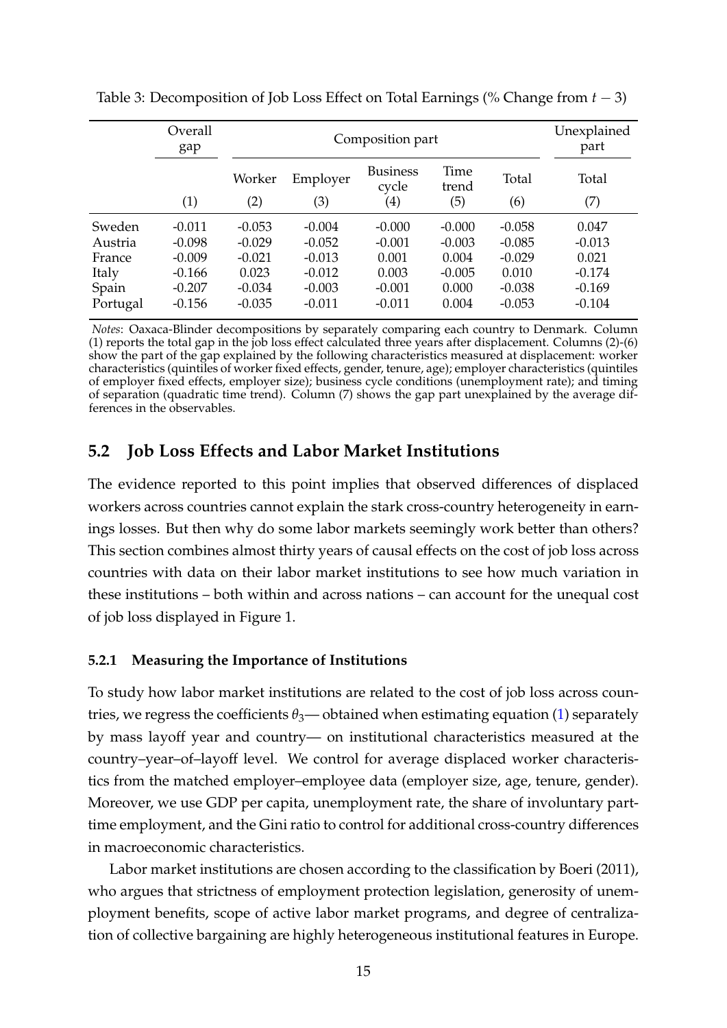Table 3: Decomposition of Job Loss Effect on Total Earnings (% Change from $t-3$)

| | Overall gap | Composition part | | | | | Unexplained part |
|---|---|---|---|---|---|---|---|
| | | Worker | Employer | Business cycle | Time trend | Total | Total |
| | (1) | (2) | (3) | (4) | (5) | (6) | (7) |
| Sweden | -0.011 | -0.053 | -0.004 | -0.000 | -0.000 | -0.058 | 0.047 |
| Austria | -0.098 | -0.029 | -0.052 | -0.001 | -0.003 | -0.085 | -0.013 |
| France | -0.009 | -0.021 | -0.013 | 0.001 | 0.004 | -0.029 | 0.021 |
| Italy | -0.166 | 0.023 | -0.012 | 0.003 | -0.005 | 0.010 | -0.174 |
| Spain | -0.207 | -0.034 | -0.003 | -0.001 | 0.000 | -0.038 | -0.169 |
| Portugal | -0.156 | -0.035 | -0.011 | -0.011 | 0.004 | -0.053 | -0.104 |

*Notes*: Oaxaca-Blinder decompositions by separately comparing each country to Denmark. Column (1) reports the total gap in the job loss effect calculated three years after displacement. Columns (2)-(6) show the part of the gap explained by the following characteristics measured at displacement: worker characteristics (quintiles of worker fixed effects, gender, tenure, age); employer characteristics (quintiles of employer fixed effects, employer size); business cycle conditions (unemployment rate); and timing of separation (quadratic time trend). Column (7) shows the gap part unexplained by the average differences in the observables.

## 5.2 Job Loss Effects and Labor Market Institutions

The evidence reported to this point implies that observed differences of displaced workers across countries cannot explain the stark cross-country heterogeneity in earnings losses. But then why do some labor markets seemingly work better than others? This section combines almost thirty years of causal effects on the cost of job loss across countries with data on their labor market institutions to see how much variation in these institutions – both within and across nations – can account for the unequal cost of job loss displayed in Figure 1.

### 5.2.1 Measuring the Importance of Institutions

To study how labor market institutions are related to the cost of job loss across countries, we regress the coefficients $\theta_3$— obtained when estimating equation (1) separately by mass layoff year and country— on institutional characteristics measured at the country–year–of–layoff level. We control for average displaced worker characteristics from the matched employer–employee data (employer size, age, tenure, gender). Moreover, we use GDP per capita, unemployment rate, the share of involuntary part-time employment, and the Gini ratio to control for additional cross-country differences in macroeconomic characteristics.

Labor market institutions are chosen according to the classification by Boeri (2011), who argues that strictness of employment protection legislation, generosity of unemployment benefits, scope of active labor market programs, and degree of centralization of collective bargaining are highly heterogeneous institutional features in Europe.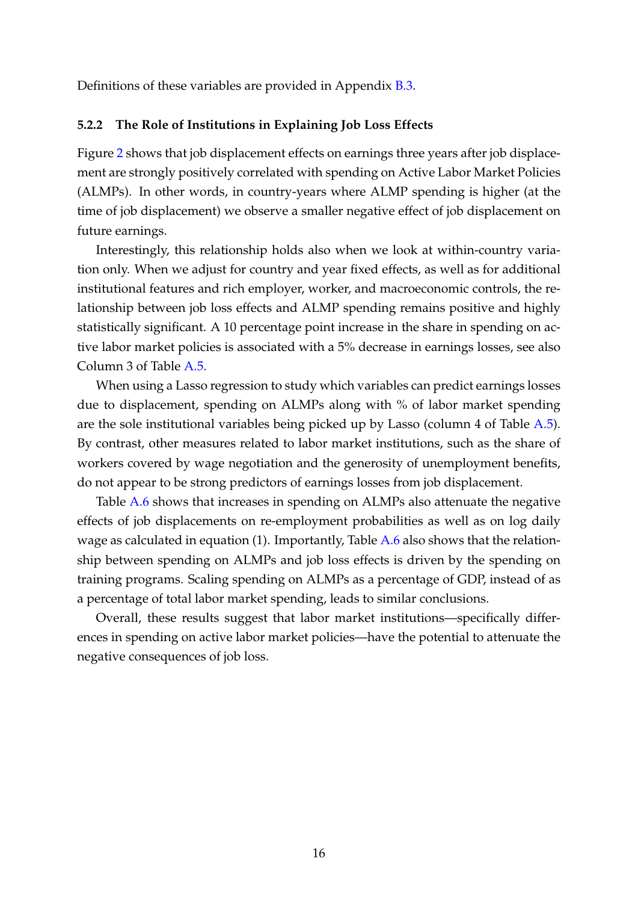Definitions of these variables are provided in Appendix B.3.

#### 5.2.2 The Role of Institutions in Explaining Job Loss Effects

Figure 2 shows that job displacement effects on earnings three years after job displacement are strongly positively correlated with spending on Active Labor Market Policies (ALMPs). In other words, in country-years where ALMP spending is higher (at the time of job displacement) we observe a smaller negative effect of job displacement on future earnings.

Interestingly, this relationship holds also when we look at within-country variation only. When we adjust for country and year fixed effects, as well as for additional institutional features and rich employer, worker, and macroeconomic controls, the relationship between job loss effects and ALMP spending remains positive and highly statistically significant. A 10 percentage point increase in the share in spending on active labor market policies is associated with a 5% decrease in earnings losses, see also Column 3 of Table A.5.

When using a Lasso regression to study which variables can predict earnings losses due to displacement, spending on ALMPs along with % of labor market spending are the sole institutional variables being picked up by Lasso (column 4 of Table A.5). By contrast, other measures related to labor market institutions, such as the share of workers covered by wage negotiation and the generosity of unemployment benefits, do not appear to be strong predictors of earnings losses from job displacement.

Table A.6 shows that increases in spending on ALMPs also attenuate the negative effects of job displacements on re-employment probabilities as well as on log daily wage as calculated in equation (1). Importantly, Table A.6 also shows that the relationship between spending on ALMPs and job loss effects is driven by the spending on training programs. Scaling spending on ALMPs as a percentage of GDP, instead of as a percentage of total labor market spending, leads to similar conclusions.

Overall, these results suggest that labor market institutions—specifically differences in spending on active labor market policies—have the potential to attenuate the negative consequences of job loss.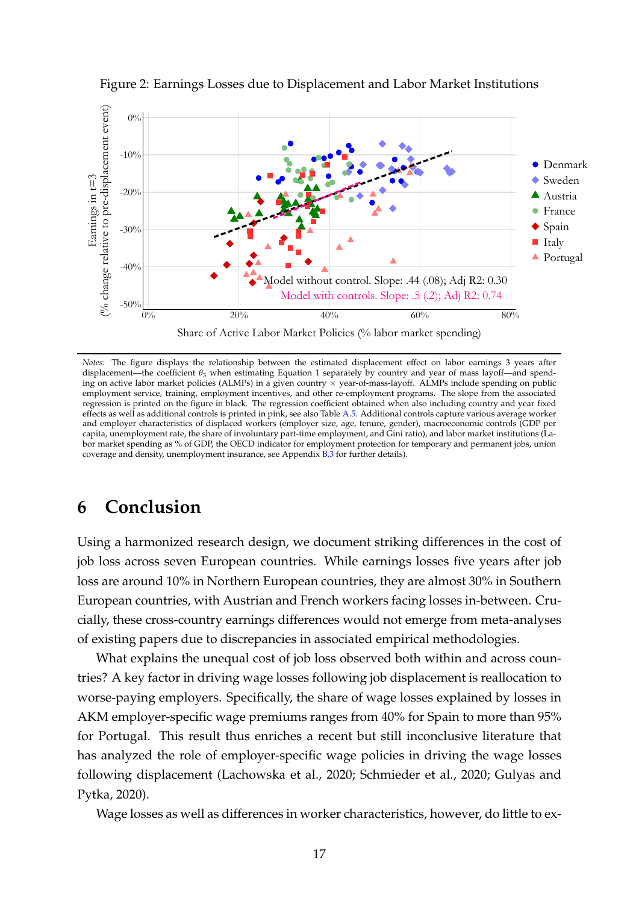Figure 2: Earnings Losses due to Displacement and Labor Market Institutions

*Notes:* The figure displays the relationship between the estimated displacement effect on labor earnings 3 years after displacement—the coefficient $\theta_3$ when estimating Equation 1 separately by country and year of mass layoff—and spending on active labor market policies (ALMPs) in a given country × year-of-mass-layoff. ALMPs include spending on public employment service, training, employment incentives, and other re-employment programs. The slope from the associated regression is printed on the figure in black. The regression coefficient obtained when also including country and year fixed effects as well as additional controls is printed in pink, see also Table A.5. Additional controls capture various average worker and employer characteristics of displaced workers (employer size, age, tenure, gender), macroeconomic controls (GDP per capita, unemployment rate, the share of involuntary part-time employment, and Gini ratio), and labor market institutions (Labor market spending as % of GDP, the OECD indicator for employment protection for temporary and permanent jobs, union coverage and density, unemployment insurance, see Appendix B.3 for further details).

# 6 Conclusion

Using a harmonized research design, we document striking differences in the cost of job loss across seven European countries. While earnings losses five years after job loss are around 10% in Northern European countries, they are almost 30% in Southern European countries, with Austrian and French workers facing losses in-between. Crucially, these cross-country earnings differences would not emerge from meta-analyses of existing papers due to discrepancies in associated empirical methodologies.

What explains the unequal cost of job loss observed both within and across countries? A key factor in driving wage losses following job displacement is reallocation to worse-paying employers. Specifically, the share of wage losses explained by losses in AKM employer-specific wage premiums ranges from 40% for Spain to more than 95% for Portugal. This result thus enriches a recent but still inconclusive literature that has analyzed the role of employer-specific wage policies in driving the wage losses following displacement (Lachowska et al., 2020; Schmieder et al., 2020; Gulyas and Pytka, 2020).

Wage losses as well as differences in worker characteristics, however, do little to ex-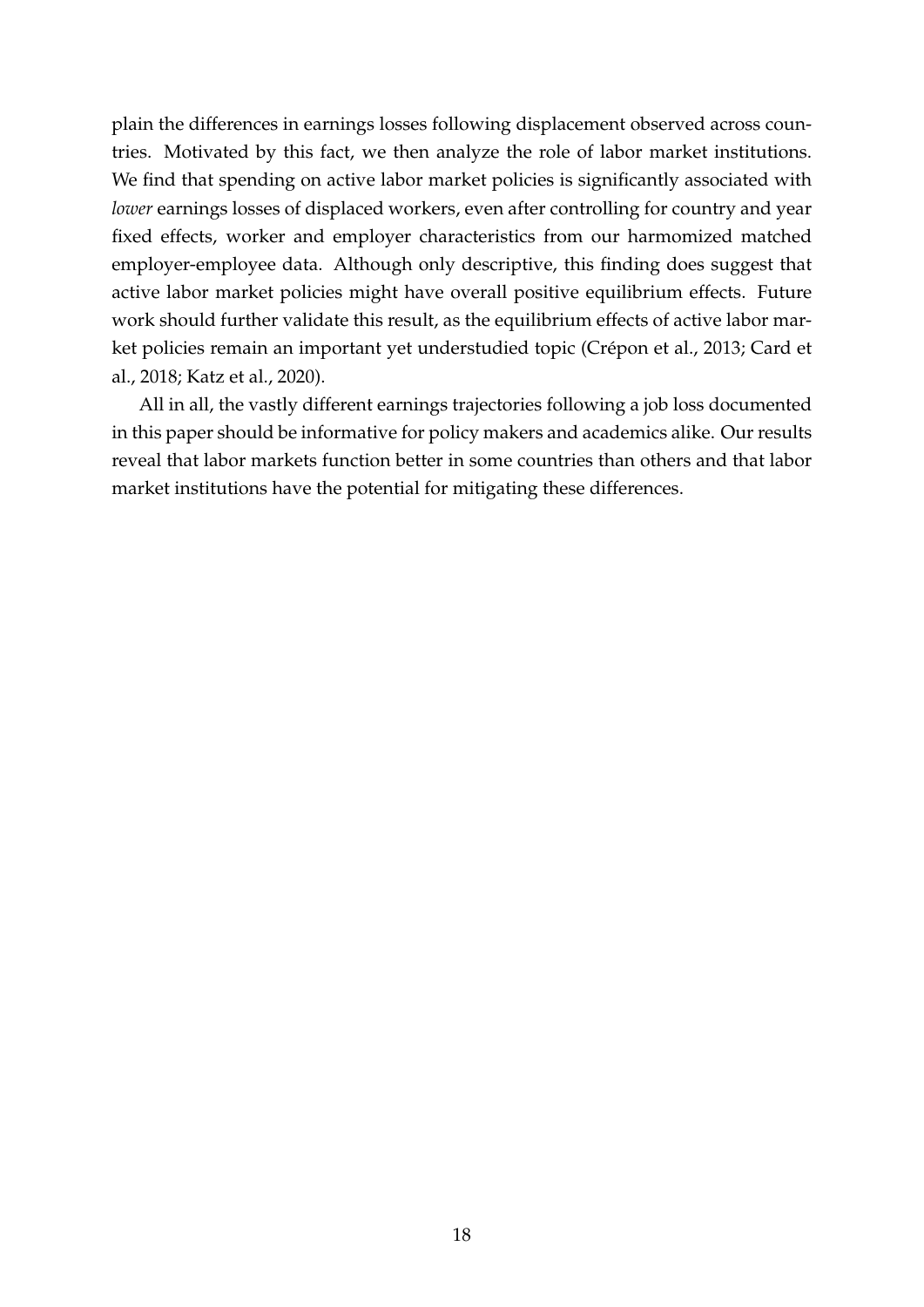plain the differences in earnings losses following displacement observed across countries. Motivated by this fact, we then analyze the role of labor market institutions. We find that spending on active labor market policies is significantly associated with *lower* earnings losses of displaced workers, even after controlling for country and year fixed effects, worker and employer characteristics from our harmomized matched employer-employee data. Although only descriptive, this finding does suggest that active labor market policies might have overall positive equilibrium effects. Future work should further validate this result, as the equilibrium effects of active labor market policies remain an important yet understudied topic (Crépon et al., 2013; Card et al., 2018; Katz et al., 2020).

All in all, the vastly different earnings trajectories following a job loss documented in this paper should be informative for policy makers and academics alike. Our results reveal that labor markets function better in some countries than others and that labor market institutions have the potential for mitigating these differences.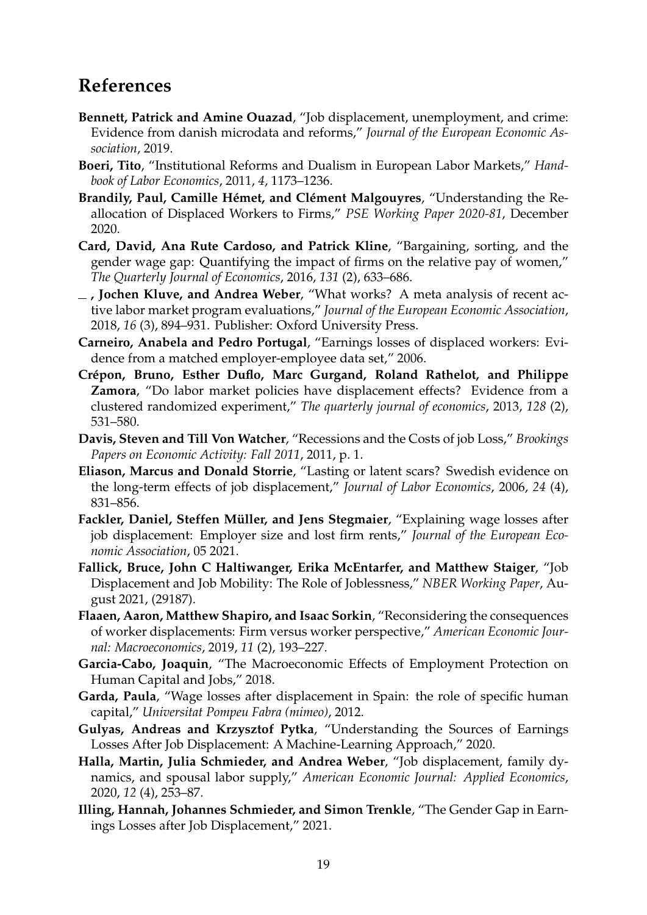## References

**Bennett, Patrick and Amine Ouazad**, "Job displacement, unemployment, and crime: Evidence from danish microdata and reforms," *Journal of the European Economic Association*, 2019.

**Boeri, Tito**, "Institutional Reforms and Dualism in European Labor Markets," *Handbook of Labor Economics*, 2011, *4*, 1173–1236.

**Brandily, Paul, Camille Hémet, and Clément Malgouyres**, "Understanding the Reallocation of Displaced Workers to Firms," *PSE Working Paper 2020-81*, December 2020.

**Card, David, Ana Rute Cardoso, and Patrick Kline**, "Bargaining, sorting, and the gender wage gap: Quantifying the impact of firms on the relative pay of women," *The Quarterly Journal of Economics*, 2016, *131* (2), 633–686.

**\_, Jochen Kluve, and Andrea Weber**, "What works? A meta analysis of recent active labor market program evaluations," *Journal of the European Economic Association*, 2018, *16* (3), 894–931. Publisher: Oxford University Press.

**Carneiro, Anabela and Pedro Portugal**, "Earnings losses of displaced workers: Evidence from a matched employer-employee data set," 2006.

**Crépon, Bruno, Esther Duflo, Marc Gurgand, Roland Rathelot, and Philippe Zamora**, "Do labor market policies have displacement effects? Evidence from a clustered randomized experiment," *The quarterly journal of economics*, 2013, *128* (2), 531–580.

**Davis, Steven and Till Von Watcher**, "Recessions and the Costs of job Loss," *Brookings Papers on Economic Activity: Fall 2011*, 2011, p. 1.

**Eliason, Marcus and Donald Storrie**, "Lasting or latent scars? Swedish evidence on the long-term effects of job displacement," *Journal of Labor Economics*, 2006, *24* (4), 831–856.

**Fackler, Daniel, Steffen Müller, and Jens Stegmaier**, "Explaining wage losses after job displacement: Employer size and lost firm rents," *Journal of the European Economic Association*, 05 2021.

**Fallick, Bruce, John C Haltiwanger, Erika McEntarfer, and Matthew Staiger**, "Job Displacement and Job Mobility: The Role of Joblessness," *NBER Working Paper*, August 2021, (29187).

**Flaaen, Aaron, Matthew Shapiro, and Isaac Sorkin**, "Reconsidering the consequences of worker displacements: Firm versus worker perspective," *American Economic Journal: Macroeconomics*, 2019, *11* (2), 193–227.

**Garcia-Cabo, Joaquin**, "The Macroeconomic Effects of Employment Protection on Human Capital and Jobs," 2018.

**Garda, Paula**, "Wage losses after displacement in Spain: the role of specific human capital," *Universitat Pompeu Fabra (mimeo)*, 2012.

**Gulyas, Andreas and Krzysztof Pytka**, "Understanding the Sources of Earnings Losses After Job Displacement: A Machine-Learning Approach," 2020.

**Halla, Martin, Julia Schmieder, and Andrea Weber**, "Job displacement, family dynamics, and spousal labor supply," *American Economic Journal: Applied Economics*, 2020, *12* (4), 253–87.

**Illing, Hannah, Johannes Schmieder, and Simon Trenkle**, "The Gender Gap in Earnings Losses after Job Displacement," 2021.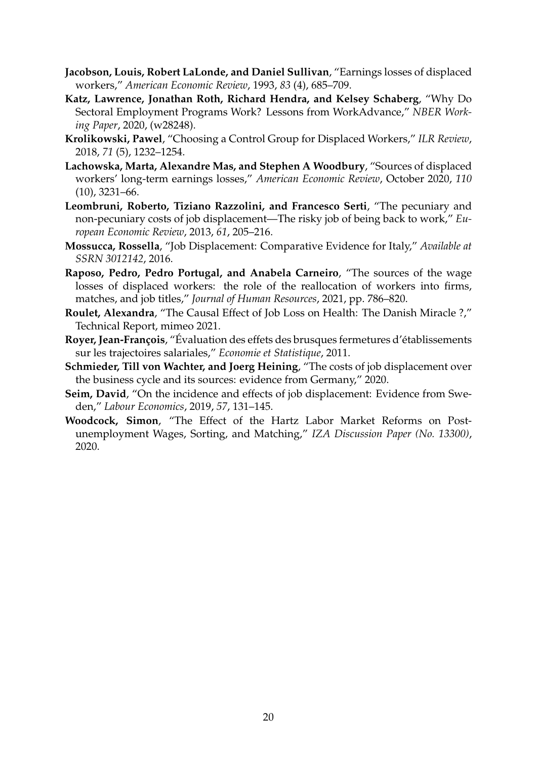**Jacobson, Louis, Robert LaLonde, and Daniel Sullivan**, "Earnings losses of displaced workers," *American Economic Review*, 1993, *83* (4), 685–709.

**Katz, Lawrence, Jonathan Roth, Richard Hendra, and Kelsey Schaberg**, "Why Do Sectoral Employment Programs Work? Lessons from WorkAdvance," *NBER Working Paper*, 2020, (w28248).

**Krolikowski, Pawel**, "Choosing a Control Group for Displaced Workers," *ILR Review*, 2018, *71* (5), 1232–1254.

**Lachowska, Marta, Alexandre Mas, and Stephen A Woodbury**, "Sources of displaced workers' long-term earnings losses," *American Economic Review*, October 2020, *110* (10), 3231–66.

**Leombruni, Roberto, Tiziano Razzolini, and Francesco Serti**, "The pecuniary and non-pecuniary costs of job displacement—The risky job of being back to work," *European Economic Review*, 2013, *61*, 205–216.

**Mossucca, Rossella**, "Job Displacement: Comparative Evidence for Italy," *Available at SSRN 3012142*, 2016.

**Raposo, Pedro, Pedro Portugal, and Anabela Carneiro**, "The sources of the wage losses of displaced workers: the role of the reallocation of workers into firms, matches, and job titles," *Journal of Human Resources*, 2021, pp. 786–820.

**Roulet, Alexandra**, "The Causal Effect of Job Loss on Health: The Danish Miracle ?," Technical Report, mimeo 2021.

**Royer, Jean-François**, "Évaluation des effets des brusques fermetures d'établissements sur les trajectoires salariales," *Economie et Statistique*, 2011.

**Schmieder, Till von Wachter, and Joerg Heining**, "The costs of job displacement over the business cycle and its sources: evidence from Germany," 2020.

**Seim, David**, "On the incidence and effects of job displacement: Evidence from Sweden," *Labour Economics*, 2019, *57*, 131–145.

**Woodcock, Simon**, "The Effect of the Hartz Labor Market Reforms on Post-unemployment Wages, Sorting, and Matching," *IZA Discussion Paper (No. 13300)*, 2020.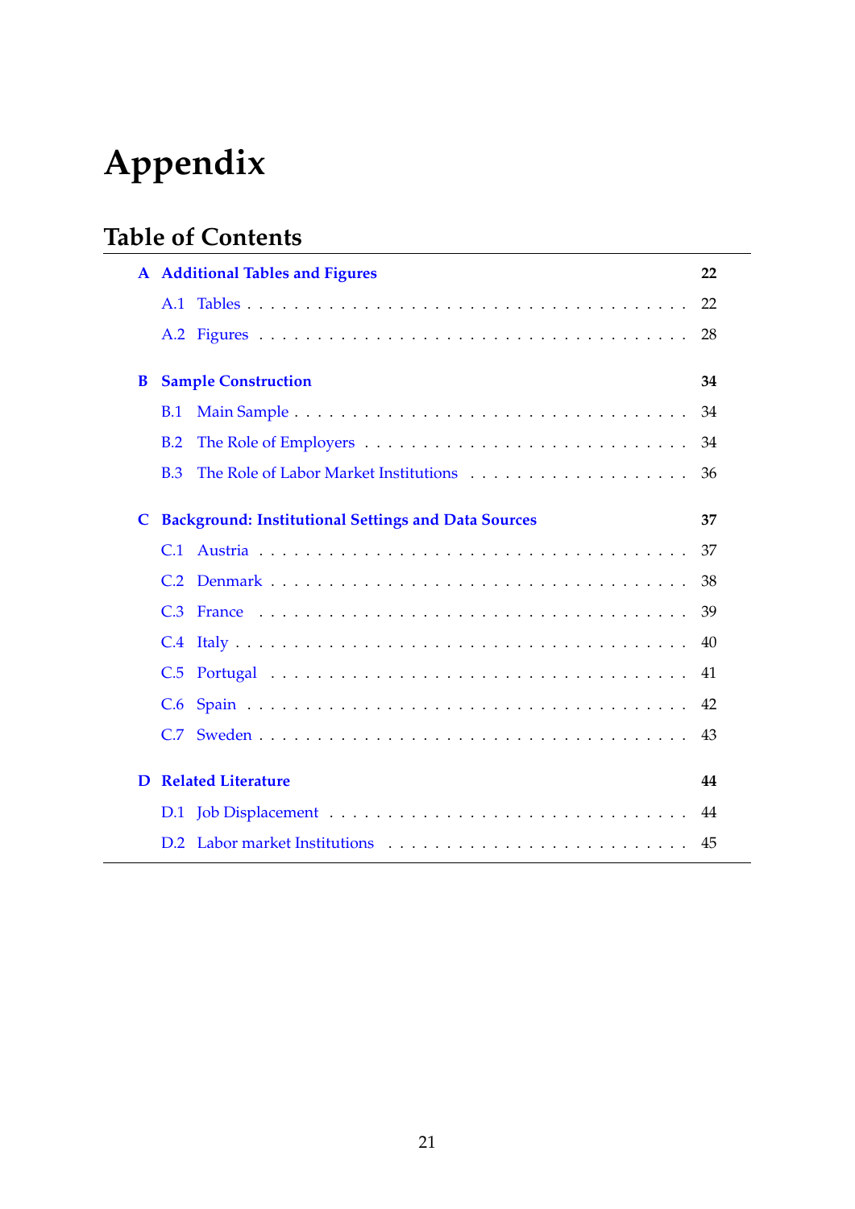# Appendix

## Table of Contents

**A Additional Tables and Figures** — **22**
- A.1 Tables — 22
- A.2 Figures — 28

**B Sample Construction** — **34**
- B.1 Main Sample — 34
- B.2 The Role of Employers — 34
- B.3 The Role of Labor Market Institutions — 36

**C Background: Institutional Settings and Data Sources** — **37**
- C.1 Austria — 37
- C.2 Denmark — 38
- C.3 France — 39
- C.4 Italy — 40
- C.5 Portugal — 41
- C.6 Spain — 42
- C.7 Sweden — 43

**D Related Literature** — **44**
- D.1 Job Displacement — 44
- D.2 Labor market Institutions — 45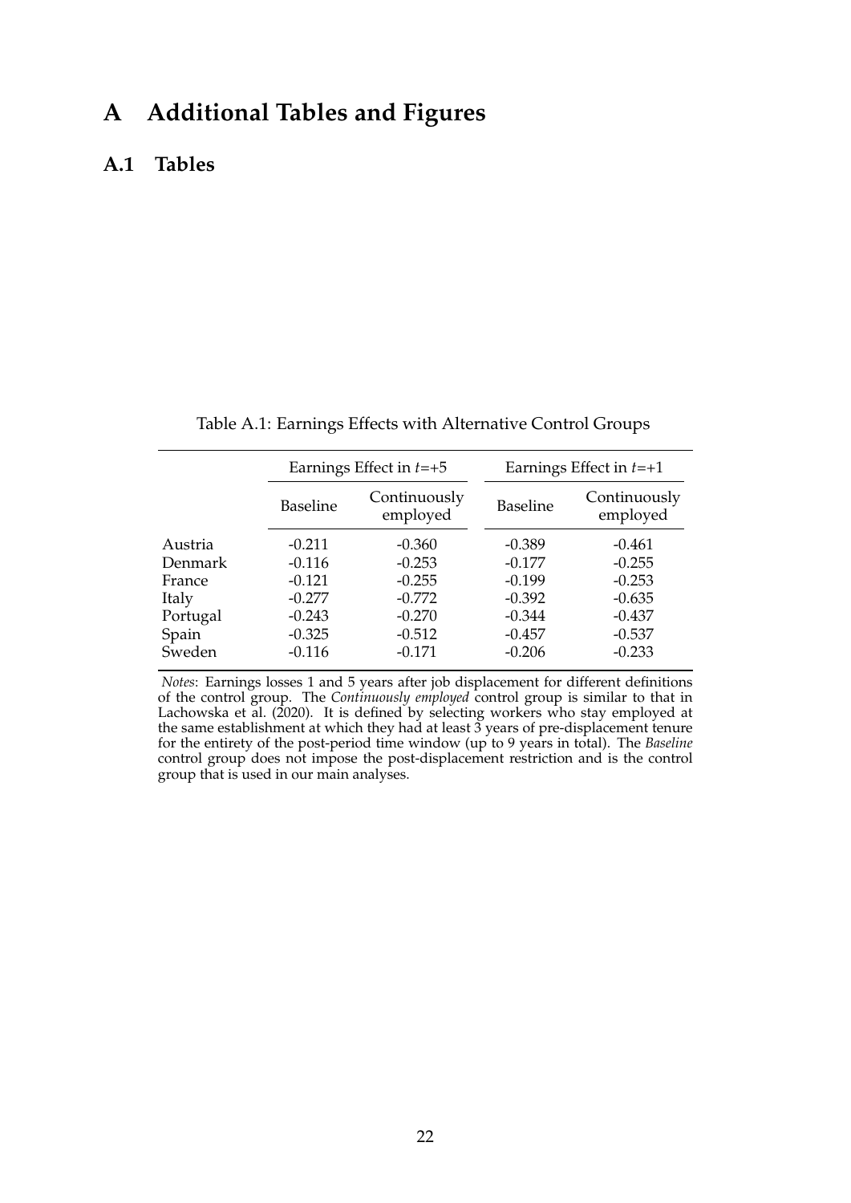# A Additional Tables and Figures

## A.1 Tables

Table A.1: Earnings Effects with Alternative Control Groups

| | Earnings Effect in $t$=+5 | | Earnings Effect in $t$=+1 | |
|---|---|---|---|---|
| | Baseline | Continuously employed | Baseline | Continuously employed |
| Austria | -0.211 | -0.360 | -0.389 | -0.461 |
| Denmark | -0.116 | -0.253 | -0.177 | -0.255 |
| France | -0.121 | -0.255 | -0.199 | -0.253 |
| Italy | -0.277 | -0.772 | -0.392 | -0.635 |
| Portugal | -0.243 | -0.270 | -0.344 | -0.437 |
| Spain | -0.325 | -0.512 | -0.457 | -0.537 |
| Sweden | -0.116 | -0.171 | -0.206 | -0.233 |

*Notes*: Earnings losses 1 and 5 years after job displacement for different definitions of the control group. The *Continuously employed* control group is similar to that in Lachowska et al. (2020). It is defined by selecting workers who stay employed at the same establishment at which they had at least 3 years of pre-displacement tenure for the entirety of the post-period time window (up to 9 years in total). The *Baseline* control group does not impose the post-displacement restriction and is the control group that is used in our main analyses.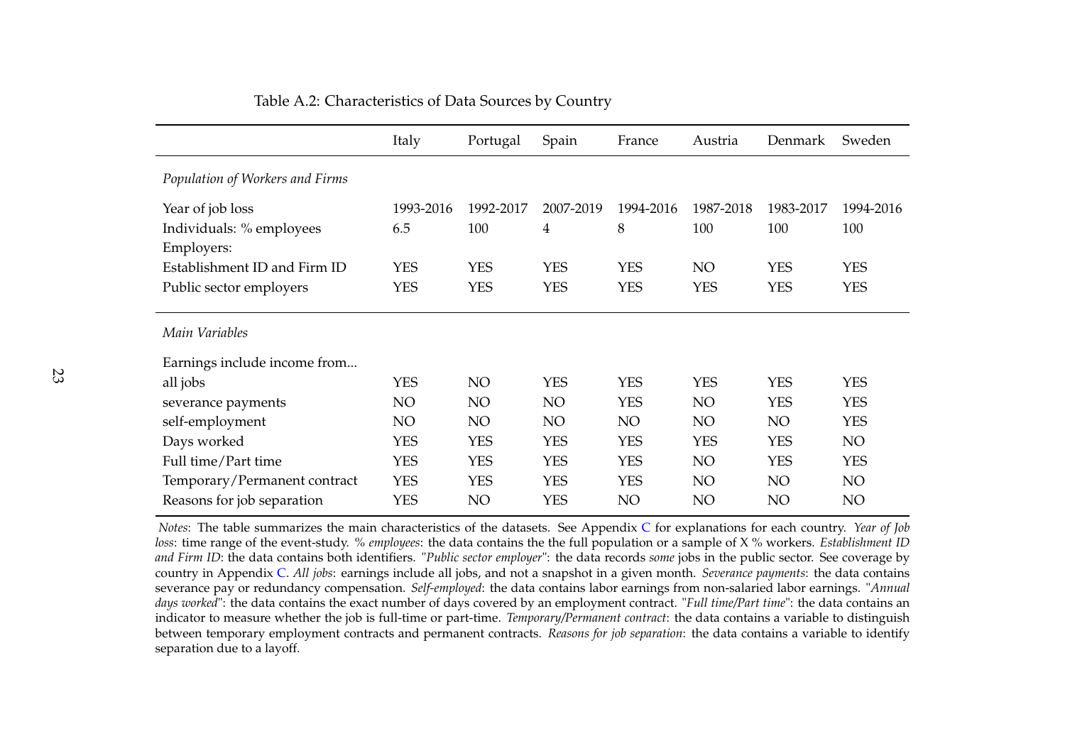Table A.2: Characteristics of Data Sources by Country

| | Italy | Portugal | Spain | France | Austria | Denmark | Sweden |
|---|---|---|---|---|---|---|---|
| *Population of Workers and Firms* | | | | | | | |
| Year of job loss | 1993-2016 | 1992-2017 | 2007-2019 | 1994-2016 | 1987-2018 | 1983-2017 | 1994-2016 |
| Individuals: % employees | 6.5 | 100 | 4 | 8 | 100 | 100 | 100 |
| Employers: | | | | | | | |
| Establishment ID and Firm ID | YES | YES | YES | YES | NO | YES | YES |
| Public sector employers | YES | YES | YES | YES | YES | YES | YES |
| *Main Variables* | | | | | | | |
| Earnings include income from... | | | | | | | |
| all jobs | YES | NO | YES | YES | YES | YES | YES |
| severance payments | NO | NO | NO | YES | NO | YES | YES |
| self-employment | NO | NO | NO | NO | NO | NO | YES |
| Days worked | YES | YES | YES | YES | YES | YES | NO |
| Full time/Part time | YES | YES | YES | YES | NO | YES | YES |
| Temporary/Permanent contract | YES | YES | YES | YES | NO | NO | NO |
| Reasons for job separation | YES | NO | YES | NO | NO | NO | NO |

*Notes*: The table summarizes the main characteristics of the datasets. See Appendix C for explanations for each country. *Year of Job loss*: time range of the event-study. *% employees*: the data contains the the full population or a sample of X % workers. *Establishment ID and Firm ID*: the data contains both identifiers. "*Public sector employer*": the data records *some* jobs in the public sector. See coverage by country in Appendix C. *All jobs*: earnings include all jobs, and not a snapshot in a given month. *Severance payments*: the data contains severance pay or redundancy compensation. *Self-employed*: the data contains labor earnings from non-salaried labor earnings. "*Annual days worked*": the data contains the exact number of days covered by an employment contract. "*Full time/Part time*": the data contains an indicator to measure whether the job is full-time or part-time. *Temporary/Permanent contract*: the data contains a variable to distinguish between temporary employment contracts and permanent contracts. *Reasons for job separation*: the data contains a variable to identify separation due to a layoff.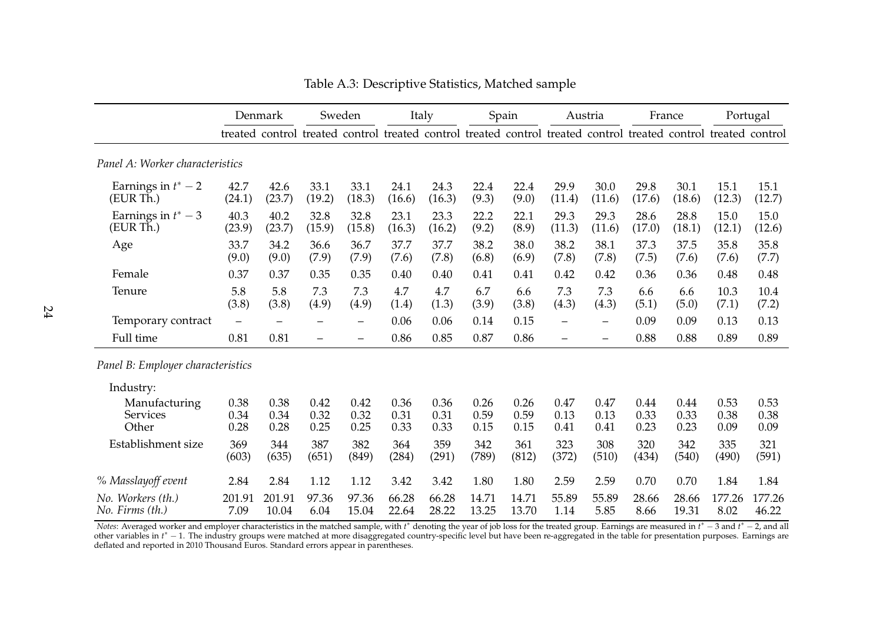Table A.3: Descriptive Statistics, Matched sample

| | Denmark | | Sweden | | Italy | | Spain | | Austria | | France | | Portugal | |
|---|---|---|---|---|---|---|---|---|---|---|---|---|---|---|
| | treated | control | treated | control | treated | control | treated | control | treated | control | treated | control | treated | control |
| *Panel A: Worker characteristics* | | | | | | | | | | | | | | |
| Earnings in $t^* - 2$ | 42.7 | 42.6 | 33.1 | 33.1 | 24.1 | 24.3 | 22.4 | 22.4 | 29.9 | 30.0 | 29.8 | 30.1 | 15.1 | 15.1 |
| (EUR Th.) | (24.1) | (23.7) | (19.2) | (18.3) | (16.6) | (16.3) | (9.3) | (9.0) | (11.4) | (11.6) | (17.6) | (18.6) | (12.3) | (12.7) |
| Earnings in $t^* - 3$ | 40.3 | 40.2 | 32.8 | 32.8 | 23.1 | 23.3 | 22.2 | 22.1 | 29.3 | 29.3 | 28.6 | 28.8 | 15.0 | 15.0 |
| (EUR Th.) | (23.9) | (23.7) | (15.9) | (15.8) | (16.3) | (16.2) | (9.2) | (8.9) | (11.3) | (11.6) | (17.0) | (18.1) | (12.1) | (12.6) |
| Age | 33.7 | 34.2 | 36.6 | 36.7 | 37.7 | 37.7 | 38.2 | 38.0 | 38.2 | 38.1 | 37.3 | 37.5 | 35.8 | 35.8 |
| | (9.0) | (9.0) | (7.9) | (7.9) | (7.6) | (7.8) | (6.8) | (6.9) | (7.8) | (7.8) | (7.5) | (7.6) | (7.6) | (7.7) |
| Female | 0.37 | 0.37 | 0.35 | 0.35 | 0.40 | 0.40 | 0.41 | 0.41 | 0.42 | 0.42 | 0.36 | 0.36 | 0.48 | 0.48 |
| Tenure | 5.8 | 5.8 | 7.3 | 7.3 | 4.7 | 4.7 | 6.7 | 6.6 | 7.3 | 7.3 | 6.6 | 6.6 | 10.3 | 10.4 |
| | (3.8) | (3.8) | (4.9) | (4.9) | (1.4) | (1.3) | (3.9) | (3.8) | (4.3) | (4.3) | (5.1) | (5.0) | (7.1) | (7.2) |
| Temporary contract | – | – | – | – | 0.06 | 0.06 | 0.14 | 0.15 | – | – | 0.09 | 0.09 | 0.13 | 0.13 |
| Full time | 0.81 | 0.81 | – | – | 0.86 | 0.85 | 0.87 | 0.86 | – | – | 0.88 | 0.88 | 0.89 | 0.89 |
| *Panel B: Employer characteristics* | | | | | | | | | | | | | | |
| Industry: | | | | | | | | | | | | | | |
| Manufacturing | 0.38 | 0.38 | 0.42 | 0.42 | 0.36 | 0.36 | 0.26 | 0.26 | 0.47 | 0.47 | 0.44 | 0.44 | 0.53 | 0.53 |
| Services | 0.34 | 0.34 | 0.32 | 0.32 | 0.31 | 0.31 | 0.59 | 0.59 | 0.13 | 0.13 | 0.33 | 0.33 | 0.38 | 0.38 |
| Other | 0.28 | 0.28 | 0.25 | 0.25 | 0.33 | 0.33 | 0.15 | 0.15 | 0.41 | 0.41 | 0.23 | 0.23 | 0.09 | 0.09 |
| Establishment size | 369 | 344 | 387 | 382 | 364 | 359 | 342 | 361 | 323 | 308 | 320 | 342 | 335 | 321 |
| | (603) | (635) | (651) | (849) | (284) | (291) | (789) | (812) | (372) | (510) | (434) | (540) | (490) | (591) |
| *% Masslayoff event* | 2.84 | 2.84 | 1.12 | 1.12 | 3.42 | 3.42 | 1.80 | 1.80 | 2.59 | 2.59 | 0.70 | 0.70 | 1.84 | 1.84 |
| *No. Workers (th.)* | 201.91 | 201.91 | 97.36 | 97.36 | 66.28 | 66.28 | 14.71 | 14.71 | 55.89 | 55.89 | 28.66 | 28.66 | 177.26 | 177.26 |
| *No. Firms (th.)* | 7.09 | 10.04 | 6.04 | 15.04 | 22.64 | 28.22 | 13.25 | 13.70 | 1.14 | 5.85 | 8.66 | 19.31 | 8.02 | 46.22 |

*Notes*: Averaged worker and employer characteristics in the matched sample, with $t^*$ denoting the year of job loss for the treated group. Earnings are measured in $t^* - 3$ and $t^* - 2$, and all other variables in $t^* - 1$. The industry groups were matched at more disaggregated country-specific level but have been re-aggregated in the table for presentation purposes. Earnings are deflated and reported in 2010 Thousand Euros. Standard errors appear in parentheses.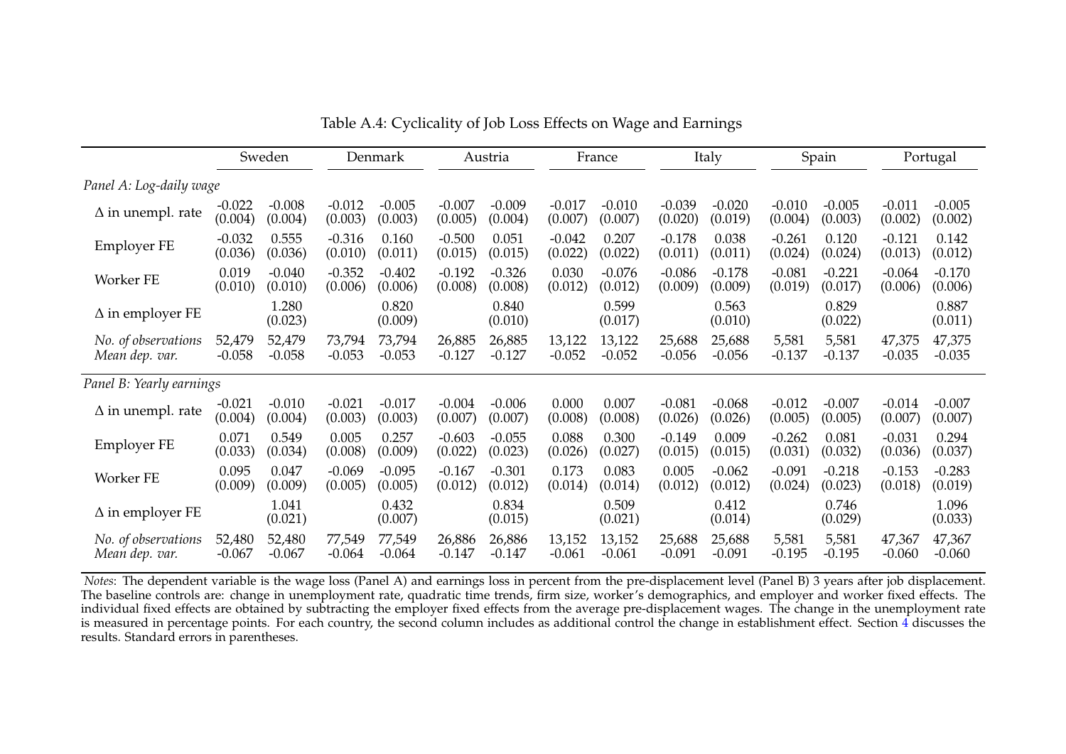Table A.4: Cyclicality of Job Loss Effects on Wage and Earnings

| | Sweden | | Denmark | | Austria | | France | | Italy | | Spain | | Portugal | |
|---|---|---|---|---|---|---|---|---|---|---|---|---|---|---|
| *Panel A: Log-daily wage* | | | | | | | | | | | | | | |
| Δ in unempl. rate | -0.022 | -0.008 | -0.012 | -0.005 | -0.007 | -0.009 | -0.017 | -0.010 | -0.039 | -0.020 | -0.010 | -0.005 | -0.011 | -0.005 |
| | (0.004) | (0.004) | (0.003) | (0.003) | (0.005) | (0.004) | (0.007) | (0.007) | (0.020) | (0.019) | (0.004) | (0.003) | (0.002) | (0.002) |
| Employer FE | -0.032 | 0.555 | -0.316 | 0.160 | -0.500 | 0.051 | -0.042 | 0.207 | -0.178 | 0.038 | -0.261 | 0.120 | -0.121 | 0.142 |
| | (0.036) | (0.036) | (0.010) | (0.011) | (0.015) | (0.015) | (0.022) | (0.022) | (0.011) | (0.011) | (0.024) | (0.024) | (0.013) | (0.012) |
| Worker FE | 0.019 | -0.040 | -0.352 | -0.402 | -0.192 | -0.326 | 0.030 | -0.076 | -0.086 | -0.178 | -0.081 | -0.221 | -0.064 | -0.170 |
| | (0.010) | (0.010) | (0.006) | (0.006) | (0.008) | (0.008) | (0.012) | (0.012) | (0.009) | (0.009) | (0.019) | (0.017) | (0.006) | (0.006) |
| Δ in employer FE | | 1.280 | | 0.820 | | 0.840 | | 0.599 | | 0.563 | | 0.829 | | 0.887 |
| | | (0.023) | | (0.009) | | (0.010) | | (0.017) | | (0.010) | | (0.022) | | (0.011) |
| *No. of observations* | 52,479 | 52,479 | 73,794 | 73,794 | 26,885 | 26,885 | 13,122 | 13,122 | 25,688 | 25,688 | 5,581 | 5,581 | 47,375 | 47,375 |
| *Mean dep. var.* | -0.058 | -0.058 | -0.053 | -0.053 | -0.127 | -0.127 | -0.052 | -0.052 | -0.056 | -0.056 | -0.137 | -0.137 | -0.035 | -0.035 |
| *Panel B: Yearly earnings* | | | | | | | | | | | | | | |
| Δ in unempl. rate | -0.021 | -0.010 | -0.021 | -0.017 | -0.004 | -0.006 | 0.000 | 0.007 | -0.081 | -0.068 | -0.012 | -0.007 | -0.014 | -0.007 |
| | (0.004) | (0.004) | (0.003) | (0.003) | (0.007) | (0.007) | (0.008) | (0.008) | (0.026) | (0.026) | (0.005) | (0.005) | (0.007) | (0.007) |
| Employer FE | 0.071 | 0.549 | 0.005 | 0.257 | -0.603 | -0.055 | 0.088 | 0.300 | -0.149 | 0.009 | -0.262 | 0.081 | -0.031 | 0.294 |
| | (0.033) | (0.034) | (0.008) | (0.009) | (0.022) | (0.023) | (0.026) | (0.027) | (0.015) | (0.015) | (0.031) | (0.032) | (0.036) | (0.037) |
| Worker FE | 0.095 | 0.047 | -0.069 | -0.095 | -0.167 | -0.301 | 0.173 | 0.083 | 0.005 | -0.062 | -0.091 | -0.218 | -0.153 | -0.283 |
| | (0.009) | (0.009) | (0.005) | (0.005) | (0.012) | (0.012) | (0.014) | (0.014) | (0.012) | (0.012) | (0.024) | (0.023) | (0.018) | (0.019) |
| Δ in employer FE | | 1.041 | | 0.432 | | 0.834 | | 0.509 | | 0.412 | | 0.746 | | 1.096 |
| | | (0.021) | | (0.007) | | (0.015) | | (0.021) | | (0.014) | | (0.029) | | (0.033) |
| *No. of observations* | 52,480 | 52,480 | 77,549 | 77,549 | 26,886 | 26,886 | 13,152 | 13,152 | 25,688 | 25,688 | 5,581 | 5,581 | 47,367 | 47,367 |
| *Mean dep. var.* | -0.067 | -0.067 | -0.064 | -0.064 | -0.147 | -0.147 | -0.061 | -0.061 | -0.091 | -0.091 | -0.195 | -0.195 | -0.060 | -0.060 |

*Notes*: The dependent variable is the wage loss (Panel A) and earnings loss in percent from the pre-displacement level (Panel B) 3 years after job displacement. The baseline controls are: change in unemployment rate, quadratic time trends, firm size, worker's demographics, and employer and worker fixed effects. The individual fixed effects are obtained by subtracting the employer fixed effects from the average pre-displacement wages. The change in the unemployment rate is measured in percentage points. For each country, the second column includes as additional control the change in establishment effect. Section 4 discusses the results. Standard errors in parentheses.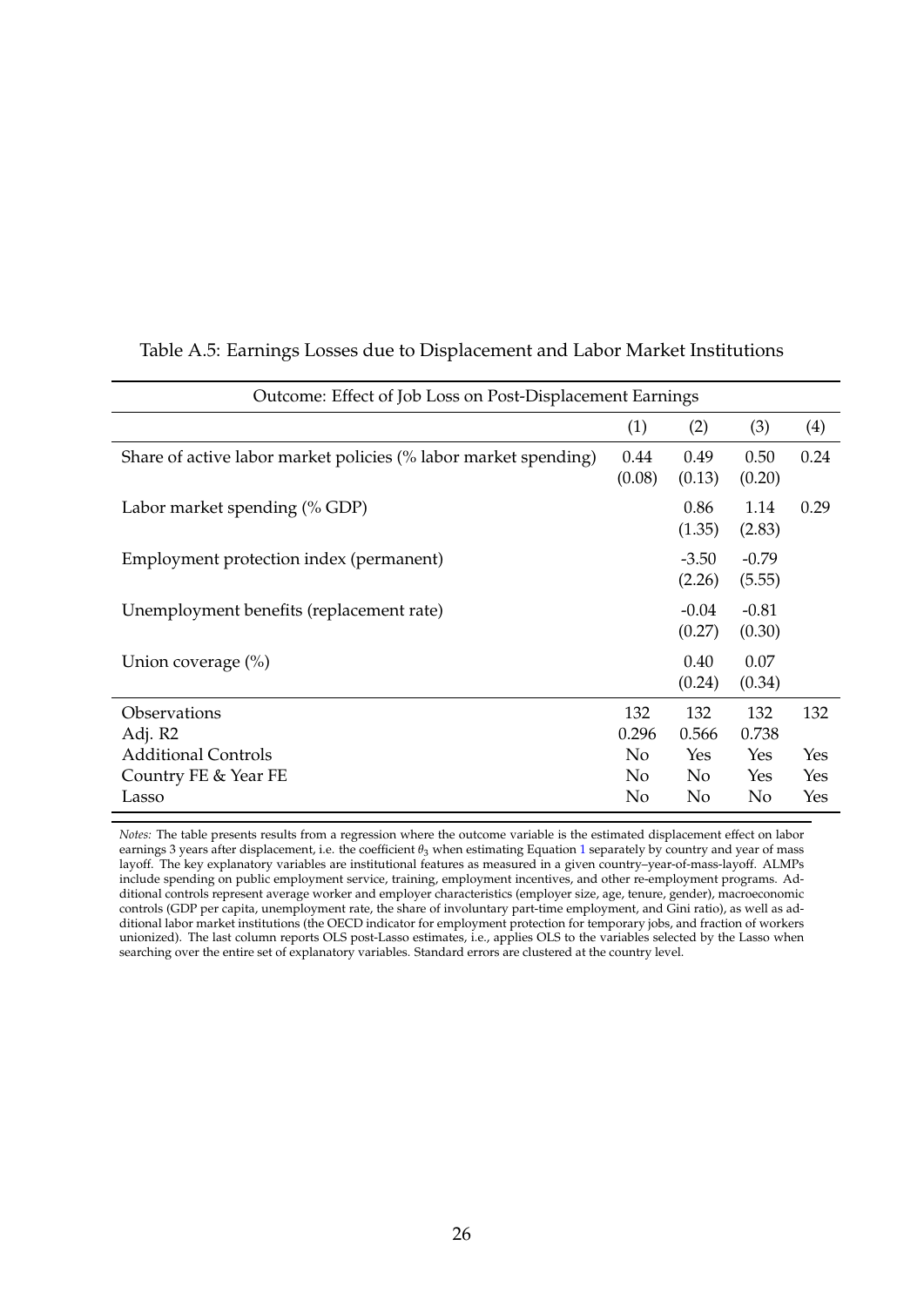Table A.5: Earnings Losses due to Displacement and Labor Market Institutions

| Outcome: Effect of Job Loss on Post-Displacement Earnings | | | | |
|---|---|---|---|---|
| | (1) | (2) | (3) | (4) |
| Share of active labor market policies (% labor market spending) | 0.44 | 0.49 | 0.50 | 0.24 |
| | (0.08) | (0.13) | (0.20) | |
| Labor market spending (% GDP) | | 0.86 | 1.14 | 0.29 |
| | | (1.35) | (2.83) | |
| Employment protection index (permanent) | | -3.50 | -0.79 | |
| | | (2.26) | (5.55) | |
| Unemployment benefits (replacement rate) | | -0.04 | -0.81 | |
| | | (0.27) | (0.30) | |
| Union coverage (%) | | 0.40 | 0.07 | |
| | | (0.24) | (0.34) | |
| Observations | 132 | 132 | 132 | 132 |
| Adj. R2 | 0.296 | 0.566 | 0.738 | |
| Additional Controls | No | Yes | Yes | Yes |
| Country FE & Year FE | No | No | Yes | Yes |
| Lasso | No | No | No | Yes |

*Notes:* The table presents results from a regression where the outcome variable is the estimated displacement effect on labor earnings 3 years after displacement, i.e. the coefficient $\theta_3$ when estimating Equation 1 separately by country and year of mass layoff. The key explanatory variables are institutional features as measured in a given country–year-of-mass-layoff. ALMPs include spending on public employment service, training, employment incentives, and other re-employment programs. Additional controls represent average worker and employer characteristics (employer size, age, tenure, gender), macroeconomic controls (GDP per capita, unemployment rate, the share of involuntary part-time employment, and Gini ratio), as well as additional labor market institutions (the OECD indicator for employment protection for temporary jobs, and fraction of workers unionized). The last column reports OLS post-Lasso estimates, i.e., applies OLS to the variables selected by the Lasso when searching over the entire set of explanatory variables. Standard errors are clustered at the country level.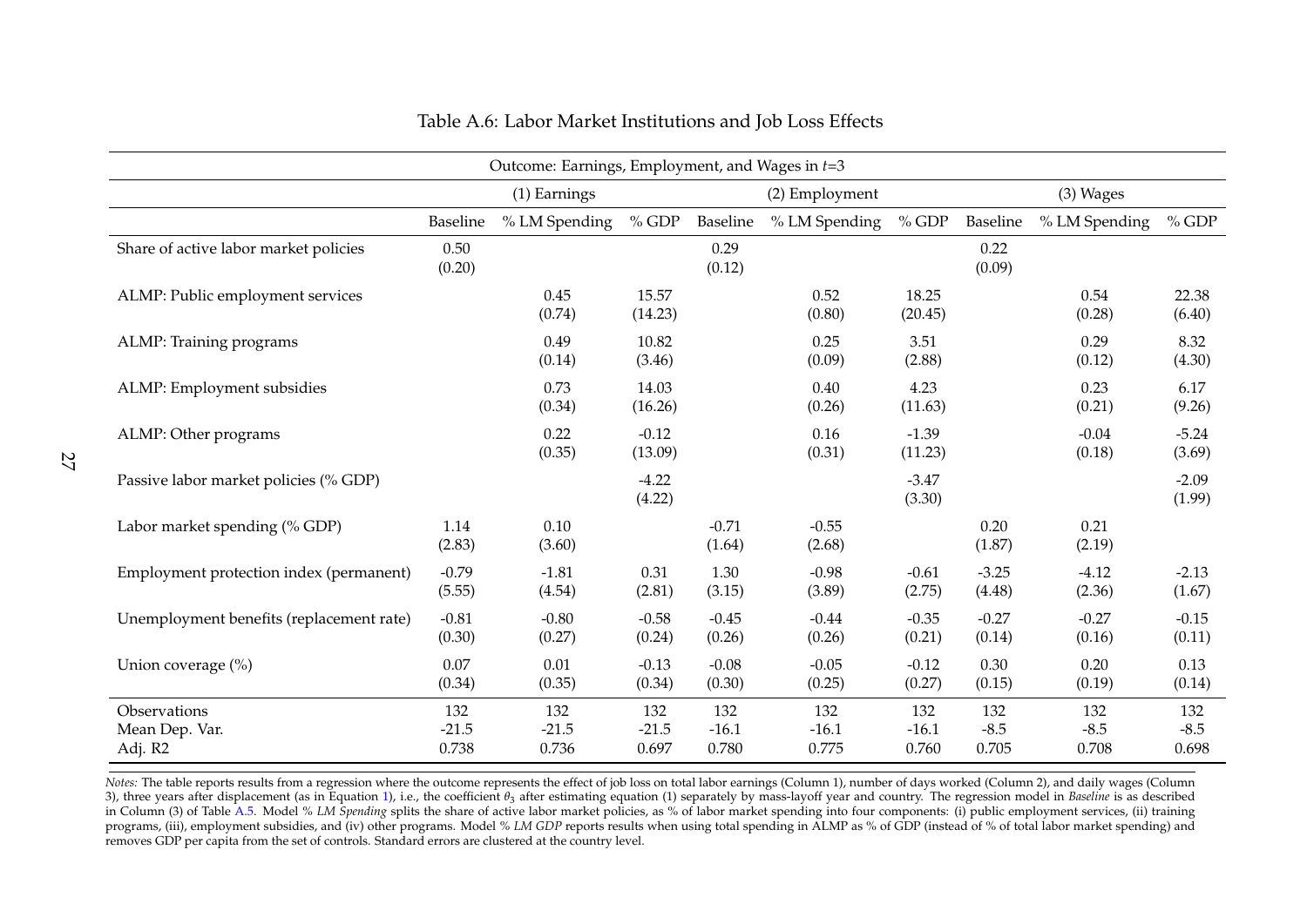Table A.6: Labor Market Institutions and Job Loss Effects

| Outcome: Earnings, Employment, and Wages in $t$=3 | | | | | | | | | |
|---|---|---|---|---|---|---|---|---|---|
| | (1) Earnings | | | (2) Employment | | | (3) Wages | | |
| | Baseline | % LM Spending | % GDP | Baseline | % LM Spending | % GDP | Baseline | % LM Spending | % GDP |
| Share of active labor market policies | 0.50 (0.20) | | | 0.29 (0.12) | | | 0.22 (0.09) | | |
| ALMP: Public employment services | | 0.45 (0.74) | 15.57 (14.23) | | 0.52 (0.80) | 18.25 (20.45) | | 0.54 (0.28) | 22.38 (6.40) |
| ALMP: Training programs | | 0.49 (0.14) | 10.82 (3.46) | | 0.25 (0.09) | 3.51 (2.88) | | 0.29 (0.12) | 8.32 (4.30) |
| ALMP: Employment subsidies | | 0.73 (0.34) | 14.03 (16.26) | | 0.40 (0.26) | 4.23 (11.63) | | 0.23 (0.21) | 6.17 (9.26) |
| ALMP: Other programs | | 0.22 (0.35) | -0.12 (13.09) | | 0.16 (0.31) | -1.39 (11.23) | | -0.04 (0.18) | -5.24 (3.69) |
| Passive labor market policies (% GDP) | | | -4.22 (4.22) | | | -3.47 (3.30) | | | -2.09 (1.99) |
| Labor market spending (% GDP) | 1.14 (2.83) | 0.10 (3.60) | | -0.71 (1.64) | -0.55 (2.68) | | 0.20 (1.87) | 0.21 (2.19) | |
| Employment protection index (permanent) | -0.79 (5.55) | -1.81 (4.54) | 0.31 (2.81) | 1.30 (3.15) | -0.98 (3.89) | -0.61 (2.75) | -3.25 (4.48) | -4.12 (2.36) | -2.13 (1.67) |
| Unemployment benefits (replacement rate) | -0.81 (0.30) | -0.80 (0.27) | -0.58 (0.24) | -0.45 (0.26) | -0.44 (0.26) | -0.35 (0.21) | -0.27 (0.14) | -0.27 (0.16) | -0.15 (0.11) |
| Union coverage (%) | 0.07 (0.34) | 0.01 (0.35) | -0.13 (0.34) | -0.08 (0.30) | -0.05 (0.25) | -0.12 (0.27) | 0.30 (0.15) | 0.20 (0.19) | 0.13 (0.14) |
| Observations | 132 | 132 | 132 | 132 | 132 | 132 | 132 | 132 | 132 |
| Mean Dep. Var. | -21.5 | -21.5 | -21.5 | -16.1 | -16.1 | -16.1 | -8.5 | -8.5 | -8.5 |
| Adj. R2 | 0.738 | 0.736 | 0.697 | 0.780 | 0.775 | 0.760 | 0.705 | 0.708 | 0.698 |

*Notes:* The table reports results from a regression where the outcome represents the effect of job loss on total labor earnings (Column 1), number of days worked (Column 2), and daily wages (Column 3), three years after displacement (as in Equation 1), i.e., the coefficient $\theta_3$ after estimating equation (1) separately by mass-layoff year and country. The regression model in *Baseline* is as described in Column (3) of Table A.5. Model *% LM Spending* splits the share of active labor market policies, as % of labor market spending into four components: (i) public employment services, (ii) training programs, (iii), employment subsidies, and (iv) other programs. Model *% LM GDP* reports results when using total spending in ALMP as % of GDP (instead of % of total labor market spending) and removes GDP per capita from the set of controls. Standard errors are clustered at the country level.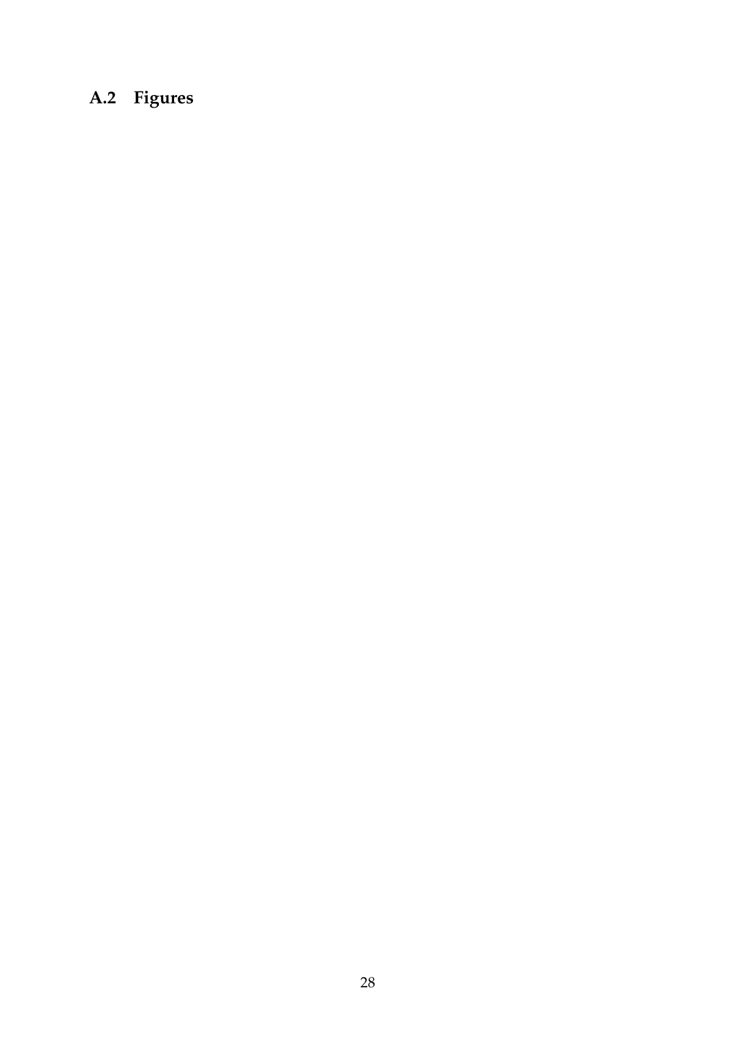### A.2 Figures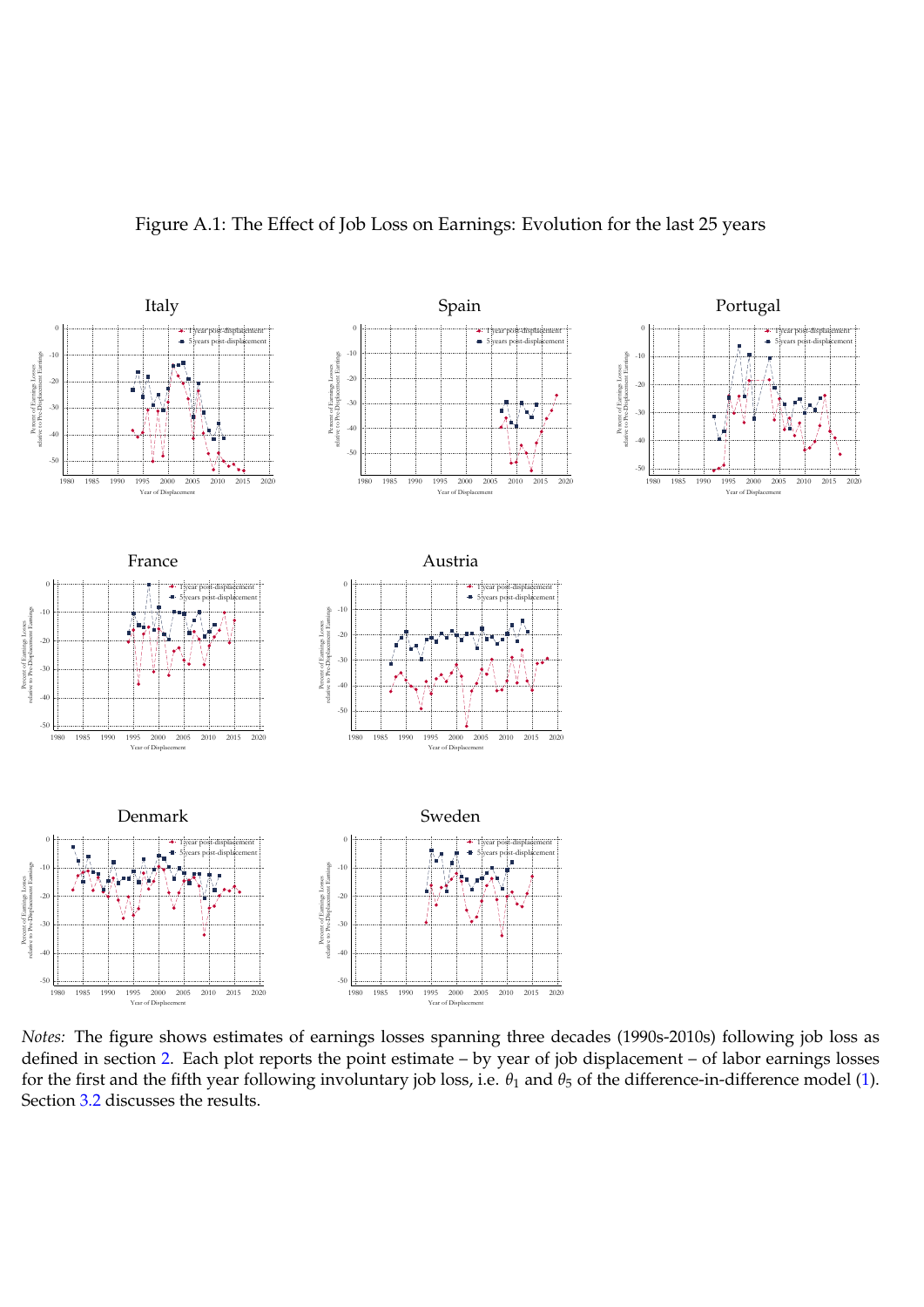Figure A.1: The Effect of Job Loss on Earnings: Evolution for the last 25 years

*Notes:* The figure shows estimates of earnings losses spanning three decades (1990s-2010s) following job loss as defined in section 2. Each plot reports the point estimate – by year of job displacement – of labor earnings losses for the first and the fifth year following involuntary job loss, i.e. $\theta_1$ and $\theta_5$ of the difference-in-difference model (1). Section 3.2 discusses the results.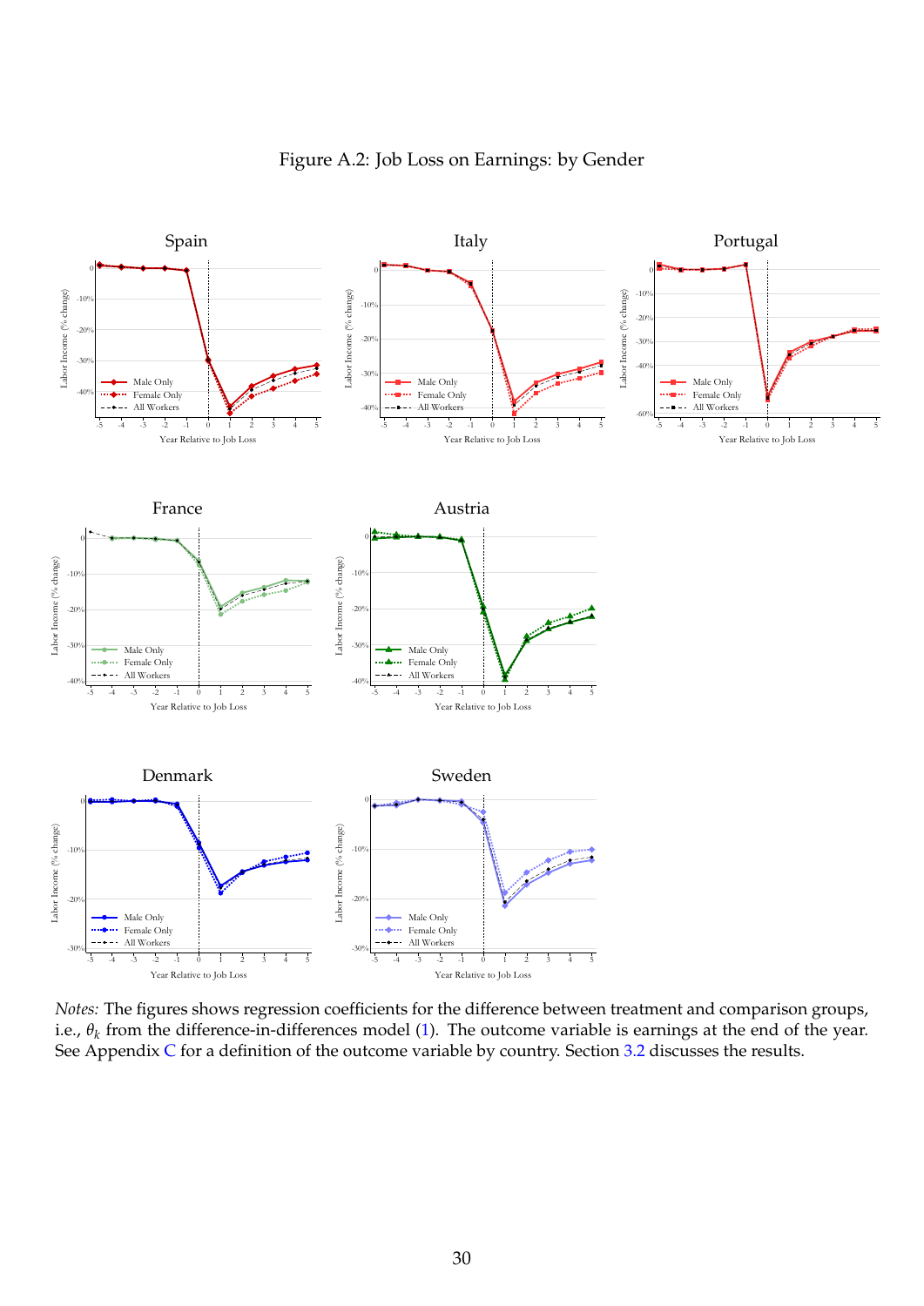Figure A.2: Job Loss on Earnings: by Gender

*Notes:* The figures shows regression coefficients for the difference between treatment and comparison groups, i.e., $\theta_k$ from the difference-in-differences model (1). The outcome variable is earnings at the end of the year. See Appendix C for a definition of the outcome variable by country. Section 3.2 discusses the results.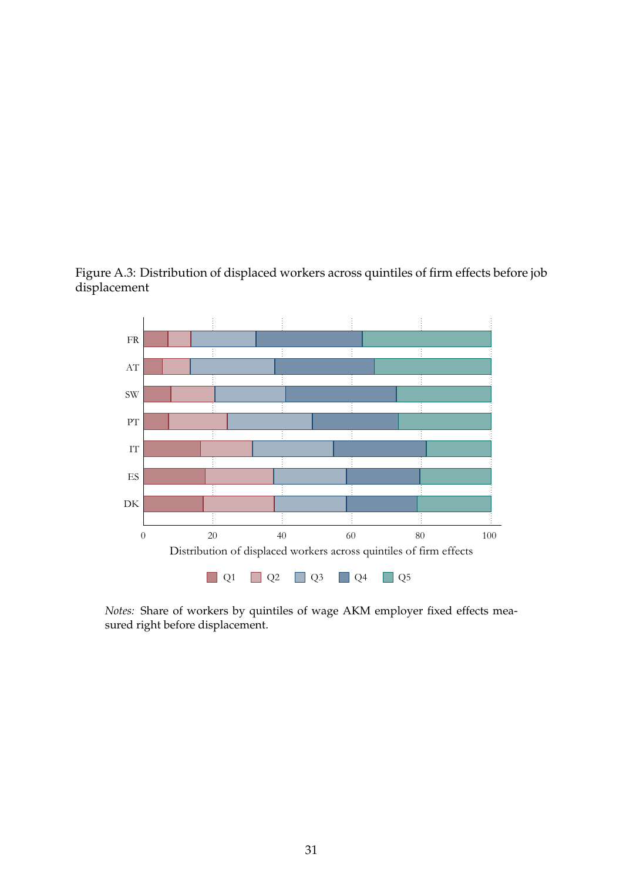Figure A.3: Distribution of displaced workers across quintiles of firm effects before job displacement

*Notes:* Share of workers by quintiles of wage AKM employer fixed effects measured right before displacement.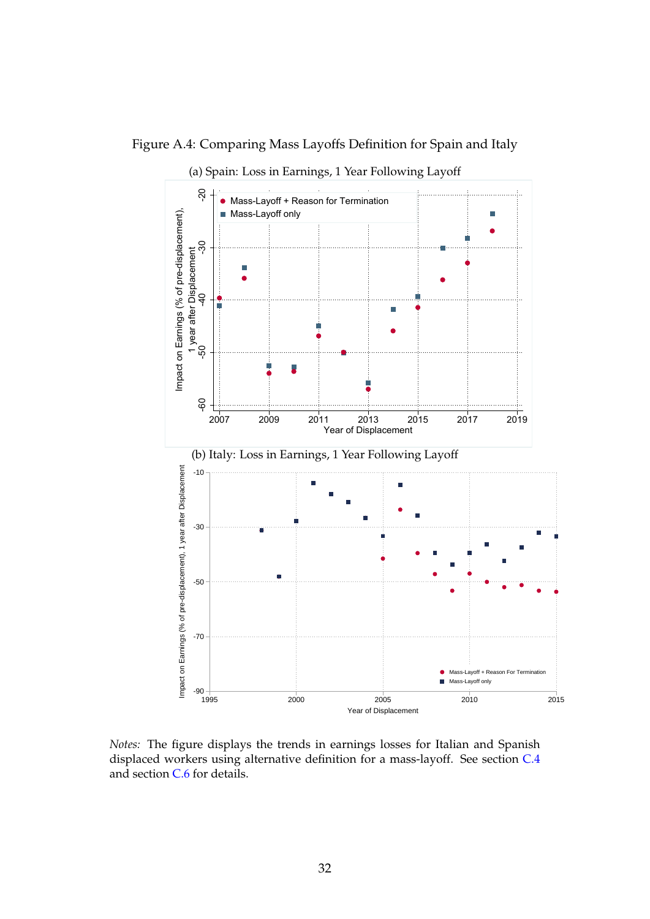Figure A.4: Comparing Mass Layoffs Definition for Spain and Italy

(a) Spain: Loss in Earnings, 1 Year Following Layoff

(b) Italy: Loss in Earnings, 1 Year Following Layoff

*Notes:* The figure displays the trends in earnings losses for Italian and Spanish displaced workers using alternative definition for a mass-layoff. See section C.4 and section C.6 for details.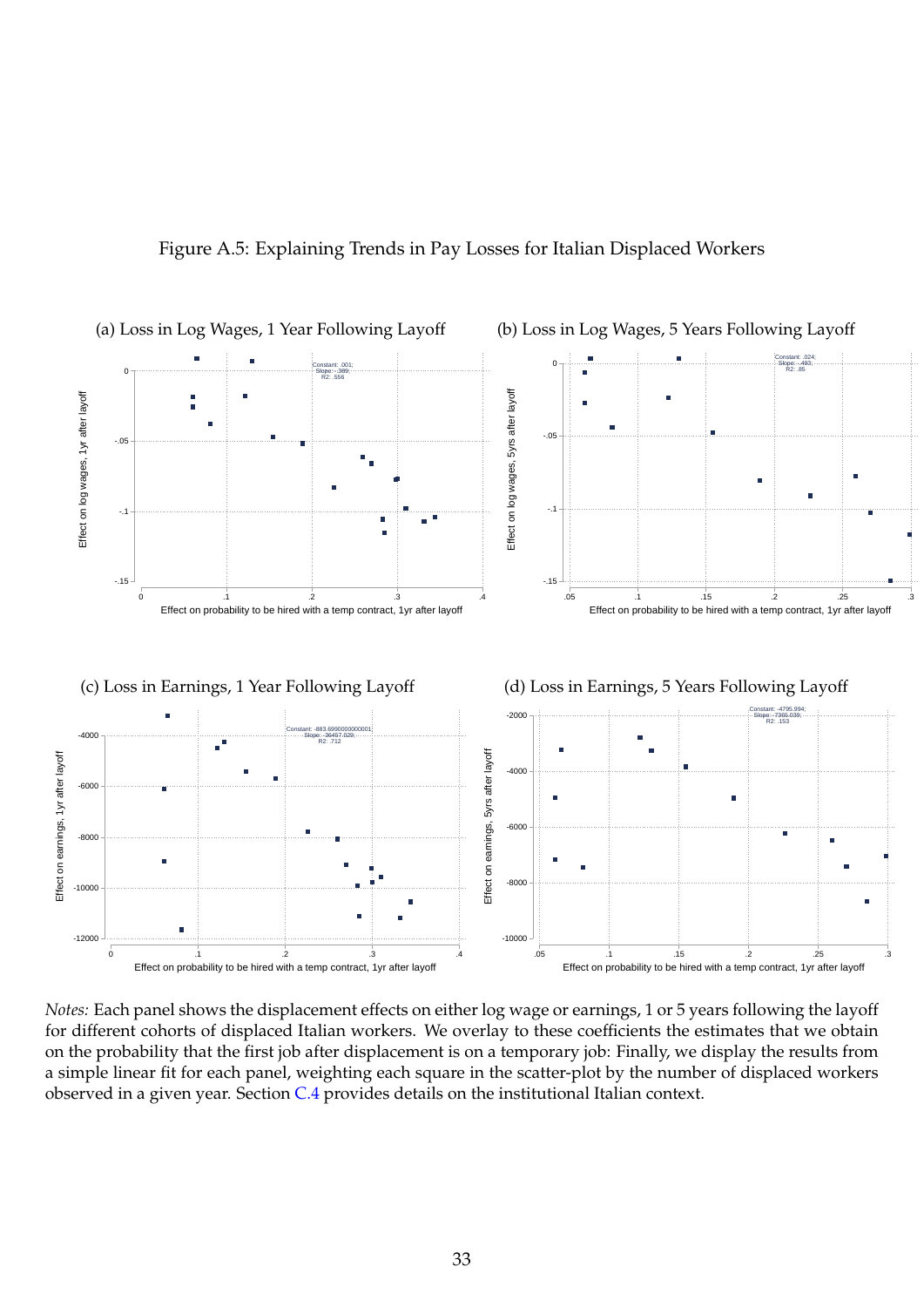Figure A.5: Explaining Trends in Pay Losses for Italian Displaced Workers

(a) Loss in Log Wages, 1 Year Following Layoff

(b) Loss in Log Wages, 5 Years Following Layoff

(c) Loss in Earnings, 1 Year Following Layoff

(d) Loss in Earnings, 5 Years Following Layoff

*Notes:* Each panel shows the displacement effects on either log wage or earnings, 1 or 5 years following the layoff for different cohorts of displaced Italian workers. We overlay to these coefficients the estimates that we obtain on the probability that the first job after displacement is on a temporary job: Finally, we display the results from a simple linear fit for each panel, weighting each square in the scatter-plot by the number of displaced workers observed in a given year. Section C.4 provides details on the institutional Italian context.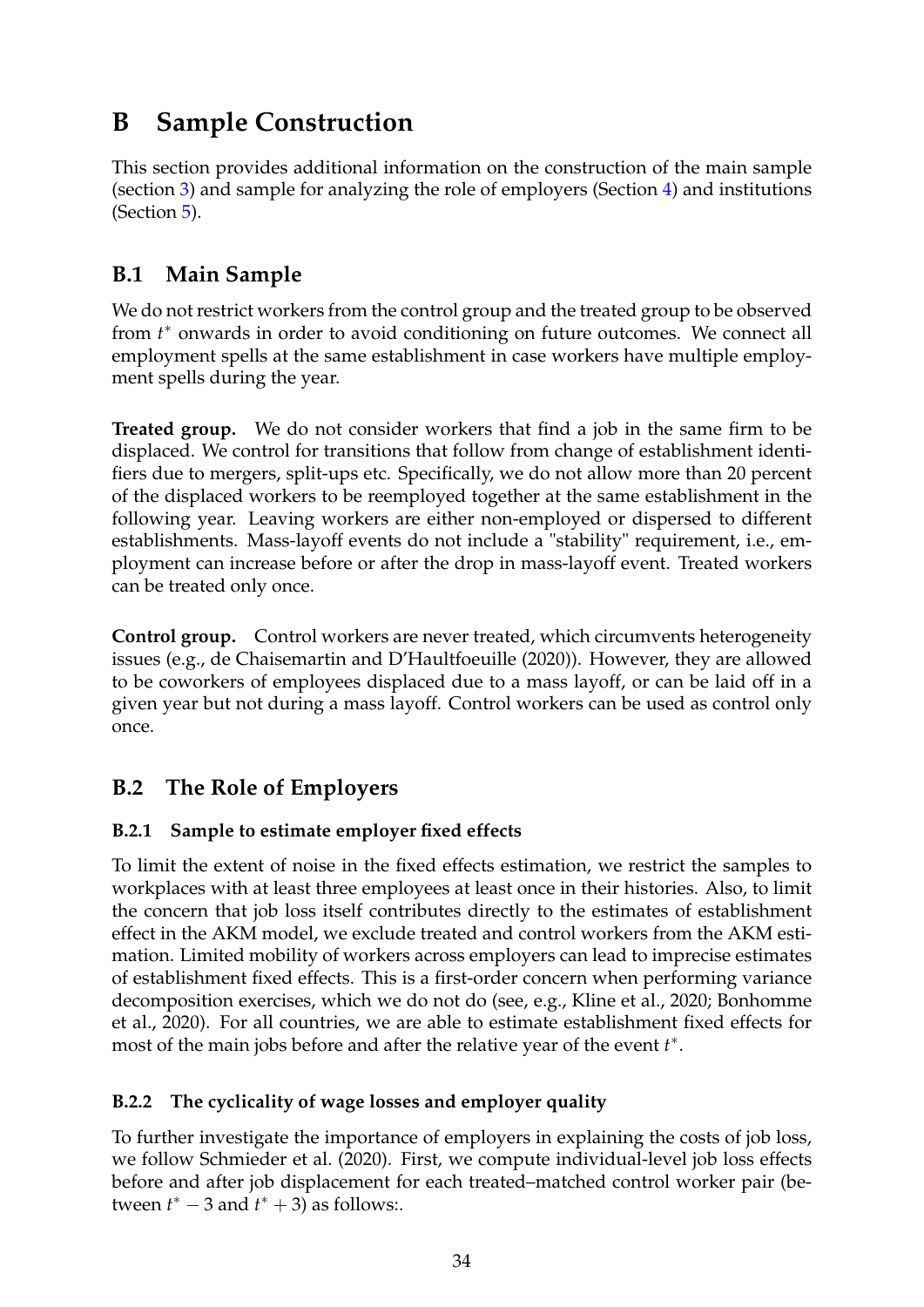# B Sample Construction

This section provides additional information on the construction of the main sample (section 3) and sample for analyzing the role of employers (Section 4) and institutions (Section 5).

## B.1 Main Sample

We do not restrict workers from the control group and the treated group to be observed from $t^*$ onwards in order to avoid conditioning on future outcomes. We connect all employment spells at the same establishment in case workers have multiple employment spells during the year.

**Treated group.** We do not consider workers that find a job in the same firm to be displaced. We control for transitions that follow from change of establishment identifiers due to mergers, split-ups etc. Specifically, we do not allow more than 20 percent of the displaced workers to be reemployed together at the same establishment in the following year. Leaving workers are either non-employed or dispersed to different establishments. Mass-layoff events do not include a "stability" requirement, i.e., employment can increase before or after the drop in mass-layoff event. Treated workers can be treated only once.

**Control group.** Control workers are never treated, which circumvents heterogeneity issues (e.g., de Chaisemartin and D'Haultfoeuille (2020)). However, they are allowed to be coworkers of employees displaced due to a mass layoff, or can be laid off in a given year but not during a mass layoff. Control workers can be used as control only once.

## B.2 The Role of Employers

### B.2.1 Sample to estimate employer fixed effects

To limit the extent of noise in the fixed effects estimation, we restrict the samples to workplaces with at least three employees at least once in their histories. Also, to limit the concern that job loss itself contributes directly to the estimates of establishment effect in the AKM model, we exclude treated and control workers from the AKM estimation. Limited mobility of workers across employers can lead to imprecise estimates of establishment fixed effects. This is a first-order concern when performing variance decomposition exercises, which we do not do (see, e.g., Kline et al., 2020; Bonhomme et al., 2020). For all countries, we are able to estimate establishment fixed effects for most of the main jobs before and after the relative year of the event $t^*$.

### B.2.2 The cyclicality of wage losses and employer quality

To further investigate the importance of employers in explaining the costs of job loss, we follow Schmieder et al. (2020). First, we compute individual-level job loss effects before and after job displacement for each treated–matched control worker pair (between $t^* - 3$ and $t^* + 3$) as follows:.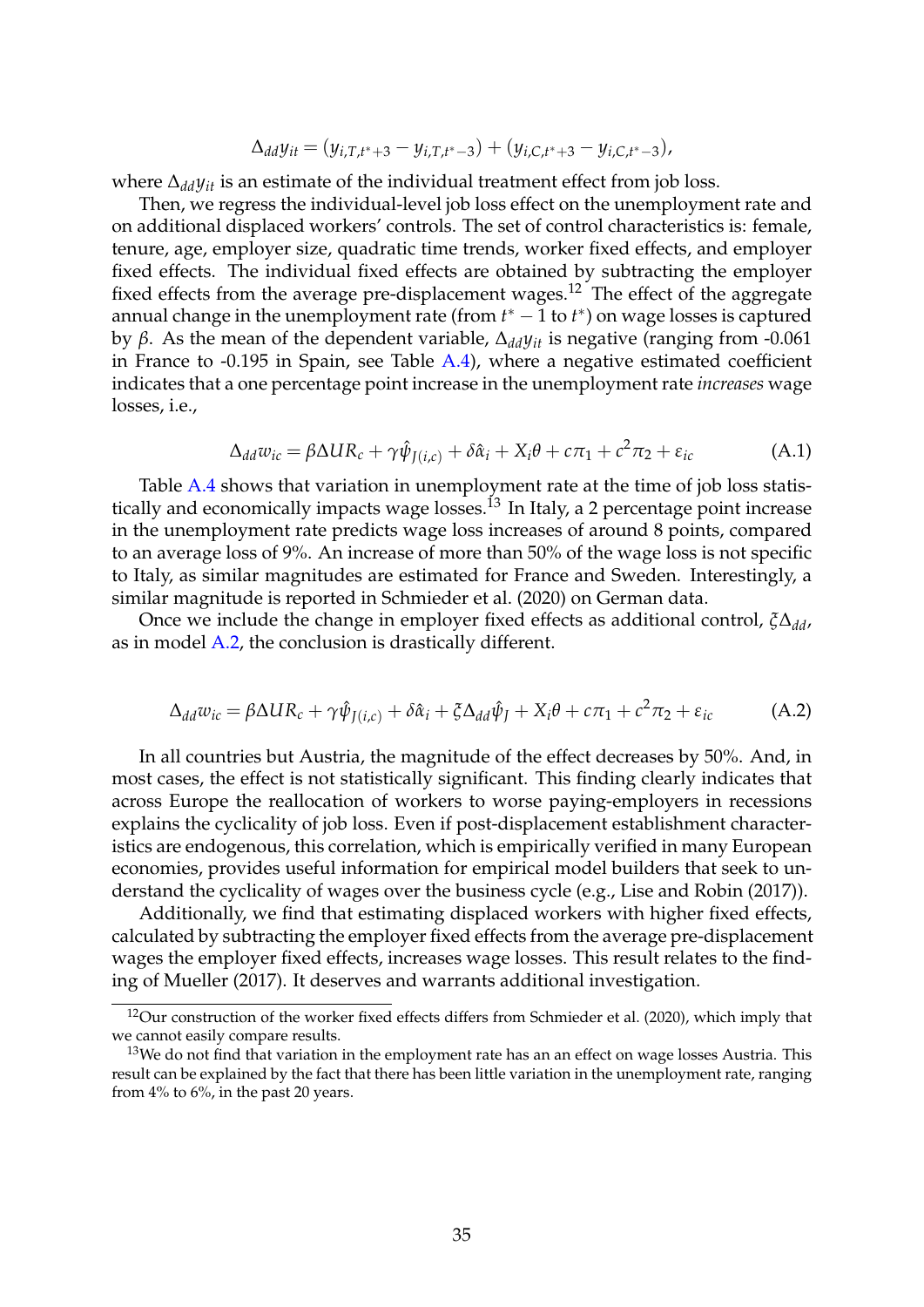$$\Delta_{dd} y_{it} = (y_{i,T,t^*+3} - y_{i,T,t^*-3}) + (y_{i,C,t^*+3} - y_{i,C,t^*-3}),$$

where $\Delta_{dd} y_{it}$ is an estimate of the individual treatment effect from job loss.

Then, we regress the individual-level job loss effect on the unemployment rate and on additional displaced workers' controls. The set of control characteristics is: female, tenure, age, employer size, quadratic time trends, worker fixed effects, and employer fixed effects. The individual fixed effects are obtained by subtracting the employer fixed effects from the average pre-displacement wages.[12] The effect of the aggregate annual change in the unemployment rate (from $t^* - 1$ to $t^*$) on wage losses is captured by $\beta$. As the mean of the dependent variable, $\Delta_{dd} y_{it}$ is negative (ranging from -0.061 in France to -0.195 in Spain, see Table A.4), where a negative estimated coefficient indicates that a one percentage point increase in the unemployment rate *increases* wage losses, i.e.,

$$\Delta_{dd} w_{ic} = \beta \Delta UR_c + \gamma \hat{\psi}_{J(i,c)} + \delta \hat{\alpha}_i + X_i \theta + c\pi_1 + c^2 \pi_2 + \varepsilon_{ic} \tag{A.1}$$

Table A.4 shows that variation in unemployment rate at the time of job loss statistically and economically impacts wage losses.[13] In Italy, a 2 percentage point increase in the unemployment rate predicts wage loss increases of around 8 points, compared to an average loss of 9%. An increase of more than 50% of the wage loss is not specific to Italy, as similar magnitudes are estimated for France and Sweden. Interestingly, a similar magnitude is reported in Schmieder et al. (2020) on German data.

Once we include the change in employer fixed effects as additional control, $\xi \Delta_{dd}$, as in model A.2, the conclusion is drastically different.

$$\Delta_{dd} w_{ic} = \beta \Delta UR_c + \gamma \hat{\psi}_{J(i,c)} + \delta \hat{\alpha}_i + \xi \Delta_{dd} \hat{\psi}_J + X_i \theta + c\pi_1 + c^2 \pi_2 + \varepsilon_{ic} \tag{A.2}$$

In all countries but Austria, the magnitude of the effect decreases by 50%. And, in most cases, the effect is not statistically significant. This finding clearly indicates that across Europe the reallocation of workers to worse paying-employers in recessions explains the cyclicality of job loss. Even if post-displacement establishment characteristics are endogenous, this correlation, which is empirically verified in many European economies, provides useful information for empirical model builders that seek to understand the cyclicality of wages over the business cycle (e.g., Lise and Robin (2017)).

Additionally, we find that estimating displaced workers with higher fixed effects, calculated by subtracting the employer fixed effects from the average pre-displacement wages the employer fixed effects, increases wage losses. This result relates to the finding of Mueller (2017). It deserves and warrants additional investigation.

---

[12] Our construction of the worker fixed effects differs from Schmieder et al. (2020), which imply that we cannot easily compare results.

[13] We do not find that variation in the employment rate has an an effect on wage losses Austria. This result can be explained by the fact that there has been little variation in the unemployment rate, ranging from 4% to 6%, in the past 20 years.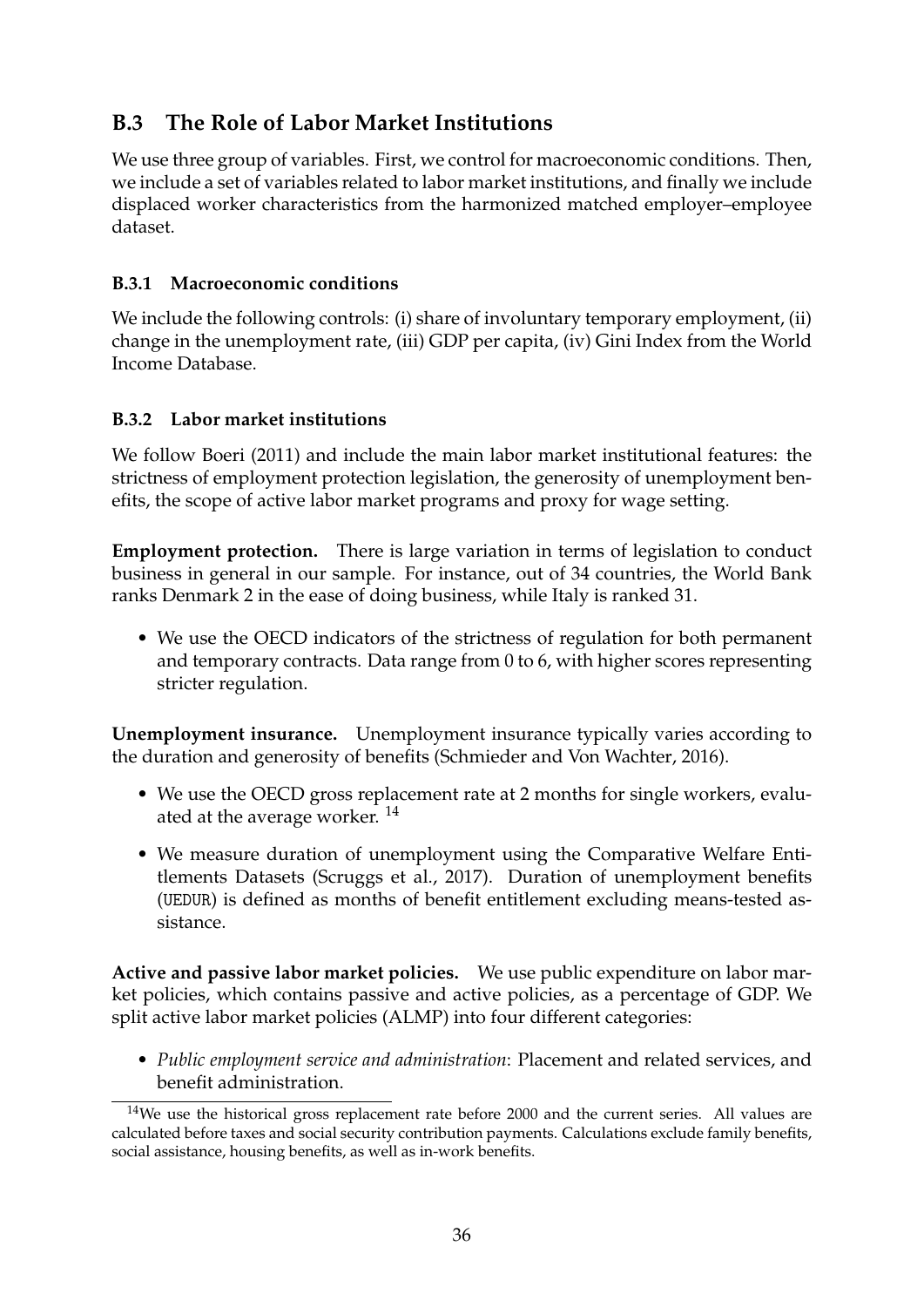## B.3 The Role of Labor Market Institutions

We use three group of variables. First, we control for macroeconomic conditions. Then, we include a set of variables related to labor market institutions, and finally we include displaced worker characteristics from the harmonized matched employer–employee dataset.

### B.3.1 Macroeconomic conditions

We include the following controls: (i) share of involuntary temporary employment, (ii) change in the unemployment rate, (iii) GDP per capita, (iv) Gini Index from the World Income Database.

### B.3.2 Labor market institutions

We follow Boeri (2011) and include the main labor market institutional features: the strictness of employment protection legislation, the generosity of unemployment benefits, the scope of active labor market programs and proxy for wage setting.

**Employment protection.** There is large variation in terms of legislation to conduct business in general in our sample. For instance, out of 34 countries, the World Bank ranks Denmark 2 in the ease of doing business, while Italy is ranked 31.

- We use the OECD indicators of the strictness of regulation for both permanent and temporary contracts. Data range from 0 to 6, with higher scores representing stricter regulation.

**Unemployment insurance.** Unemployment insurance typically varies according to the duration and generosity of benefits (Schmieder and Von Wachter, 2016).

- We use the OECD gross replacement rate at 2 months for single workers, evaluated at the average worker. [14]
- We measure duration of unemployment using the Comparative Welfare Entitlements Datasets (Scruggs et al., 2017). Duration of unemployment benefits (`UEDUR`) is defined as months of benefit entitlement excluding means-tested assistance.

**Active and passive labor market policies.** We use public expenditure on labor market policies, which contains passive and active policies, as a percentage of GDP. We split active labor market policies (ALMP) into four different categories:

- *Public employment service and administration*: Placement and related services, and benefit administration.

[14] We use the historical gross replacement rate before 2000 and the current series. All values are calculated before taxes and social security contribution payments. Calculations exclude family benefits, social assistance, housing benefits, as well as in-work benefits.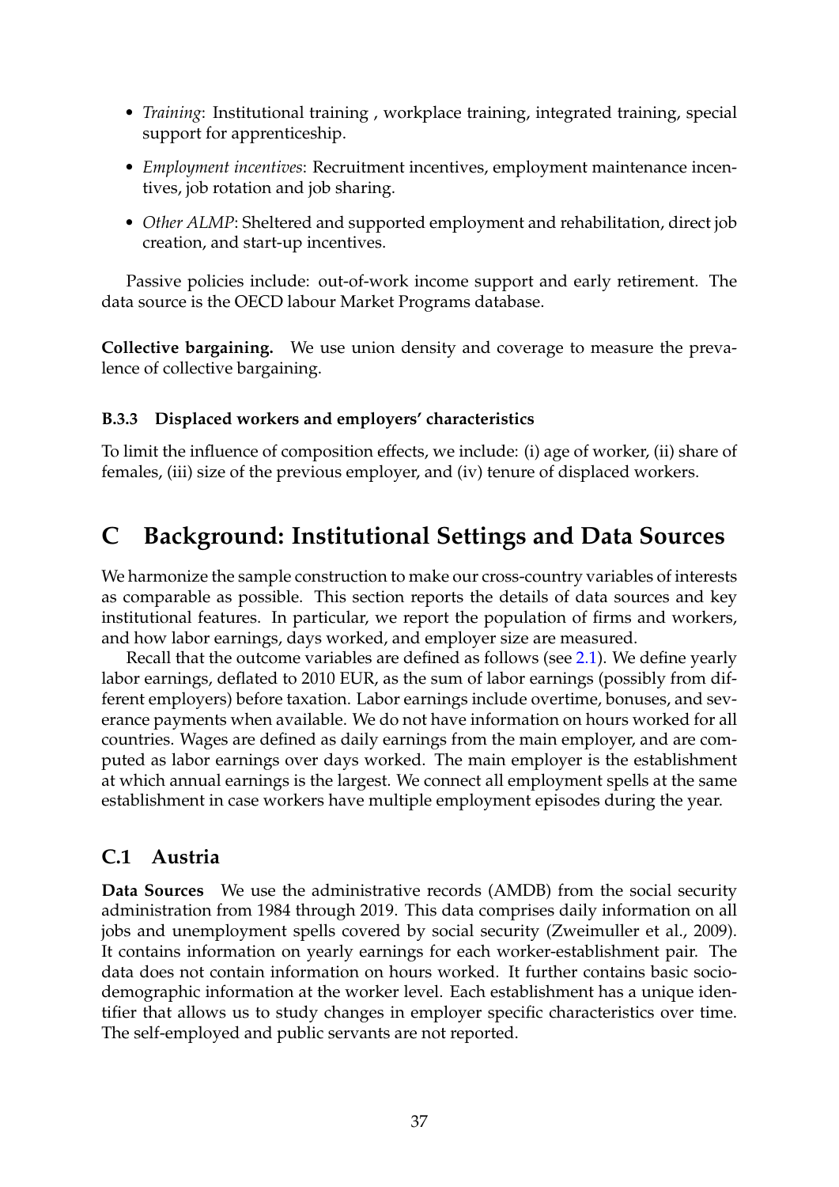- *Training*: Institutional training , workplace training, integrated training, special support for apprenticeship.
- *Employment incentives*: Recruitment incentives, employment maintenance incentives, job rotation and job sharing.
- *Other ALMP*: Sheltered and supported employment and rehabilitation, direct job creation, and start-up incentives.

Passive policies include: out-of-work income support and early retirement. The data source is the OECD labour Market Programs database.

**Collective bargaining.** We use union density and coverage to measure the prevalence of collective bargaining.

### B.3.3 Displaced workers and employers' characteristics

To limit the influence of composition effects, we include: (i) age of worker, (ii) share of females, (iii) size of the previous employer, and (iv) tenure of displaced workers.

# C Background: Institutional Settings and Data Sources

We harmonize the sample construction to make our cross-country variables of interests as comparable as possible. This section reports the details of data sources and key institutional features. In particular, we report the population of firms and workers, and how labor earnings, days worked, and employer size are measured.

Recall that the outcome variables are defined as follows (see 2.1). We define yearly labor earnings, deflated to 2010 EUR, as the sum of labor earnings (possibly from different employers) before taxation. Labor earnings include overtime, bonuses, and severance payments when available. We do not have information on hours worked for all countries. Wages are defined as daily earnings from the main employer, and are computed as labor earnings over days worked. The main employer is the establishment at which annual earnings is the largest. We connect all employment spells at the same establishment in case workers have multiple employment episodes during the year.

## C.1 Austria

**Data Sources** We use the administrative records (AMDB) from the social security administration from 1984 through 2019. This data comprises daily information on all jobs and unemployment spells covered by social security (Zweimuller et al., 2009). It contains information on yearly earnings for each worker-establishment pair. The data does not contain information on hours worked. It further contains basic socio-demographic information at the worker level. Each establishment has a unique identifier that allows us to study changes in employer specific characteristics over time. The self-employed and public servants are not reported.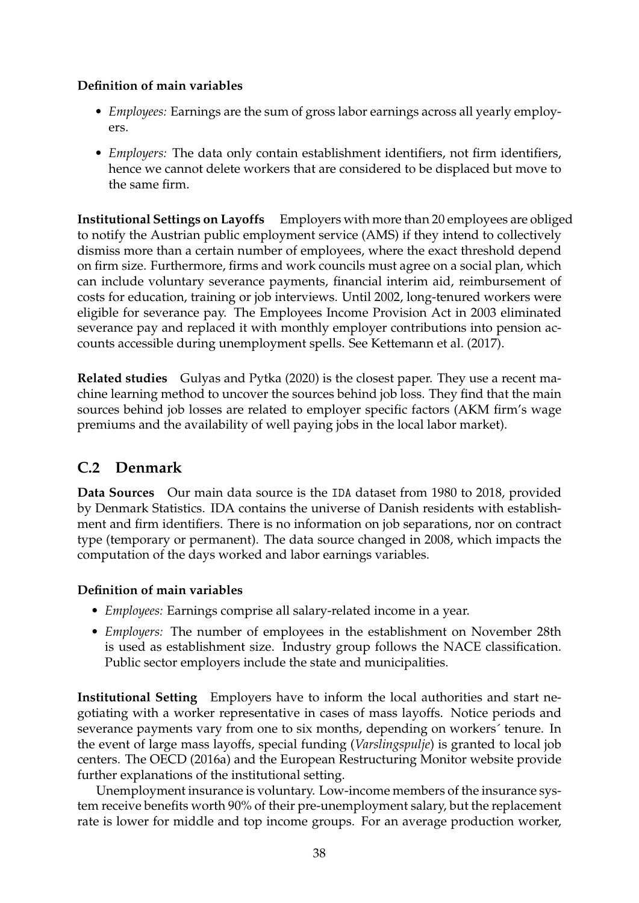**Definition of main variables**

- *Employees:* Earnings are the sum of gross labor earnings across all yearly employers.
- *Employers:* The data only contain establishment identifiers, not firm identifiers, hence we cannot delete workers that are considered to be displaced but move to the same firm.

**Institutional Settings on Layoffs** Employers with more than 20 employees are obliged to notify the Austrian public employment service (AMS) if they intend to collectively dismiss more than a certain number of employees, where the exact threshold depend on firm size. Furthermore, firms and work councils must agree on a social plan, which can include voluntary severance payments, financial interim aid, reimbursement of costs for education, training or job interviews. Until 2002, long-tenured workers were eligible for severance pay. The Employees Income Provision Act in 2003 eliminated severance pay and replaced it with monthly employer contributions into pension accounts accessible during unemployment spells. See Kettemann et al. (2017).

**Related studies** Gulyas and Pytka (2020) is the closest paper. They use a recent machine learning method to uncover the sources behind job loss. They find that the main sources behind job losses are related to employer specific factors (AKM firm's wage premiums and the availability of well paying jobs in the local labor market).

## C.2 Denmark

**Data Sources** Our main data source is the `IDA` dataset from 1980 to 2018, provided by Denmark Statistics. IDA contains the universe of Danish residents with establishment and firm identifiers. There is no information on job separations, nor on contract type (temporary or permanent). The data source changed in 2008, which impacts the computation of the days worked and labor earnings variables.

**Definition of main variables**

- *Employees:* Earnings comprise all salary-related income in a year.
- *Employers:* The number of employees in the establishment on November 28th is used as establishment size. Industry group follows the NACE classification. Public sector employers include the state and municipalities.

**Institutional Setting** Employers have to inform the local authorities and start negotiating with a worker representative in cases of mass layoffs. Notice periods and severance payments vary from one to six months, depending on workers´ tenure. In the event of large mass layoffs, special funding (*Varslingspulje*) is granted to local job centers. The OECD (2016a) and the European Restructuring Monitor website provide further explanations of the institutional setting.

Unemployment insurance is voluntary. Low-income members of the insurance system receive benefits worth 90% of their pre-unemployment salary, but the replacement rate is lower for middle and top income groups. For an average production worker,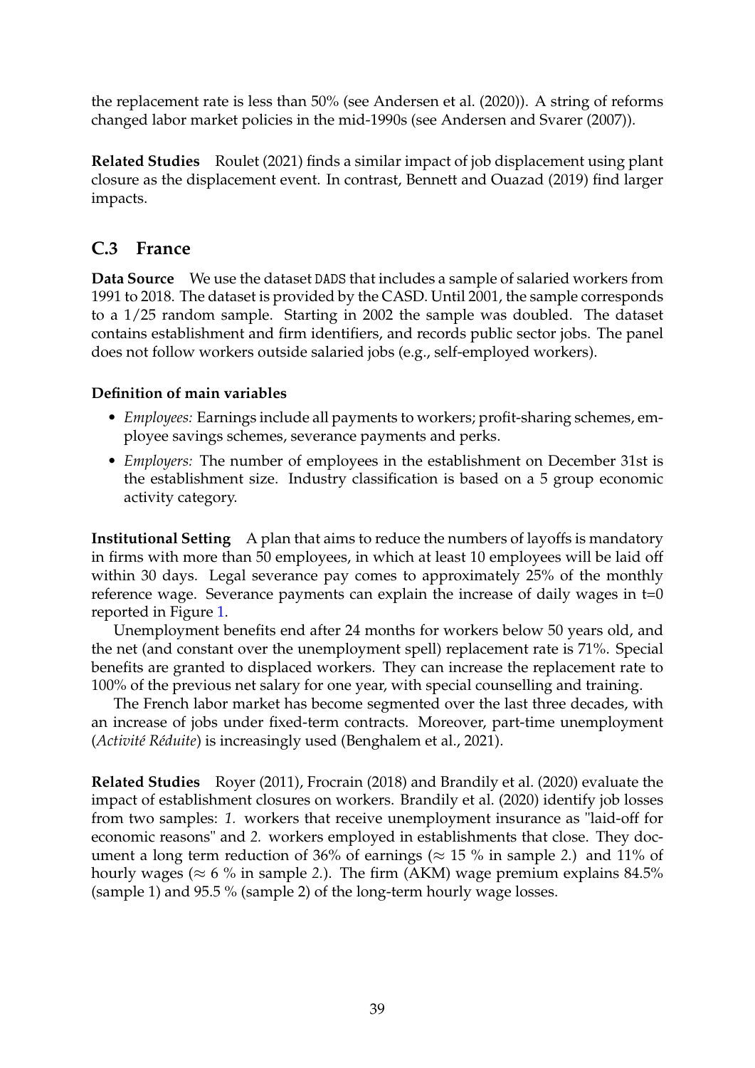the replacement rate is less than 50% (see Andersen et al. (2020)). A string of reforms changed labor market policies in the mid-1990s (see Andersen and Svarer (2007)).

**Related Studies** Roulet (2021) finds a similar impact of job displacement using plant closure as the displacement event. In contrast, Bennett and Ouazad (2019) find larger impacts.

## C.3 France

**Data Source** We use the dataset DADS that includes a sample of salaried workers from 1991 to 2018. The dataset is provided by the CASD. Until 2001, the sample corresponds to a 1/25 random sample. Starting in 2002 the sample was doubled. The dataset contains establishment and firm identifiers, and records public sector jobs. The panel does not follow workers outside salaried jobs (e.g., self-employed workers).

**Definition of main variables**

- *Employees:* Earnings include all payments to workers; profit-sharing schemes, employee savings schemes, severance payments and perks.
- *Employers:* The number of employees in the establishment on December 31st is the establishment size. Industry classification is based on a 5 group economic activity category.

**Institutional Setting** A plan that aims to reduce the numbers of layoffs is mandatory in firms with more than 50 employees, in which at least 10 employees will be laid off within 30 days. Legal severance pay comes to approximately 25% of the monthly reference wage. Severance payments can explain the increase of daily wages in t=0 reported in Figure 1.

Unemployment benefits end after 24 months for workers below 50 years old, and the net (and constant over the unemployment spell) replacement rate is 71%. Special benefits are granted to displaced workers. They can increase the replacement rate to 100% of the previous net salary for one year, with special counselling and training.

The French labor market has become segmented over the last three decades, with an increase of jobs under fixed-term contracts. Moreover, part-time unemployment (*Activité Réduite*) is increasingly used (Benghalem et al., 2021).

**Related Studies** Royer (2011), Frocrain (2018) and Brandily et al. (2020) evaluate the impact of establishment closures on workers. Brandily et al. (2020) identify job losses from two samples: *1.* workers that receive unemployment insurance as "laid-off for economic reasons" and *2.* workers employed in establishments that close. They document a long term reduction of 36% of earnings ($\approx$ 15 % in sample *2.*) and 11% of hourly wages ($\approx$ 6 % in sample *2.*). The firm (AKM) wage premium explains 84.5% (sample 1) and 95.5 % (sample 2) of the long-term hourly wage losses.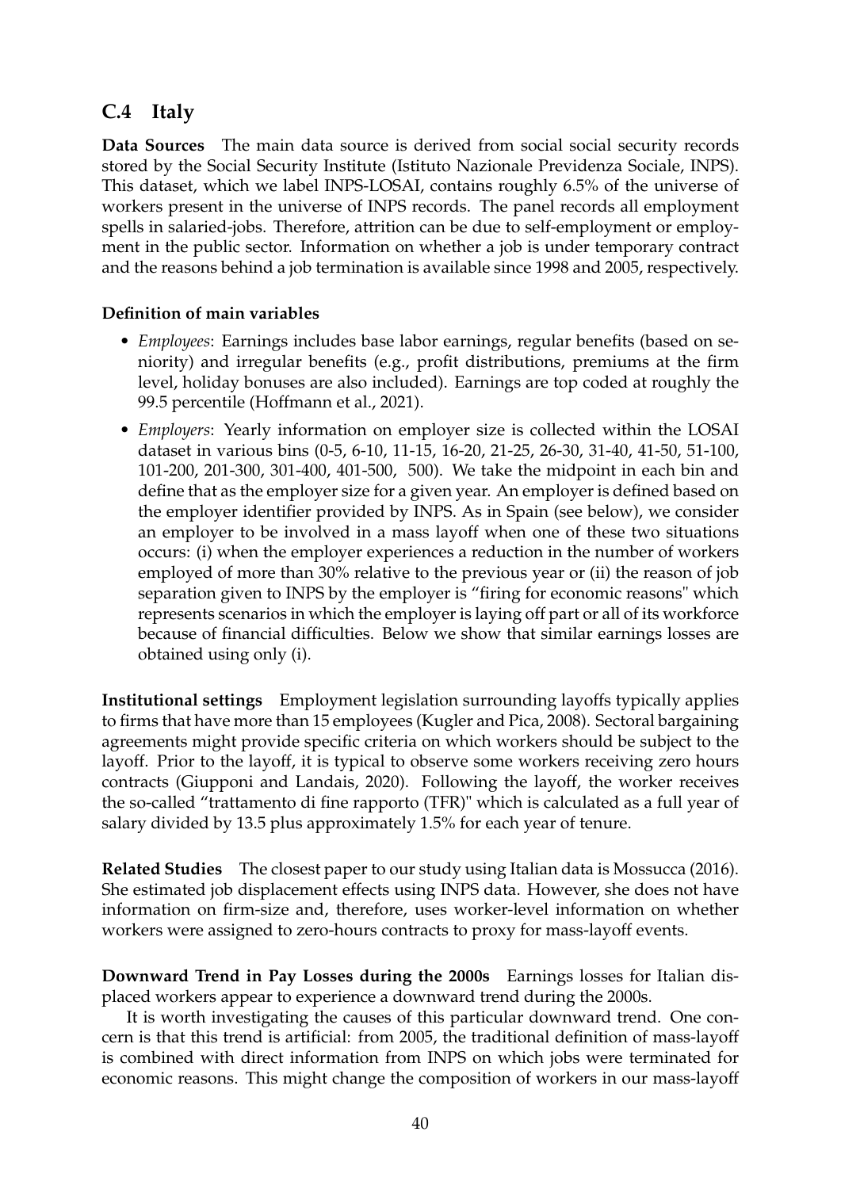## C.4 Italy

**Data Sources** The main data source is derived from social social security records stored by the Social Security Institute (Istituto Nazionale Previdenza Sociale, INPS). This dataset, which we label INPS-LOSAI, contains roughly 6.5% of the universe of workers present in the universe of INPS records. The panel records all employment spells in salaried-jobs. Therefore, attrition can be due to self-employment or employment in the public sector. Information on whether a job is under temporary contract and the reasons behind a job termination is available since 1998 and 2005, respectively.

**Definition of main variables**

- *Employees*: Earnings includes base labor earnings, regular benefits (based on seniority) and irregular benefits (e.g., profit distributions, premiums at the firm level, holiday bonuses are also included). Earnings are top coded at roughly the 99.5 percentile (Hoffmann et al., 2021).
- *Employers*: Yearly information on employer size is collected within the LOSAI dataset in various bins (0-5, 6-10, 11-15, 16-20, 21-25, 26-30, 31-40, 41-50, 51-100, 101-200, 201-300, 301-400, 401-500, 500). We take the midpoint in each bin and define that as the employer size for a given year. An employer is defined based on the employer identifier provided by INPS. As in Spain (see below), we consider an employer to be involved in a mass layoff when one of these two situations occurs: (i) when the employer experiences a reduction in the number of workers employed of more than 30% relative to the previous year or (ii) the reason of job separation given to INPS by the employer is "firing for economic reasons" which represents scenarios in which the employer is laying off part or all of its workforce because of financial difficulties. Below we show that similar earnings losses are obtained using only (i).

**Institutional settings** Employment legislation surrounding layoffs typically applies to firms that have more than 15 employees (Kugler and Pica, 2008). Sectoral bargaining agreements might provide specific criteria on which workers should be subject to the layoff. Prior to the layoff, it is typical to observe some workers receiving zero hours contracts (Giupponi and Landais, 2020). Following the layoff, the worker receives the so-called "trattamento di fine rapporto (TFR)" which is calculated as a full year of salary divided by 13.5 plus approximately 1.5% for each year of tenure.

**Related Studies** The closest paper to our study using Italian data is Mossucca (2016). She estimated job displacement effects using INPS data. However, she does not have information on firm-size and, therefore, uses worker-level information on whether workers were assigned to zero-hours contracts to proxy for mass-layoff events.

**Downward Trend in Pay Losses during the 2000s** Earnings losses for Italian displaced workers appear to experience a downward trend during the 2000s.

It is worth investigating the causes of this particular downward trend. One concern is that this trend is artificial: from 2005, the traditional definition of mass-layoff is combined with direct information from INPS on which jobs were terminated for economic reasons. This might change the composition of workers in our mass-layoff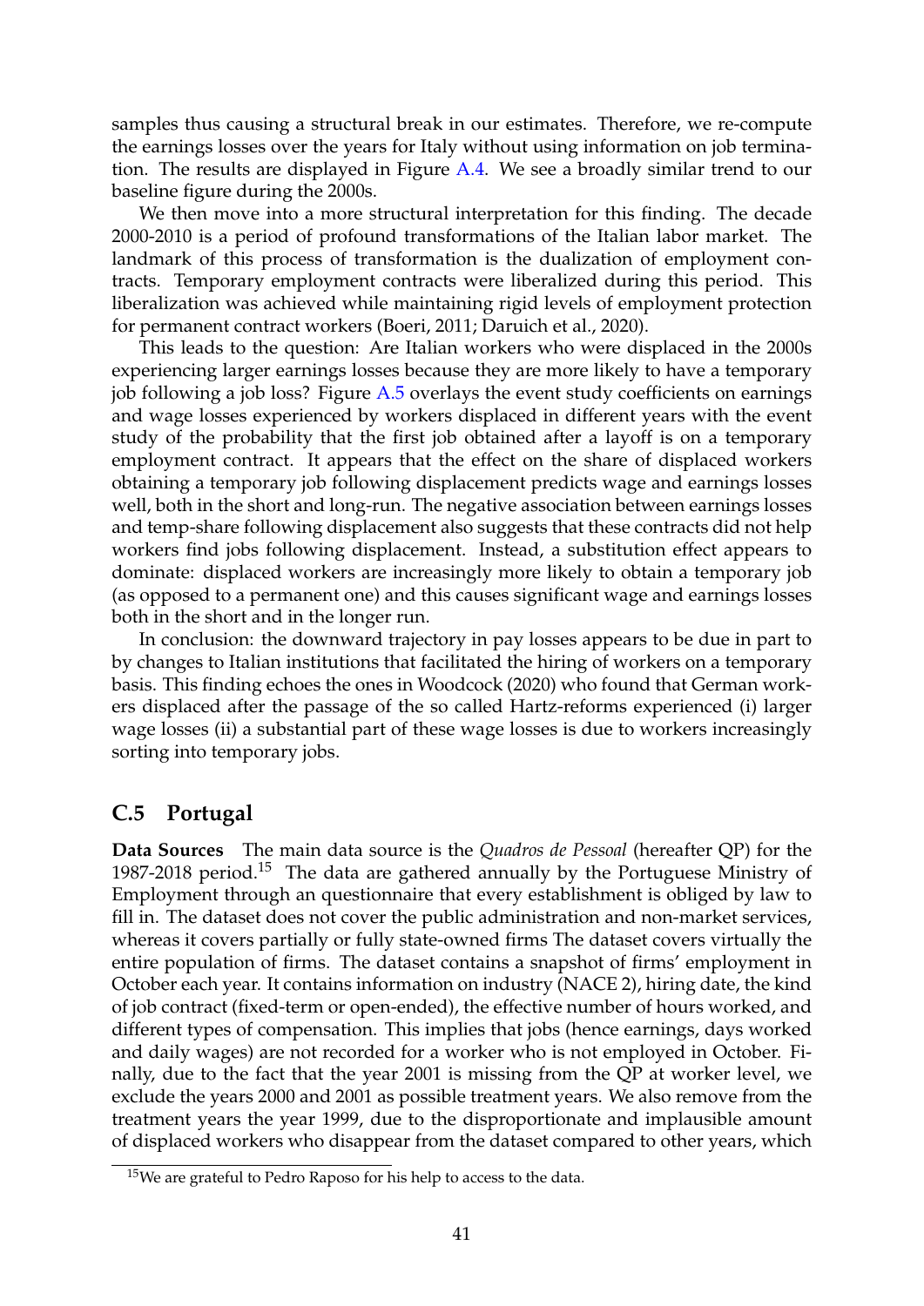samples thus causing a structural break in our estimates. Therefore, we re-compute the earnings losses over the years for Italy without using information on job termination. The results are displayed in Figure A.4. We see a broadly similar trend to our baseline figure during the 2000s.

We then move into a more structural interpretation for this finding. The decade 2000-2010 is a period of profound transformations of the Italian labor market. The landmark of this process of transformation is the dualization of employment contracts. Temporary employment contracts were liberalized during this period. This liberalization was achieved while maintaining rigid levels of employment protection for permanent contract workers (Boeri, 2011; Daruich et al., 2020).

This leads to the question: Are Italian workers who were displaced in the 2000s experiencing larger earnings losses because they are more likely to have a temporary job following a job loss? Figure A.5 overlays the event study coefficients on earnings and wage losses experienced by workers displaced in different years with the event study of the probability that the first job obtained after a layoff is on a temporary employment contract. It appears that the effect on the share of displaced workers obtaining a temporary job following displacement predicts wage and earnings losses well, both in the short and long-run. The negative association between earnings losses and temp-share following displacement also suggests that these contracts did not help workers find jobs following displacement. Instead, a substitution effect appears to dominate: displaced workers are increasingly more likely to obtain a temporary job (as opposed to a permanent one) and this causes significant wage and earnings losses both in the short and in the longer run.

In conclusion: the downward trajectory in pay losses appears to be due in part to by changes to Italian institutions that facilitated the hiring of workers on a temporary basis. This finding echoes the ones in Woodcock (2020) who found that German workers displaced after the passage of the so called Hartz-reforms experienced (i) larger wage losses (ii) a substantial part of these wage losses is due to workers increasingly sorting into temporary jobs.

## C.5 Portugal

**Data Sources** The main data source is the *Quadros de Pessoal* (hereafter QP) for the 1987-2018 period.[15] The data are gathered annually by the Portuguese Ministry of Employment through an questionnaire that every establishment is obliged by law to fill in. The dataset does not cover the public administration and non-market services, whereas it covers partially or fully state-owned firms The dataset covers virtually the entire population of firms. The dataset contains a snapshot of firms' employment in October each year. It contains information on industry (NACE 2), hiring date, the kind of job contract (fixed-term or open-ended), the effective number of hours worked, and different types of compensation. This implies that jobs (hence earnings, days worked and daily wages) are not recorded for a worker who is not employed in October. Finally, due to the fact that the year 2001 is missing from the QP at worker level, we exclude the years 2000 and 2001 as possible treatment years. We also remove from the treatment years the year 1999, due to the disproportionate and implausible amount of displaced workers who disappear from the dataset compared to other years, which

[15]We are grateful to Pedro Raposo for his help to access to the data.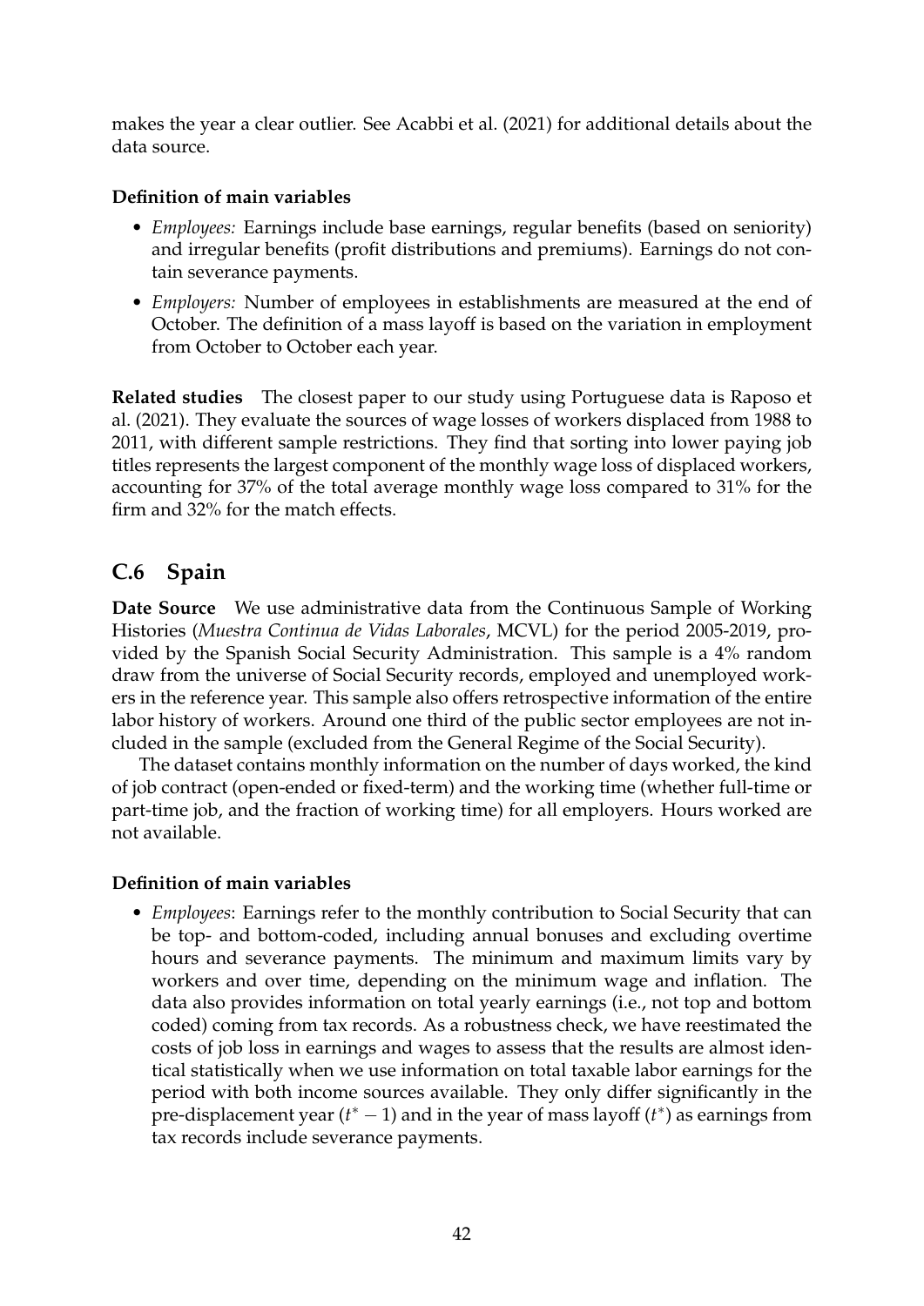makes the year a clear outlier. See Acabbi et al. (2021) for additional details about the data source.

**Definition of main variables**

- *Employees:* Earnings include base earnings, regular benefits (based on seniority) and irregular benefits (profit distributions and premiums). Earnings do not contain severance payments.
- *Employers:* Number of employees in establishments are measured at the end of October. The definition of a mass layoff is based on the variation in employment from October to October each year.

**Related studies** The closest paper to our study using Portuguese data is Raposo et al. (2021). They evaluate the sources of wage losses of workers displaced from 1988 to 2011, with different sample restrictions. They find that sorting into lower paying job titles represents the largest component of the monthly wage loss of displaced workers, accounting for 37% of the total average monthly wage loss compared to 31% for the firm and 32% for the match effects.

## C.6 Spain

**Date Source** We use administrative data from the Continuous Sample of Working Histories (*Muestra Continua de Vidas Laborales*, MCVL) for the period 2005-2019, provided by the Spanish Social Security Administration. This sample is a 4% random draw from the universe of Social Security records, employed and unemployed workers in the reference year. This sample also offers retrospective information of the entire labor history of workers. Around one third of the public sector employees are not included in the sample (excluded from the General Regime of the Social Security).

The dataset contains monthly information on the number of days worked, the kind of job contract (open-ended or fixed-term) and the working time (whether full-time or part-time job, and the fraction of working time) for all employers. Hours worked are not available.

**Definition of main variables**

- *Employees*: Earnings refer to the monthly contribution to Social Security that can be top- and bottom-coded, including annual bonuses and excluding overtime hours and severance payments. The minimum and maximum limits vary by workers and over time, depending on the minimum wage and inflation. The data also provides information on total yearly earnings (i.e., not top and bottom coded) coming from tax records. As a robustness check, we have reestimated the costs of job loss in earnings and wages to assess that the results are almost identical statistically when we use information on total taxable labor earnings for the period with both income sources available. They only differ significantly in the pre-displacement year ($t^* - 1$) and in the year of mass layoff ($t^*$) as earnings from tax records include severance payments.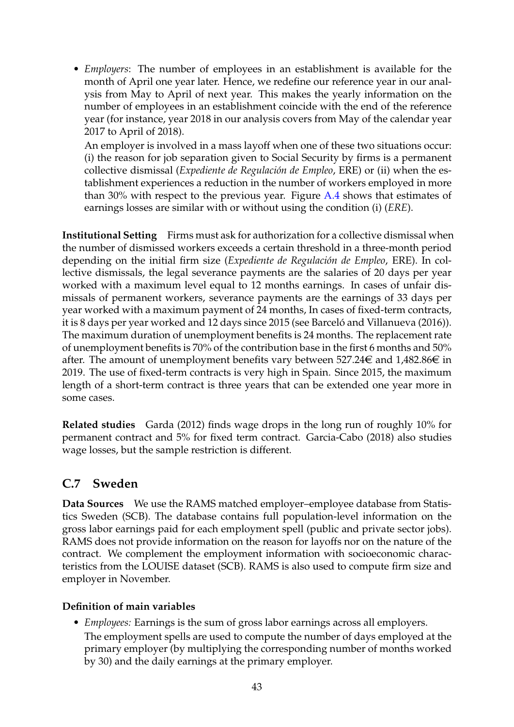- *Employers*: The number of employees in an establishment is available for the month of April one year later. Hence, we redefine our reference year in our analysis from May to April of next year. This makes the yearly information on the number of employees in an establishment coincide with the end of the reference year (for instance, year 2018 in our analysis covers from May of the calendar year 2017 to April of 2018).

  An employer is involved in a mass layoff when one of these two situations occur: (i) the reason for job separation given to Social Security by firms is a permanent collective dismissal (*Expediente de Regulación de Empleo*, ERE) or (ii) when the establishment experiences a reduction in the number of workers employed in more than 30% with respect to the previous year. Figure A.4 shows that estimates of earnings losses are similar with or without using the condition (i) (*ERE*).

**Institutional Setting** Firms must ask for authorization for a collective dismissal when the number of dismissed workers exceeds a certain threshold in a three-month period depending on the initial firm size (*Expediente de Regulación de Empleo*, ERE). In collective dismissals, the legal severance payments are the salaries of 20 days per year worked with a maximum level equal to 12 months earnings. In cases of unfair dismissals of permanent workers, severance payments are the earnings of 33 days per year worked with a maximum payment of 24 months, In cases of fixed-term contracts, it is 8 days per year worked and 12 days since 2015 (see Barceló and Villanueva (2016)). The maximum duration of unemployment benefits is 24 months. The replacement rate of unemployment benefits is 70% of the contribution base in the first 6 months and 50% after. The amount of unemployment benefits vary between 527.24€ and 1,482.86€ in 2019. The use of fixed-term contracts is very high in Spain. Since 2015, the maximum length of a short-term contract is three years that can be extended one year more in some cases.

**Related studies** Garda (2012) finds wage drops in the long run of roughly 10% for permanent contract and 5% for fixed term contract. Garcia-Cabo (2018) also studies wage losses, but the sample restriction is different.

## C.7 Sweden

**Data Sources** We use the RAMS matched employer–employee database from Statistics Sweden (SCB). The database contains full population-level information on the gross labor earnings paid for each employment spell (public and private sector jobs). RAMS does not provide information on the reason for layoffs nor on the nature of the contract. We complement the employment information with socioeconomic characteristics from the LOUISE dataset (SCB). RAMS is also used to compute firm size and employer in November.

**Definition of main variables**

- *Employees:* Earnings is the sum of gross labor earnings across all employers.

  The employment spells are used to compute the number of days employed at the primary employer (by multiplying the corresponding number of months worked by 30) and the daily earnings at the primary employer.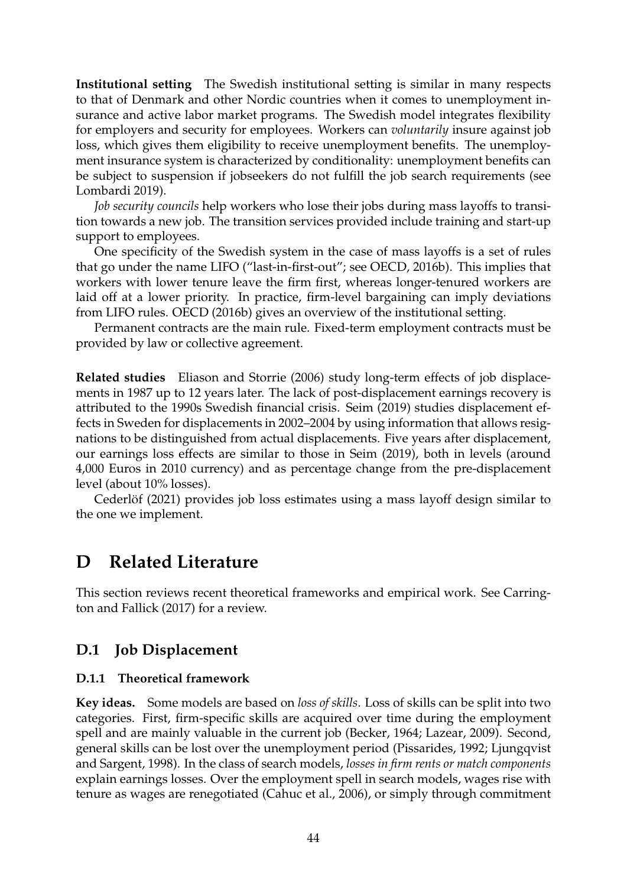**Institutional setting** The Swedish institutional setting is similar in many respects to that of Denmark and other Nordic countries when it comes to unemployment insurance and active labor market programs. The Swedish model integrates flexibility for employers and security for employees. Workers can *voluntarily* insure against job loss, which gives them eligibility to receive unemployment benefits. The unemployment insurance system is characterized by conditionality: unemployment benefits can be subject to suspension if jobseekers do not fulfill the job search requirements (see Lombardi 2019).

*Job security councils* help workers who lose their jobs during mass layoffs to transition towards a new job. The transition services provided include training and start-up support to employees.

One specificity of the Swedish system in the case of mass layoffs is a set of rules that go under the name LIFO ("last-in-first-out"; see OECD, 2016b). This implies that workers with lower tenure leave the firm first, whereas longer-tenured workers are laid off at a lower priority. In practice, firm-level bargaining can imply deviations from LIFO rules. OECD (2016b) gives an overview of the institutional setting.

Permanent contracts are the main rule. Fixed-term employment contracts must be provided by law or collective agreement.

**Related studies** Eliason and Storrie (2006) study long-term effects of job displacements in 1987 up to 12 years later. The lack of post-displacement earnings recovery is attributed to the 1990s Swedish financial crisis. Seim (2019) studies displacement effects in Sweden for displacements in 2002–2004 by using information that allows resignations to be distinguished from actual displacements. Five years after displacement, our earnings loss effects are similar to those in Seim (2019), both in levels (around 4,000 Euros in 2010 currency) and as percentage change from the pre-displacement level (about 10% losses).

Cederlöf (2021) provides job loss estimates using a mass layoff design similar to the one we implement.

# D Related Literature

This section reviews recent theoretical frameworks and empirical work. See Carrington and Fallick (2017) for a review.

## D.1 Job Displacement

### D.1.1 Theoretical framework

**Key ideas.** Some models are based on *loss of skills*. Loss of skills can be split into two categories. First, firm-specific skills are acquired over time during the employment spell and are mainly valuable in the current job (Becker, 1964; Lazear, 2009). Second, general skills can be lost over the unemployment period (Pissarides, 1992; Ljungqvist and Sargent, 1998). In the class of search models, *losses in firm rents or match components* explain earnings losses. Over the employment spell in search models, wages rise with tenure as wages are renegotiated (Cahuc et al., 2006), or simply through commitment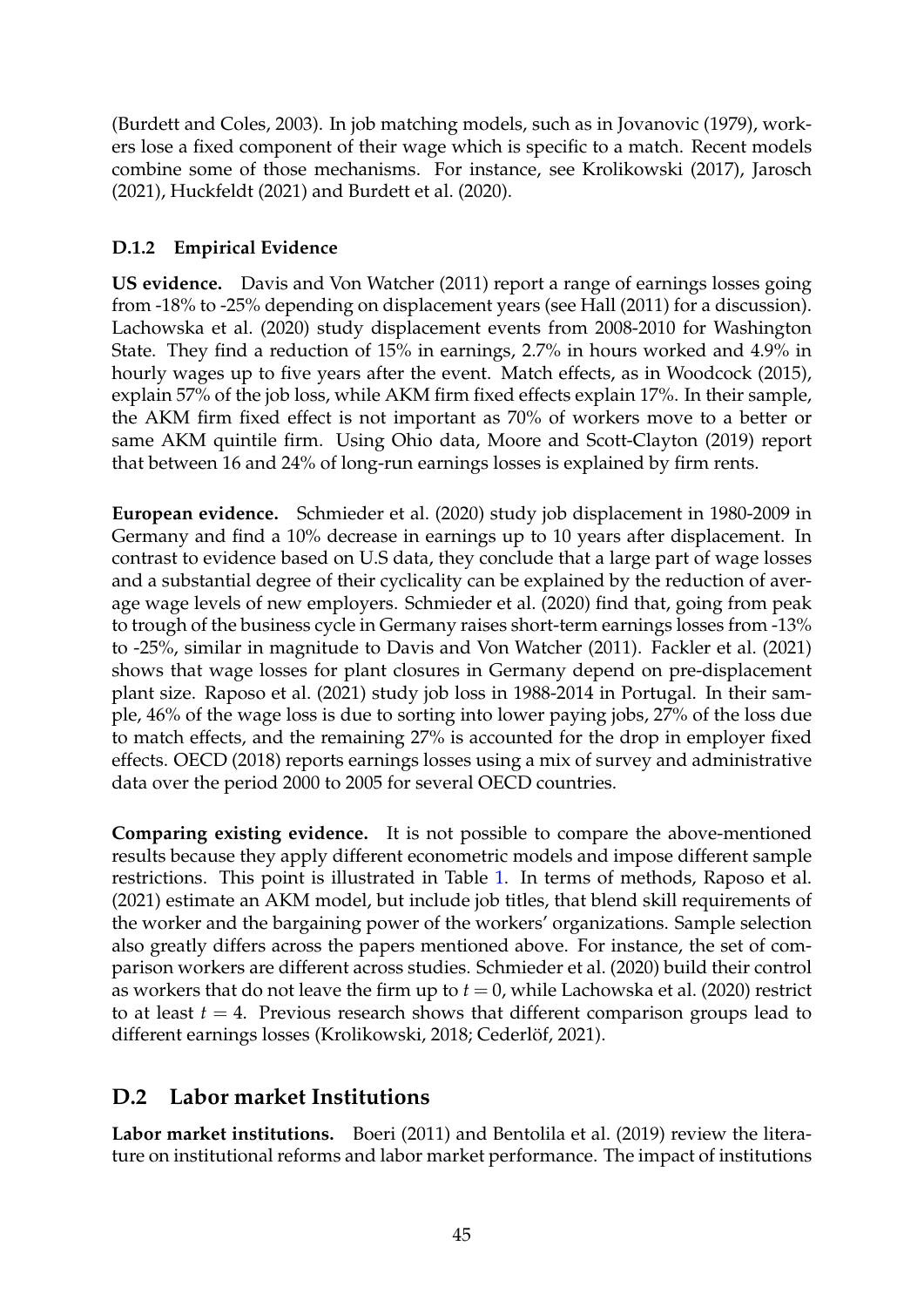(Burdett and Coles, 2003). In job matching models, such as in Jovanovic (1979), workers lose a fixed component of their wage which is specific to a match. Recent models combine some of those mechanisms. For instance, see Krolikowski (2017), Jarosch (2021), Huckfeldt (2021) and Burdett et al. (2020).

### D.1.2 Empirical Evidence

**US evidence.** Davis and Von Watcher (2011) report a range of earnings losses going from -18% to -25% depending on displacement years (see Hall (2011) for a discussion). Lachowska et al. (2020) study displacement events from 2008-2010 for Washington State. They find a reduction of 15% in earnings, 2.7% in hours worked and 4.9% in hourly wages up to five years after the event. Match effects, as in Woodcock (2015), explain 57% of the job loss, while AKM firm fixed effects explain 17%. In their sample, the AKM firm fixed effect is not important as 70% of workers move to a better or same AKM quintile firm. Using Ohio data, Moore and Scott-Clayton (2019) report that between 16 and 24% of long-run earnings losses is explained by firm rents.

**European evidence.** Schmieder et al. (2020) study job displacement in 1980-2009 in Germany and find a 10% decrease in earnings up to 10 years after displacement. In contrast to evidence based on U.S data, they conclude that a large part of wage losses and a substantial degree of their cyclicality can be explained by the reduction of average wage levels of new employers. Schmieder et al. (2020) find that, going from peak to trough of the business cycle in Germany raises short-term earnings losses from -13% to -25%, similar in magnitude to Davis and Von Watcher (2011). Fackler et al. (2021) shows that wage losses for plant closures in Germany depend on pre-displacement plant size. Raposo et al. (2021) study job loss in 1988-2014 in Portugal. In their sample, 46% of the wage loss is due to sorting into lower paying jobs, 27% of the loss due to match effects, and the remaining 27% is accounted for the drop in employer fixed effects. OECD (2018) reports earnings losses using a mix of survey and administrative data over the period 2000 to 2005 for several OECD countries.

**Comparing existing evidence.** It is not possible to compare the above-mentioned results because they apply different econometric models and impose different sample restrictions. This point is illustrated in Table 1. In terms of methods, Raposo et al. (2021) estimate an AKM model, but include job titles, that blend skill requirements of the worker and the bargaining power of the workers' organizations. Sample selection also greatly differs across the papers mentioned above. For instance, the set of comparison workers are different across studies. Schmieder et al. (2020) build their control as workers that do not leave the firm up to $t = 0$, while Lachowska et al. (2020) restrict to at least $t = 4$. Previous research shows that different comparison groups lead to different earnings losses (Krolikowski, 2018; Cederlöf, 2021).

## D.2 Labor market Institutions

**Labor market institutions.** Boeri (2011) and Bentolila et al. (2019) review the literature on institutional reforms and labor market performance. The impact of institutions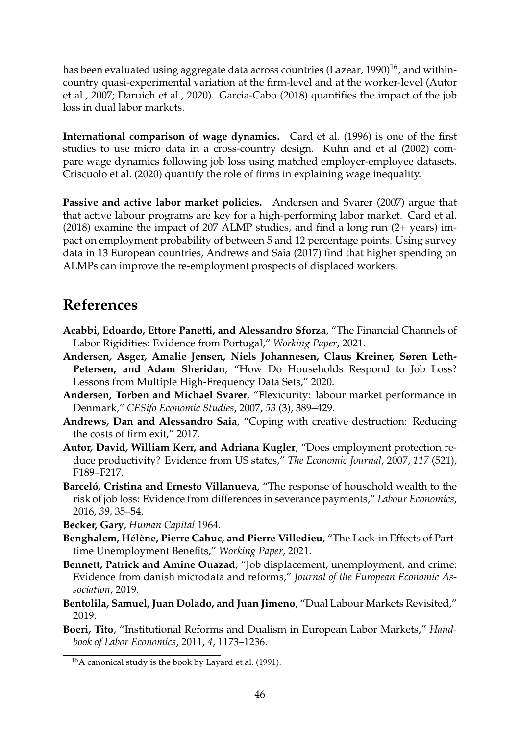has been evaluated using aggregate data across countries (Lazear, 1990)[16], and within-country quasi-experimental variation at the firm-level and at the worker-level (Autor et al., 2007; Daruich et al., 2020). Garcia-Cabo (2018) quantifies the impact of the job loss in dual labor markets.

**International comparison of wage dynamics.** Card et al. (1996) is one of the first studies to use micro data in a cross-country design. Kuhn and et al (2002) compare wage dynamics following job loss using matched employer-employee datasets. Criscuolo et al. (2020) quantify the role of firms in explaining wage inequality.

**Passive and active labor market policies.** Andersen and Svarer (2007) argue that that active labour programs are key for a high-performing labor market. Card et al. (2018) examine the impact of 207 ALMP studies, and find a long run (2+ years) impact on employment probability of between 5 and 12 percentage points. Using survey data in 13 European countries, Andrews and Saia (2017) find that higher spending on ALMPs can improve the re-employment prospects of displaced workers.

# References

**Acabbi, Edoardo, Ettore Panetti, and Alessandro Sforza**, "The Financial Channels of Labor Rigidities: Evidence from Portugal," *Working Paper*, 2021.

**Andersen, Asger, Amalie Jensen, Niels Johannesen, Claus Kreiner, Søren Leth-Petersen, and Adam Sheridan**, "How Do Households Respond to Job Loss? Lessons from Multiple High-Frequency Data Sets," 2020.

**Andersen, Torben and Michael Svarer**, "Flexicurity: labour market performance in Denmark," *CESifo Economic Studies*, 2007, *53* (3), 389–429.

**Andrews, Dan and Alessandro Saia**, "Coping with creative destruction: Reducing the costs of firm exit," 2017.

**Autor, David, William Kerr, and Adriana Kugler**, "Does employment protection reduce productivity? Evidence from US states," *The Economic Journal*, 2007, *117* (521), F189–F217.

**Barceló, Cristina and Ernesto Villanueva**, "The response of household wealth to the risk of job loss: Evidence from differences in severance payments," *Labour Economics*, 2016, *39*, 35–54.

**Becker, Gary**, *Human Capital* 1964.

**Benghalem, Hélène, Pierre Cahuc, and Pierre Villedieu**, "The Lock-in Effects of Part-time Unemployment Benefits," *Working Paper*, 2021.

**Bennett, Patrick and Amine Ouazad**, "Job displacement, unemployment, and crime: Evidence from danish microdata and reforms," *Journal of the European Economic Association*, 2019.

**Bentolila, Samuel, Juan Dolado, and Juan Jimeno**, "Dual Labour Markets Revisited," 2019.

**Boeri, Tito**, "Institutional Reforms and Dualism in European Labor Markets," *Handbook of Labor Economics*, 2011, *4*, 1173–1236.

[16] A canonical study is the book by Layard et al. (1991).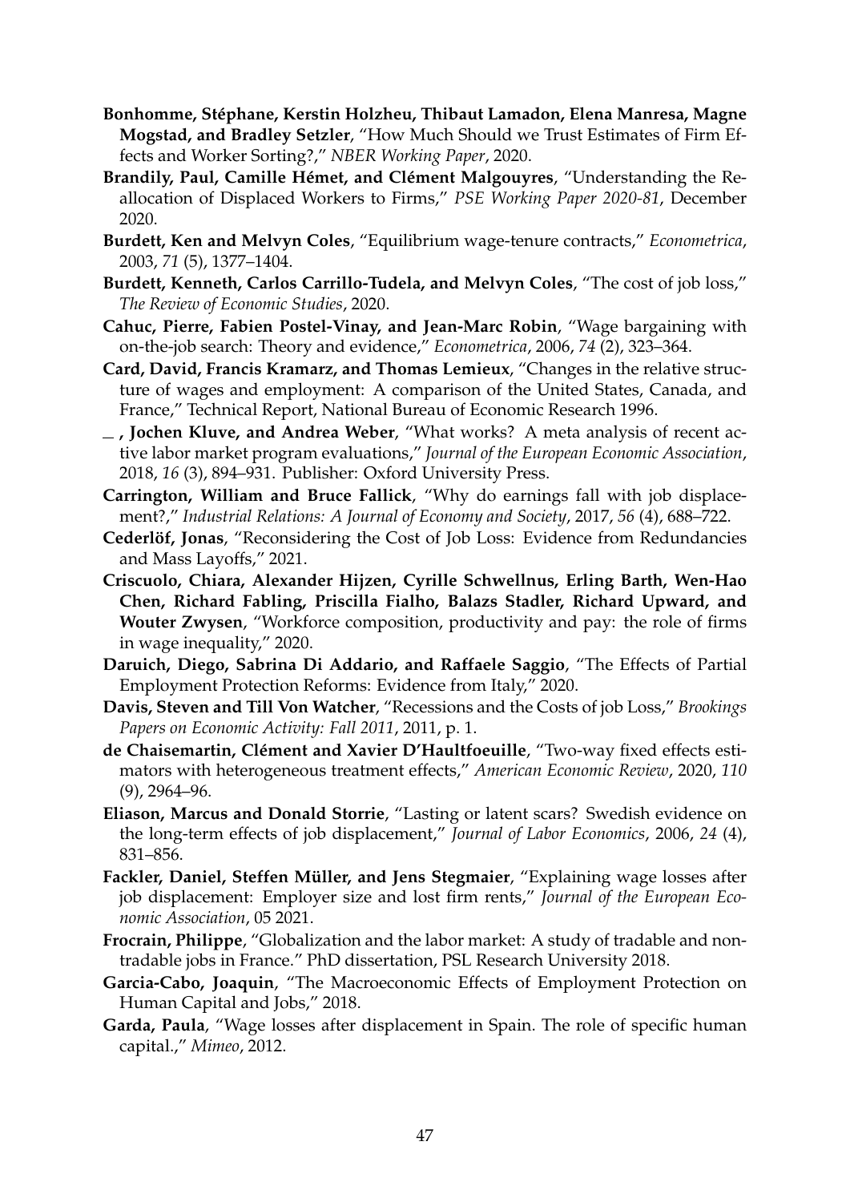**Bonhomme, Stéphane, Kerstin Holzheu, Thibaut Lamadon, Elena Manresa, Magne Mogstad, and Bradley Setzler**, "How Much Should we Trust Estimates of Firm Effects and Worker Sorting?," *NBER Working Paper*, 2020.

**Brandily, Paul, Camille Hémet, and Clément Malgouyres**, "Understanding the Reallocation of Displaced Workers to Firms," *PSE Working Paper 2020-81*, December 2020.

**Burdett, Ken and Melvyn Coles**, "Equilibrium wage-tenure contracts," *Econometrica*, 2003, *71* (5), 1377–1404.

**Burdett, Kenneth, Carlos Carrillo-Tudela, and Melvyn Coles**, "The cost of job loss," *The Review of Economic Studies*, 2020.

**Cahuc, Pierre, Fabien Postel-Vinay, and Jean-Marc Robin**, "Wage bargaining with on-the-job search: Theory and evidence," *Econometrica*, 2006, *74* (2), 323–364.

**Card, David, Francis Kramarz, and Thomas Lemieux**, "Changes in the relative structure of wages and employment: A comparison of the United States, Canada, and France," Technical Report, National Bureau of Economic Research 1996.

**_ , Jochen Kluve, and Andrea Weber**, "What works? A meta analysis of recent active labor market program evaluations," *Journal of the European Economic Association*, 2018, *16* (3), 894–931. Publisher: Oxford University Press.

**Carrington, William and Bruce Fallick**, "Why do earnings fall with job displacement?," *Industrial Relations: A Journal of Economy and Society*, 2017, *56* (4), 688–722.

**Cederlöf, Jonas**, "Reconsidering the Cost of Job Loss: Evidence from Redundancies and Mass Layoffs," 2021.

**Criscuolo, Chiara, Alexander Hijzen, Cyrille Schwellnus, Erling Barth, Wen-Hao Chen, Richard Fabling, Priscilla Fialho, Balazs Stadler, Richard Upward, and Wouter Zwysen**, "Workforce composition, productivity and pay: the role of firms in wage inequality," 2020.

**Daruich, Diego, Sabrina Di Addario, and Raffaele Saggio**, "The Effects of Partial Employment Protection Reforms: Evidence from Italy," 2020.

**Davis, Steven and Till Von Watcher**, "Recessions and the Costs of job Loss," *Brookings Papers on Economic Activity: Fall 2011*, 2011, p. 1.

**de Chaisemartin, Clément and Xavier D'Haultfoeuille**, "Two-way fixed effects estimators with heterogeneous treatment effects," *American Economic Review*, 2020, *110* (9), 2964–96.

**Eliason, Marcus and Donald Storrie**, "Lasting or latent scars? Swedish evidence on the long-term effects of job displacement," *Journal of Labor Economics*, 2006, *24* (4), 831–856.

**Fackler, Daniel, Steffen Müller, and Jens Stegmaier**, "Explaining wage losses after job displacement: Employer size and lost firm rents," *Journal of the European Economic Association*, 05 2021.

**Frocrain, Philippe**, "Globalization and the labor market: A study of tradable and nontradable jobs in France." PhD dissertation, PSL Research University 2018.

**Garcia-Cabo, Joaquin**, "The Macroeconomic Effects of Employment Protection on Human Capital and Jobs," 2018.

**Garda, Paula**, "Wage losses after displacement in Spain. The role of specific human capital.," *Mimeo*, 2012.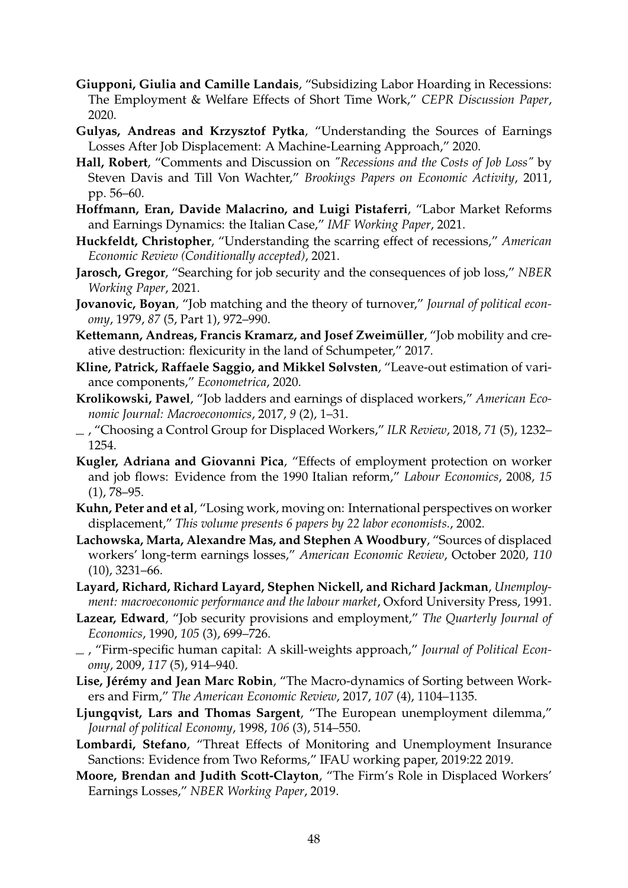**Giupponi, Giulia and Camille Landais**, "Subsidizing Labor Hoarding in Recessions: The Employment & Welfare Effects of Short Time Work," *CEPR Discussion Paper*, 2020.

**Gulyas, Andreas and Krzysztof Pytka**, "Understanding the Sources of Earnings Losses After Job Displacement: A Machine-Learning Approach," 2020.

**Hall, Robert**, "Comments and Discussion on *"Recessions and the Costs of Job Loss"* by Steven Davis and Till Von Wachter," *Brookings Papers on Economic Activity*, 2011, pp. 56–60.

**Hoffmann, Eran, Davide Malacrino, and Luigi Pistaferri**, "Labor Market Reforms and Earnings Dynamics: the Italian Case," *IMF Working Paper*, 2021.

**Huckfeldt, Christopher**, "Understanding the scarring effect of recessions," *American Economic Review (Conditionally accepted)*, 2021.

**Jarosch, Gregor**, "Searching for job security and the consequences of job loss," *NBER Working Paper*, 2021.

**Jovanovic, Boyan**, "Job matching and the theory of turnover," *Journal of political economy*, 1979, *87* (5, Part 1), 972–990.

**Kettemann, Andreas, Francis Kramarz, and Josef Zweimüller**, "Job mobility and creative destruction: flexicurity in the land of Schumpeter," 2017.

**Kline, Patrick, Raffaele Saggio, and Mikkel Sølvsten**, "Leave-out estimation of variance components," *Econometrica*, 2020.

**Krolikowski, Pawel**, "Job ladders and earnings of displaced workers," *American Economic Journal: Macroeconomics*, 2017, *9* (2), 1–31.

_ , "Choosing a Control Group for Displaced Workers," *ILR Review*, 2018, *71* (5), 1232–1254.

**Kugler, Adriana and Giovanni Pica**, "Effects of employment protection on worker and job flows: Evidence from the 1990 Italian reform," *Labour Economics*, 2008, *15* (1), 78–95.

**Kuhn, Peter and et al**, "Losing work, moving on: International perspectives on worker displacement," *This volume presents 6 papers by 22 labor economists.*, 2002.

**Lachowska, Marta, Alexandre Mas, and Stephen A Woodbury**, "Sources of displaced workers' long-term earnings losses," *American Economic Review*, October 2020, *110* (10), 3231–66.

**Layard, Richard, Richard Layard, Stephen Nickell, and Richard Jackman**, *Unemployment: macroeconomic performance and the labour market*, Oxford University Press, 1991.

**Lazear, Edward**, "Job security provisions and employment," *The Quarterly Journal of Economics*, 1990, *105* (3), 699–726.

_ , "Firm-specific human capital: A skill-weights approach," *Journal of Political Economy*, 2009, *117* (5), 914–940.

**Lise, Jérémy and Jean Marc Robin**, "The Macro-dynamics of Sorting between Workers and Firm," *The American Economic Review*, 2017, *107* (4), 1104–1135.

**Ljungqvist, Lars and Thomas Sargent**, "The European unemployment dilemma," *Journal of political Economy*, 1998, *106* (3), 514–550.

**Lombardi, Stefano**, "Threat Effects of Monitoring and Unemployment Insurance Sanctions: Evidence from Two Reforms," IFAU working paper, 2019:22 2019.

**Moore, Brendan and Judith Scott-Clayton**, "The Firm's Role in Displaced Workers' Earnings Losses," *NBER Working Paper*, 2019.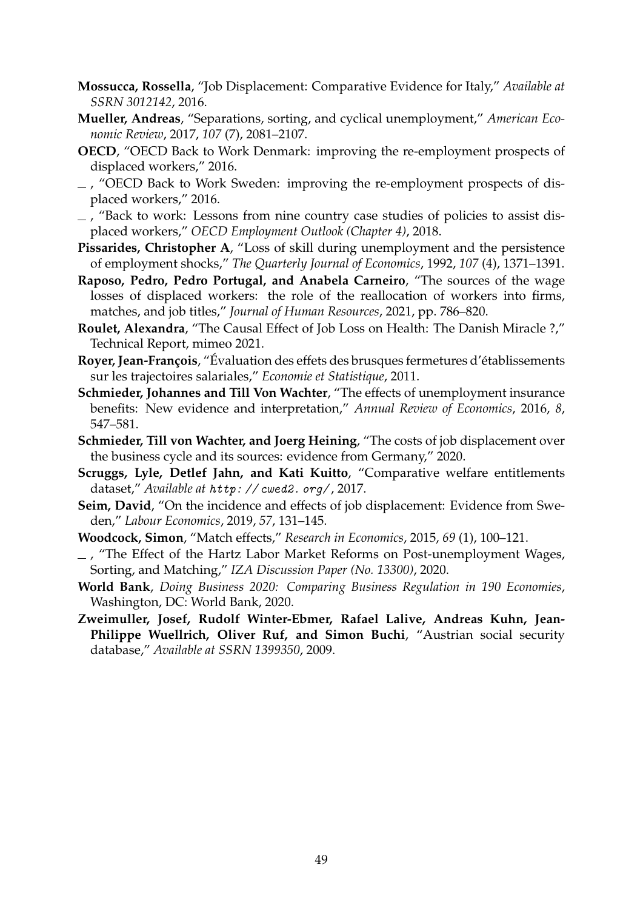**Mossucca, Rossella**, "Job Displacement: Comparative Evidence for Italy," *Available at SSRN 3012142*, 2016.

**Mueller, Andreas**, "Separations, sorting, and cyclical unemployment," *American Economic Review*, 2017, *107* (7), 2081–2107.

**OECD**, "OECD Back to Work Denmark: improving the re-employment prospects of displaced workers," 2016.

_ , "OECD Back to Work Sweden: improving the re-employment prospects of displaced workers," 2016.

_ , "Back to work: Lessons from nine country case studies of policies to assist displaced workers," *OECD Employment Outlook (Chapter 4)*, 2018.

**Pissarides, Christopher A**, "Loss of skill during unemployment and the persistence of employment shocks," *The Quarterly Journal of Economics*, 1992, *107* (4), 1371–1391.

**Raposo, Pedro, Pedro Portugal, and Anabela Carneiro**, "The sources of the wage losses of displaced workers: the role of the reallocation of workers into firms, matches, and job titles," *Journal of Human Resources*, 2021, pp. 786–820.

**Roulet, Alexandra**, "The Causal Effect of Job Loss on Health: The Danish Miracle ?," Technical Report, mimeo 2021.

**Royer, Jean-François**, "Évaluation des effets des brusques fermetures d'établissements sur les trajectoires salariales," *Economie et Statistique*, 2011.

**Schmieder, Johannes and Till Von Wachter**, "The effects of unemployment insurance benefits: New evidence and interpretation," *Annual Review of Economics*, 2016, *8*, 547–581.

**Schmieder, Till von Wachter, and Joerg Heining**, "The costs of job displacement over the business cycle and its sources: evidence from Germany," 2020.

**Scruggs, Lyle, Detlef Jahn, and Kati Kuitto**, "Comparative welfare entitlements dataset," *Available at* `http://cwed2.org/`, 2017.

**Seim, David**, "On the incidence and effects of job displacement: Evidence from Sweden," *Labour Economics*, 2019, *57*, 131–145.

**Woodcock, Simon**, "Match effects," *Research in Economics*, 2015, *69* (1), 100–121.

_ , "The Effect of the Hartz Labor Market Reforms on Post-unemployment Wages, Sorting, and Matching," *IZA Discussion Paper (No. 13300)*, 2020.

**World Bank**, *Doing Business 2020: Comparing Business Regulation in 190 Economies*, Washington, DC: World Bank, 2020.

**Zweimuller, Josef, Rudolf Winter-Ebmer, Rafael Lalive, Andreas Kuhn, Jean-Philippe Wuellrich, Oliver Ruf, and Simon Buchi**, "Austrian social security database," *Available at SSRN 1399350*, 2009.